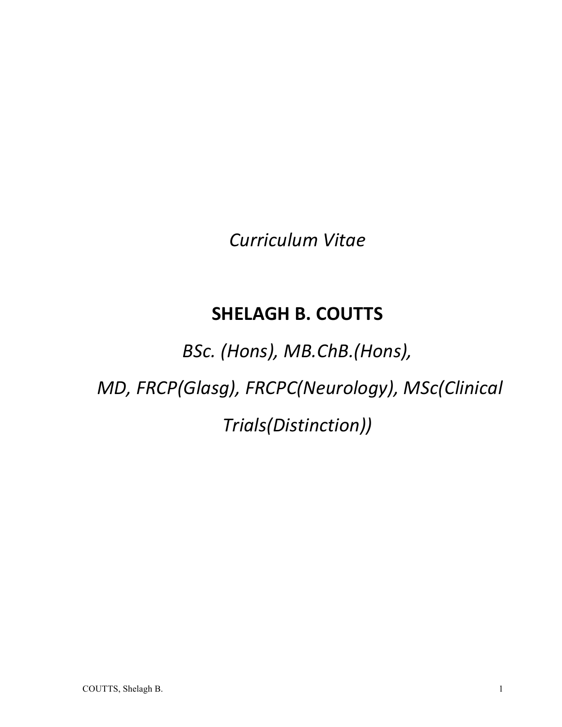*Curriculum Vitae*

# SHELAGH B. COUTTS

*BSc. (Hons), MB.ChB.(Hons),*

*MD, FRCP(Glasg), FRCPC(Neurology), MSc(Clinical Trials(Distinction))*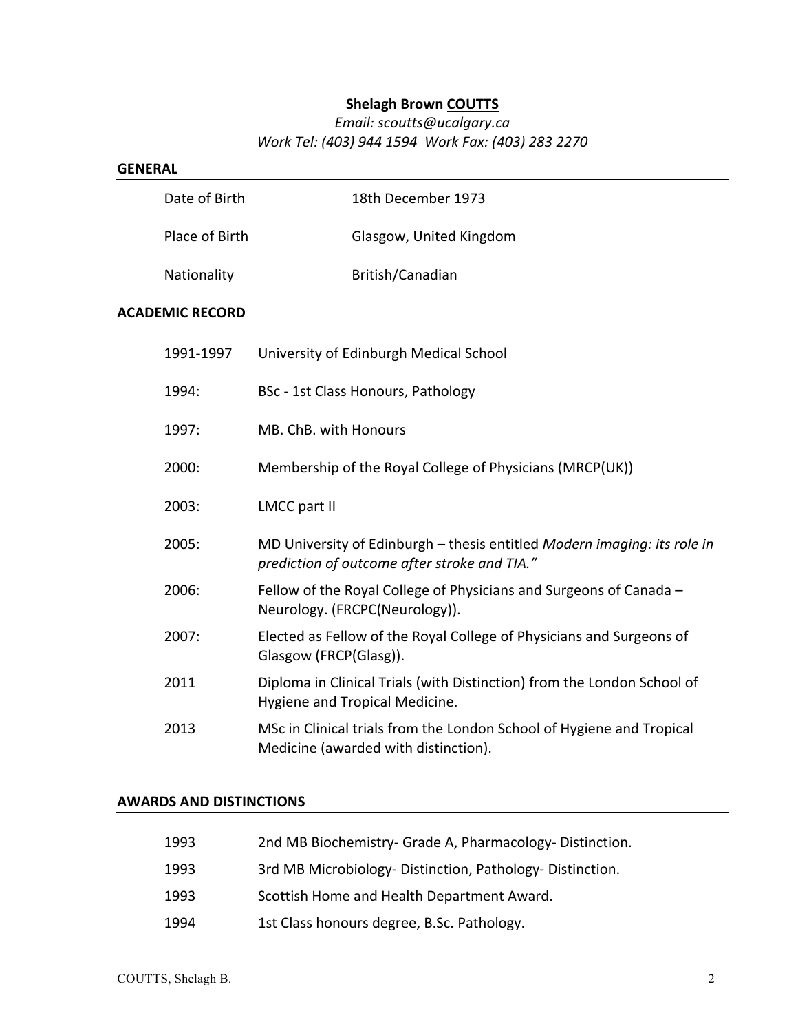**Shelagh Brown COUTTS**

*Email: scoutts@ucalgary.ca*

*Work Tel: (403) 944 1594  Work Fax: (403) 283 2270*

## GENERAL

| | |
|---|---|
| Date of Birth | 18th December 1973 |
| Place of Birth | Glasgow, United Kingdom |
| Nationality | British/Canadian |

## ACADEMIC RECORD

| | |
|---|---|
| 1991-1997 | University of Edinburgh Medical School |
| 1994: | BSc - 1st Class Honours, Pathology |
| 1997: | MB. ChB. with Honours |
| 2000: | Membership of the Royal College of Physicians (MRCP(UK)) |
| 2003: | LMCC part II |
| 2005: | MD University of Edinburgh – thesis entitled *Modern imaging: its role in prediction of outcome after stroke and TIA."* |
| 2006: | Fellow of the Royal College of Physicians and Surgeons of Canada – Neurology. (FRCPC(Neurology)). |
| 2007: | Elected as Fellow of the Royal College of Physicians and Surgeons of Glasgow (FRCP(Glasg)). |
| 2011 | Diploma in Clinical Trials (with Distinction) from the London School of Hygiene and Tropical Medicine. |
| 2013 | MSc in Clinical trials from the London School of Hygiene and Tropical Medicine (awarded with distinction). |

## AWARDS AND DISTINCTIONS

| | |
|---|---|
| 1993 | 2nd MB Biochemistry- Grade A, Pharmacology- Distinction. |
| 1993 | 3rd MB Microbiology- Distinction, Pathology- Distinction. |
| 1993 | Scottish Home and Health Department Award. |
| 1994 | 1st Class honours degree, B.Sc. Pathology. |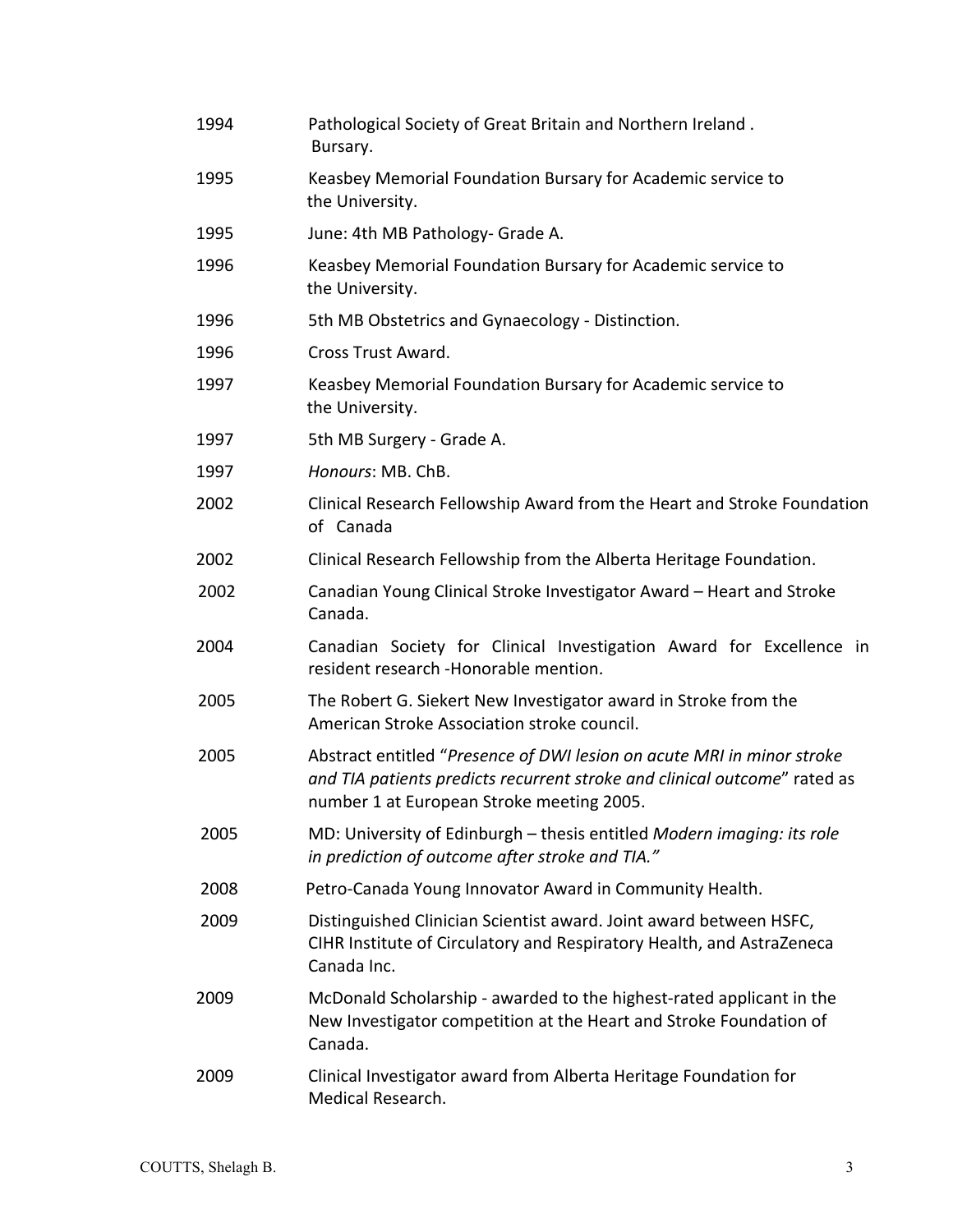| | |
|---|---|
| 1994 | Pathological Society of Great Britain and Northern Ireland . Bursary. |
| 1995 | Keasbey Memorial Foundation Bursary for Academic service to the University. |
| 1995 | June: 4th MB Pathology- Grade A. |
| 1996 | Keasbey Memorial Foundation Bursary for Academic service to the University. |
| 1996 | 5th MB Obstetrics and Gynaecology - Distinction. |
| 1996 | Cross Trust Award. |
| 1997 | Keasbey Memorial Foundation Bursary for Academic service to the University. |
| 1997 | 5th MB Surgery - Grade A. |
| 1997 | *Honours*: MB. ChB. |
| 2002 | Clinical Research Fellowship Award from the Heart and Stroke Foundation of Canada |
| 2002 | Clinical Research Fellowship from the Alberta Heritage Foundation. |
| 2002 | Canadian Young Clinical Stroke Investigator Award – Heart and Stroke Canada. |
| 2004 | Canadian Society for Clinical Investigation Award for Excellence in resident research -Honorable mention. |
| 2005 | The Robert G. Siekert New Investigator award in Stroke from the American Stroke Association stroke council. |
| 2005 | Abstract entitled "*Presence of DWI lesion on acute MRI in minor stroke and TIA patients predicts recurrent stroke and clinical outcome*" rated as number 1 at European Stroke meeting 2005. |
| 2005 | MD: University of Edinburgh – thesis entitled *Modern imaging: its role in prediction of outcome after stroke and TIA."* |
| 2008 | Petro-Canada Young Innovator Award in Community Health. |
| 2009 | Distinguished Clinician Scientist award. Joint award between HSFC, CIHR Institute of Circulatory and Respiratory Health, and AstraZeneca Canada Inc. |
| 2009 | McDonald Scholarship - awarded to the highest-rated applicant in the New Investigator competition at the Heart and Stroke Foundation of Canada. |
| 2009 | Clinical Investigator award from Alberta Heritage Foundation for Medical Research. |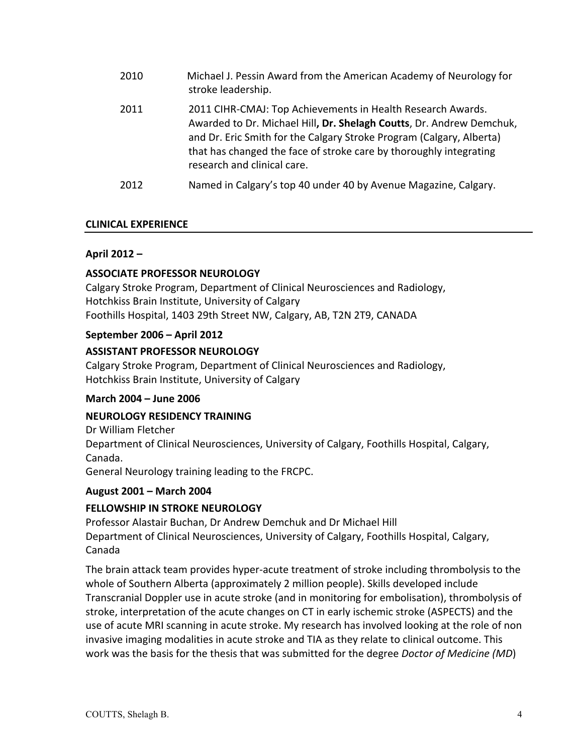| | |
|---|---|
| 2010 | Michael J. Pessin Award from the American Academy of Neurology for stroke leadership. |
| 2011 | 2011 CIHR-CMAJ: Top Achievements in Health Research Awards. Awarded to Dr. Michael Hill**, Dr. Shelagh Coutts**, Dr. Andrew Demchuk, and Dr. Eric Smith for the Calgary Stroke Program (Calgary, Alberta) that has changed the face of stroke care by thoroughly integrating research and clinical care. |
| 2012 | Named in Calgary's top 40 under 40 by Avenue Magazine, Calgary. |

## CLINICAL EXPERIENCE

**April 2012 –**

**ASSOCIATE PROFESSOR NEUROLOGY**

Calgary Stroke Program, Department of Clinical Neurosciences and Radiology,
Hotchkiss Brain Institute, University of Calgary
Foothills Hospital, 1403 29th Street NW, Calgary, AB, T2N 2T9, CANADA

**September 2006 – April 2012**

**ASSISTANT PROFESSOR NEUROLOGY**

Calgary Stroke Program, Department of Clinical Neurosciences and Radiology,
Hotchkiss Brain Institute, University of Calgary

**March 2004 – June 2006**

**NEUROLOGY RESIDENCY TRAINING**

Dr William Fletcher
Department of Clinical Neurosciences, University of Calgary, Foothills Hospital, Calgary, Canada.
General Neurology training leading to the FRCPC.

**August 2001 – March 2004**

**FELLOWSHIP IN STROKE NEUROLOGY**

Professor Alastair Buchan, Dr Andrew Demchuk and Dr Michael Hill
Department of Clinical Neurosciences, University of Calgary, Foothills Hospital, Calgary, Canada

The brain attack team provides hyper-acute treatment of stroke including thrombolysis to the whole of Southern Alberta (approximately 2 million people). Skills developed include Transcranial Doppler use in acute stroke (and in monitoring for embolisation), thrombolysis of stroke, interpretation of the acute changes on CT in early ischemic stroke (ASPECTS) and the use of acute MRI scanning in acute stroke. My research has involved looking at the role of non invasive imaging modalities in acute stroke and TIA as they relate to clinical outcome. This work was the basis for the thesis that was submitted for the degree *Doctor of Medicine (MD*)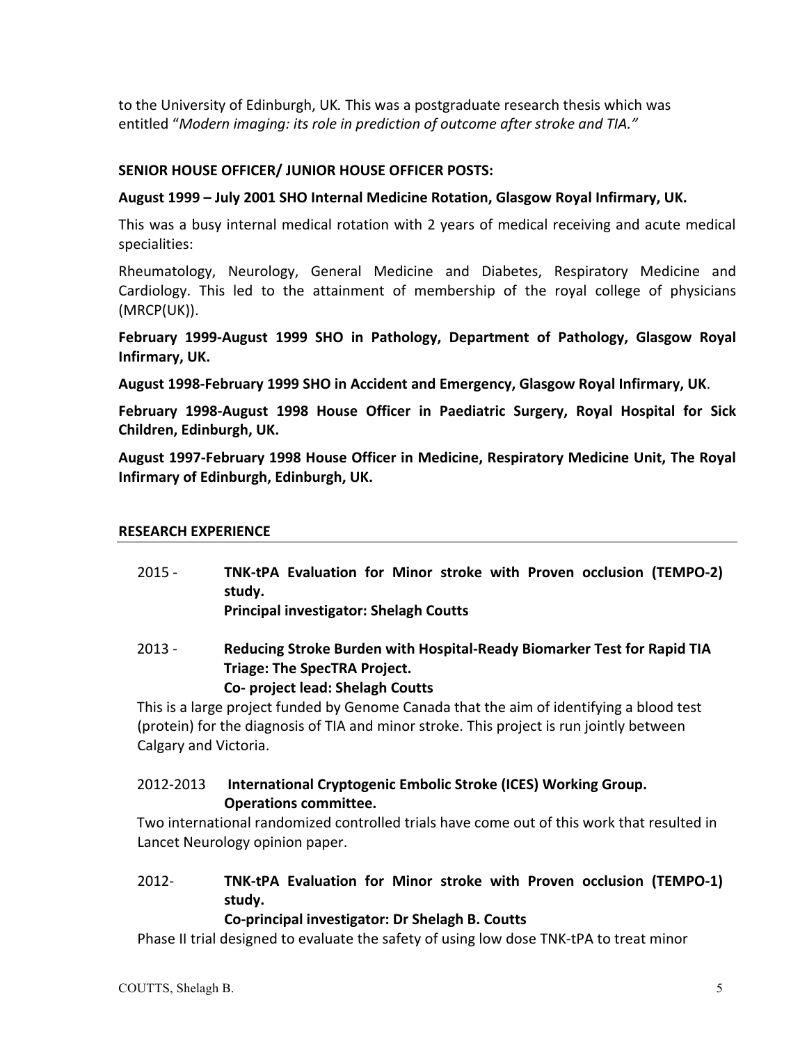to the University of Edinburgh, UK*.* This was a postgraduate research thesis which was entitled "*Modern imaging: its role in prediction of outcome after stroke and TIA."*

**SENIOR HOUSE OFFICER/ JUNIOR HOUSE OFFICER POSTS:**

**August 1999 – July 2001 SHO Internal Medicine Rotation, Glasgow Royal Infirmary, UK.**

This was a busy internal medical rotation with 2 years of medical receiving and acute medical specialities:

Rheumatology, Neurology, General Medicine and Diabetes, Respiratory Medicine and Cardiology. This led to the attainment of membership of the royal college of physicians (MRCP(UK)).

**February 1999-August 1999 SHO in Pathology, Department of Pathology, Glasgow Royal Infirmary, UK.**

**August 1998-February 1999 SHO in Accident and Emergency, Glasgow Royal Infirmary, UK**.

**February 1998-August 1998 House Officer in Paediatric Surgery, Royal Hospital for Sick Children, Edinburgh, UK.**

**August 1997-February 1998 House Officer in Medicine, Respiratory Medicine Unit, The Royal Infirmary of Edinburgh, Edinburgh, UK.**

## RESEARCH EXPERIENCE

2015 - **TNK-tPA Evaluation for Minor stroke with Proven occlusion (TEMPO-2) study.**
**Principal investigator: Shelagh Coutts**

2013 - **Reducing Stroke Burden with Hospital-Ready Biomarker Test for Rapid TIA Triage: The SpecTRA Project.**
**Co- project lead: Shelagh Coutts**

This is a large project funded by Genome Canada that the aim of identifying a blood test (protein) for the diagnosis of TIA and minor stroke. This project is run jointly between Calgary and Victoria.

2012-2013 **International Cryptogenic Embolic Stroke (ICES) Working Group. Operations committee.**

Two international randomized controlled trials have come out of this work that resulted in Lancet Neurology opinion paper.

2012- **TNK-tPA Evaluation for Minor stroke with Proven occlusion (TEMPO-1) study.**
**Co-principal investigator: Dr Shelagh B. Coutts**

Phase II trial designed to evaluate the safety of using low dose TNK-tPA to treat minor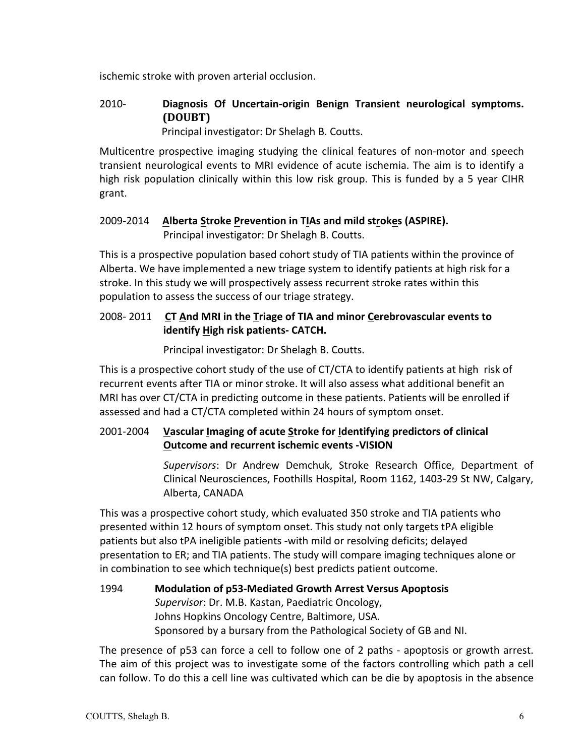ischemic stroke with proven arterial occlusion.

2010- **Diagnosis Of Uncertain-origin Benign Transient neurological symptoms. (DOUBT)**
Principal investigator: Dr Shelagh B. Coutts.

Multicentre prospective imaging studying the clinical features of non-motor and speech transient neurological events to MRI evidence of acute ischemia. The aim is to identify a high risk population clinically within this low risk group. This is funded by a 5 year CIHR grant.

2009-2014 **Alberta Stroke Prevention in TIAs and mild strokes (ASPIRE).**
Principal investigator: Dr Shelagh B. Coutts.

This is a prospective population based cohort study of TIA patients within the province of Alberta. We have implemented a new triage system to identify patients at high risk for a stroke. In this study we will prospectively assess recurrent stroke rates within this population to assess the success of our triage strategy.

2008- 2011 **CT And MRI in the Triage of TIA and minor Cerebrovascular events to identify High risk patients- CATCH.**

Principal investigator: Dr Shelagh B. Coutts.

This is a prospective cohort study of the use of CT/CTA to identify patients at high risk of recurrent events after TIA or minor stroke. It will also assess what additional benefit an MRI has over CT/CTA in predicting outcome in these patients. Patients will be enrolled if assessed and had a CT/CTA completed within 24 hours of symptom onset.

2001-2004 **Vascular Imaging of acute Stroke for Identifying predictors of clinical Outcome and recurrent ischemic events -VISION**

*Supervisors*: Dr Andrew Demchuk, Stroke Research Office, Department of Clinical Neurosciences, Foothills Hospital, Room 1162, 1403-29 St NW, Calgary, Alberta, CANADA

This was a prospective cohort study, which evaluated 350 stroke and TIA patients who presented within 12 hours of symptom onset. This study not only targets tPA eligible patients but also tPA ineligible patients -with mild or resolving deficits; delayed presentation to ER; and TIA patients. The study will compare imaging techniques alone or in combination to see which technique(s) best predicts patient outcome.

1994 **Modulation of p53-Mediated Growth Arrest Versus Apoptosis**
*Supervisor*: Dr. M.B. Kastan, Paediatric Oncology,
Johns Hopkins Oncology Centre, Baltimore, USA.
Sponsored by a bursary from the Pathological Society of GB and NI.

The presence of p53 can force a cell to follow one of 2 paths - apoptosis or growth arrest. The aim of this project was to investigate some of the factors controlling which path a cell can follow. To do this a cell line was cultivated which can be die by apoptosis in the absence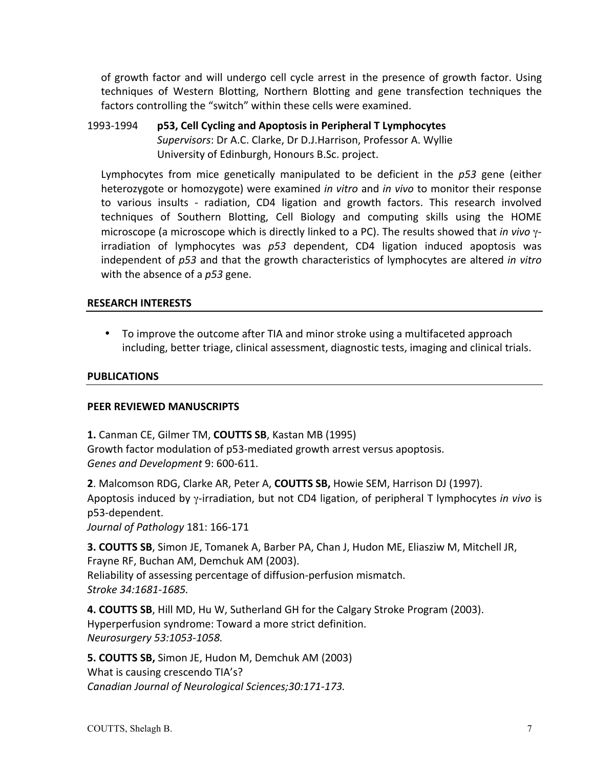of growth factor and will undergo cell cycle arrest in the presence of growth factor. Using techniques of Western Blotting, Northern Blotting and gene transfection techniques the factors controlling the "switch" within these cells were examined.

1993-1994 **p53, Cell Cycling and Apoptosis in Peripheral T Lymphocytes**
*Supervisors*: Dr A.C. Clarke, Dr D.J.Harrison, Professor A. Wyllie
University of Edinburgh, Honours B.Sc. project.

Lymphocytes from mice genetically manipulated to be deficient in the *p53* gene (either heterozygote or homozygote) were examined *in vitro* and *in vivo* to monitor their response to various insults - radiation, CD4 ligation and growth factors. This research involved techniques of Southern Blotting, Cell Biology and computing skills using the HOME microscope (a microscope which is directly linked to a PC). The results showed that *in vivo* $\gamma$-irradiation of lymphocytes was *p53* dependent, CD4 ligation induced apoptosis was independent of *p53* and that the growth characteristics of lymphocytes are altered *in vitro* with the absence of a *p53* gene.

## RESEARCH INTERESTS

- To improve the outcome after TIA and minor stroke using a multifaceted approach including, better triage, clinical assessment, diagnostic tests, imaging and clinical trials.

## PUBLICATIONS

### PEER REVIEWED MANUSCRIPTS

**1.** Canman CE, Gilmer TM, **COUTTS SB**, Kastan MB (1995)
Growth factor modulation of p53-mediated growth arrest versus apoptosis.
*Genes and Development* 9: 600-611.

**2**. Malcomson RDG, Clarke AR, Peter A, **COUTTS SB,** Howie SEM, Harrison DJ (1997).
Apoptosis induced by $\gamma$-irradiation, but not CD4 ligation, of peripheral T lymphocytes *in vivo* is p53-dependent.
*Journal of Pathology* 181: 166-171

**3. COUTTS SB**, Simon JE, Tomanek A, Barber PA, Chan J, Hudon ME, Eliasziw M, Mitchell JR, Frayne RF, Buchan AM, Demchuk AM (2003).
Reliability of assessing percentage of diffusion-perfusion mismatch.
*Stroke 34:1681-1685.*

**4. COUTTS SB**, Hill MD, Hu W, Sutherland GH for the Calgary Stroke Program (2003).
Hyperperfusion syndrome: Toward a more strict definition.
*Neurosurgery 53:1053-1058.*

**5. COUTTS SB,** Simon JE, Hudon M, Demchuk AM (2003)
What is causing crescendo TIA's?
*Canadian Journal of Neurological Sciences;30:171-173.*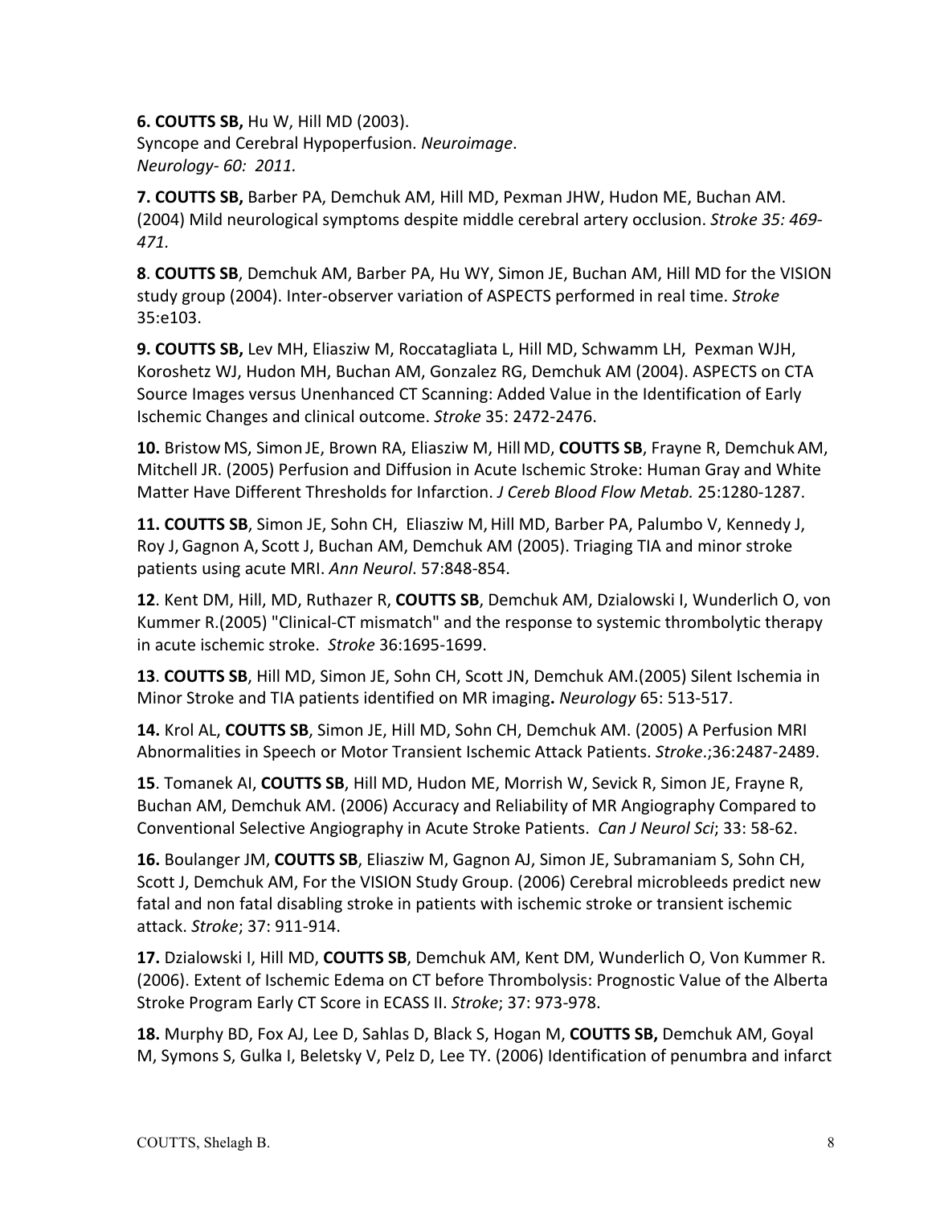**6. COUTTS SB,** Hu W, Hill MD (2003).
Syncope and Cerebral Hypoperfusion. *Neuroimage*.
*Neurology- 60: 2011.*

**7. COUTTS SB,** Barber PA, Demchuk AM, Hill MD, Pexman JHW, Hudon ME, Buchan AM. (2004) Mild neurological symptoms despite middle cerebral artery occlusion. *Stroke 35: 469-471.*

**8**. **COUTTS SB**, Demchuk AM, Barber PA, Hu WY, Simon JE, Buchan AM, Hill MD for the VISION study group (2004). Inter-observer variation of ASPECTS performed in real time. *Stroke* 35:e103.

**9. COUTTS SB,** Lev MH, Eliasziw M, Roccatagliata L, Hill MD, Schwamm LH, Pexman WJH, Koroshetz WJ, Hudon MH, Buchan AM, Gonzalez RG, Demchuk AM (2004). ASPECTS on CTA Source Images versus Unenhanced CT Scanning: Added Value in the Identification of Early Ischemic Changes and clinical outcome. *Stroke* 35: 2472-2476.

**10.** Bristow MS, Simon JE, Brown RA, Eliasziw M, Hill MD, **COUTTS SB**, Frayne R, Demchuk AM, Mitchell JR. (2005) Perfusion and Diffusion in Acute Ischemic Stroke: Human Gray and White Matter Have Different Thresholds for Infarction. *J Cereb Blood Flow Metab.* 25:1280-1287.

**11. COUTTS SB**, Simon JE, Sohn CH, Eliasziw M, Hill MD, Barber PA, Palumbo V, Kennedy J, Roy J, Gagnon A, Scott J, Buchan AM, Demchuk AM (2005). Triaging TIA and minor stroke patients using acute MRI. *Ann Neurol*. 57:848-854.

**12**. Kent DM, Hill, MD, Ruthazer R, **COUTTS SB**, Demchuk AM, Dzialowski I, Wunderlich O, von Kummer R.(2005) "Clinical-CT mismatch" and the response to systemic thrombolytic therapy in acute ischemic stroke. *Stroke* 36:1695-1699.

**13**. **COUTTS SB**, Hill MD, Simon JE, Sohn CH, Scott JN, Demchuk AM.(2005) Silent Ischemia in Minor Stroke and TIA patients identified on MR imaging**.** *Neurology* 65: 513-517.

**14.** Krol AL, **COUTTS SB**, Simon JE, Hill MD, Sohn CH, Demchuk AM. (2005) A Perfusion MRI Abnormalities in Speech or Motor Transient Ischemic Attack Patients. *Stroke*.;36:2487-2489.

**15**. Tomanek AI, **COUTTS SB**, Hill MD, Hudon ME, Morrish W, Sevick R, Simon JE, Frayne R, Buchan AM, Demchuk AM. (2006) Accuracy and Reliability of MR Angiography Compared to Conventional Selective Angiography in Acute Stroke Patients. *Can J Neurol Sci*; 33: 58-62.

**16.** Boulanger JM, **COUTTS SB**, Eliasziw M, Gagnon AJ, Simon JE, Subramaniam S, Sohn CH, Scott J, Demchuk AM, For the VISION Study Group. (2006) Cerebral microbleeds predict new fatal and non fatal disabling stroke in patients with ischemic stroke or transient ischemic attack. *Stroke*; 37: 911-914.

**17.** Dzialowski I, Hill MD, **COUTTS SB**, Demchuk AM, Kent DM, Wunderlich O, Von Kummer R. (2006). Extent of Ischemic Edema on CT before Thrombolysis: Prognostic Value of the Alberta Stroke Program Early CT Score in ECASS II. *Stroke*; 37: 973-978.

**18.** Murphy BD, Fox AJ, Lee D, Sahlas D, Black S, Hogan M, **COUTTS SB,** Demchuk AM, Goyal M, Symons S, Gulka I, Beletsky V, Pelz D, Lee TY. (2006) Identification of penumbra and infarct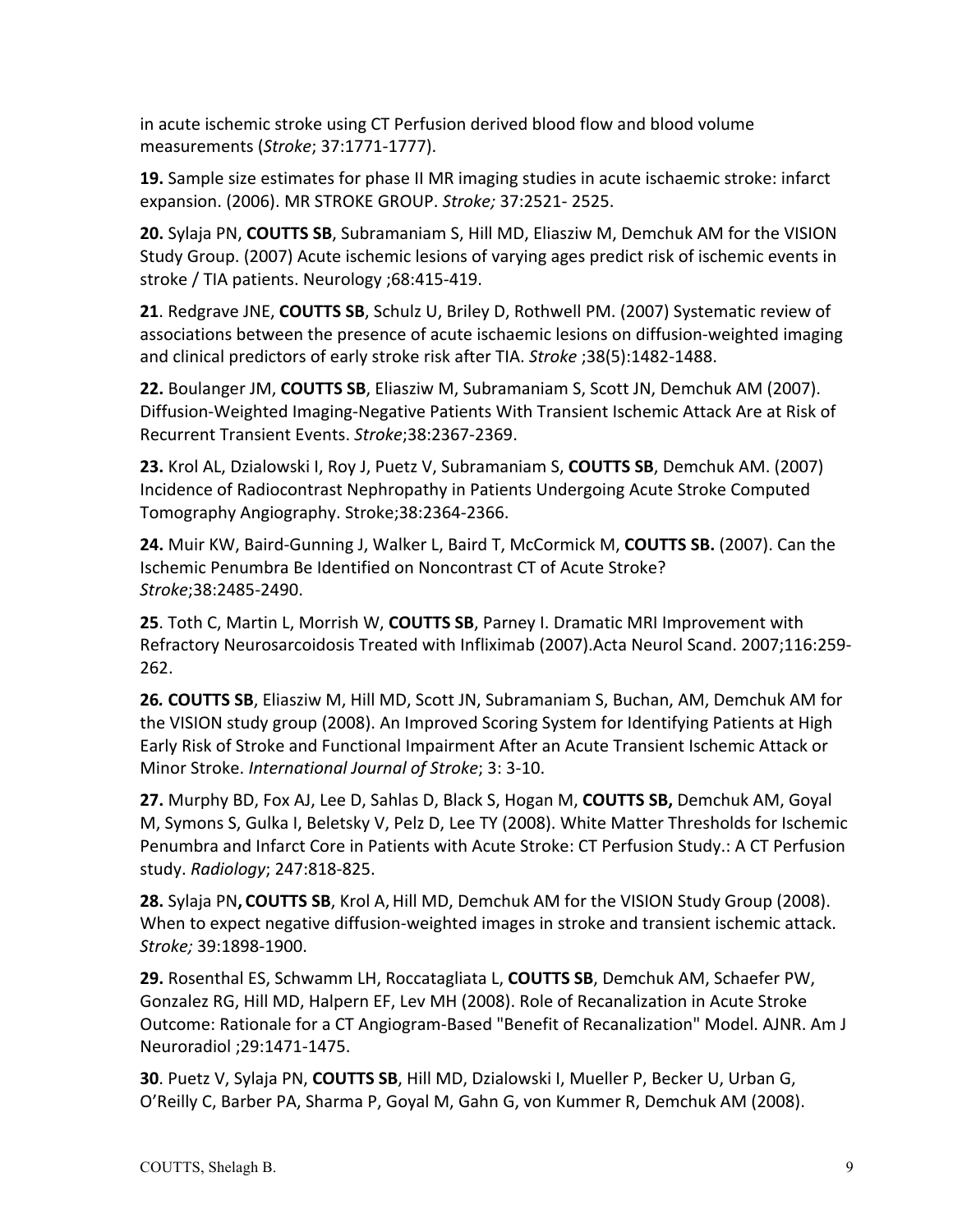in acute ischemic stroke using CT Perfusion derived blood flow and blood volume measurements (*Stroke*; 37:1771-1777).

**19.** Sample size estimates for phase II MR imaging studies in acute ischaemic stroke: infarct expansion. (2006). MR STROKE GROUP. *Stroke;* 37:2521- 2525.

**20.** Sylaja PN, **COUTTS SB**, Subramaniam S, Hill MD, Eliasziw M, Demchuk AM for the VISION Study Group. (2007) Acute ischemic lesions of varying ages predict risk of ischemic events in stroke / TIA patients. Neurology ;68:415-419.

**21**. Redgrave JNE, **COUTTS SB**, Schulz U, Briley D, Rothwell PM. (2007) Systematic review of associations between the presence of acute ischaemic lesions on diffusion-weighted imaging and clinical predictors of early stroke risk after TIA. *Stroke* ;38(5):1482-1488.

**22.** Boulanger JM, **COUTTS SB**, Eliasziw M, Subramaniam S, Scott JN, Demchuk AM (2007). Diffusion-Weighted Imaging-Negative Patients With Transient Ischemic Attack Are at Risk of Recurrent Transient Events. *Stroke*;38:2367-2369.

**23.** Krol AL, Dzialowski I, Roy J, Puetz V, Subramaniam S, **COUTTS SB**, Demchuk AM. (2007) Incidence of Radiocontrast Nephropathy in Patients Undergoing Acute Stroke Computed Tomography Angiography. Stroke;38:2364-2366.

**24.** Muir KW, Baird-Gunning J, Walker L, Baird T, McCormick M, **COUTTS SB.** (2007). Can the Ischemic Penumbra Be Identified on Noncontrast CT of Acute Stroke? *Stroke*;38:2485-2490.

**25**. Toth C, Martin L, Morrish W, **COUTTS SB**, Parney I. Dramatic MRI Improvement with Refractory Neurosarcoidosis Treated with Infliximab (2007).Acta Neurol Scand. 2007;116:259-262.

***26.*** **COUTTS SB**, Eliasziw M, Hill MD, Scott JN, Subramaniam S, Buchan, AM, Demchuk AM for the VISION study group (2008). An Improved Scoring System for Identifying Patients at High Early Risk of Stroke and Functional Impairment After an Acute Transient Ischemic Attack or Minor Stroke. *International Journal of Stroke*; 3: 3-10.

**27.** Murphy BD, Fox AJ, Lee D, Sahlas D, Black S, Hogan M, **COUTTS SB,** Demchuk AM, Goyal M, Symons S, Gulka I, Beletsky V, Pelz D, Lee TY (2008). White Matter Thresholds for Ischemic Penumbra and Infarct Core in Patients with Acute Stroke: CT Perfusion Study.: A CT Perfusion study. *Radiology*; 247:818-825.

**28.** Sylaja PN**, COUTTS SB**, Krol A, Hill MD, Demchuk AM for the VISION Study Group (2008). When to expect negative diffusion-weighted images in stroke and transient ischemic attack. *Stroke;* 39:1898-1900.

**29.** Rosenthal ES, Schwamm LH, Roccatagliata L, **COUTTS SB**, Demchuk AM, Schaefer PW, Gonzalez RG, Hill MD, Halpern EF, Lev MH (2008). Role of Recanalization in Acute Stroke Outcome: Rationale for a CT Angiogram-Based "Benefit of Recanalization" Model. AJNR. Am J Neuroradiol ;29:1471-1475.

**30**. Puetz V, Sylaja PN, **COUTTS SB**, Hill MD, Dzialowski I, Mueller P, Becker U, Urban G, O'Reilly C, Barber PA, Sharma P, Goyal M, Gahn G, von Kummer R, Demchuk AM (2008).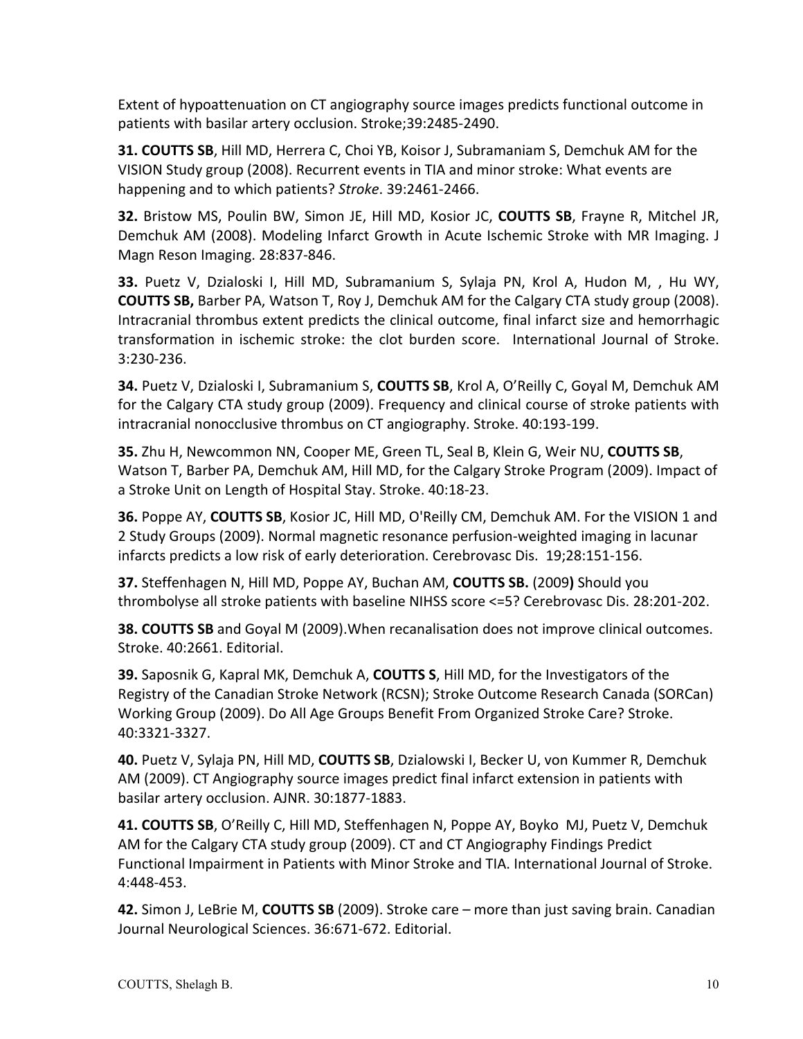Extent of hypoattenuation on CT angiography source images predicts functional outcome in patients with basilar artery occlusion. Stroke;39:2485-2490.

**31. COUTTS SB**, Hill MD, Herrera C, Choi YB, Koisor J, Subramaniam S, Demchuk AM for the VISION Study group (2008). Recurrent events in TIA and minor stroke: What events are happening and to which patients? *Stroke*. 39:2461-2466.

**32.** Bristow MS, Poulin BW, Simon JE, Hill MD, Kosior JC, **COUTTS SB**, Frayne R, Mitchel JR, Demchuk AM (2008). Modeling Infarct Growth in Acute Ischemic Stroke with MR Imaging. J Magn Reson Imaging. 28:837-846.

**33.** Puetz V, Dzialoski I, Hill MD, Subramanium S, Sylaja PN, Krol A, Hudon M, , Hu WY, **COUTTS SB,** Barber PA, Watson T, Roy J, Demchuk AM for the Calgary CTA study group (2008). Intracranial thrombus extent predicts the clinical outcome, final infarct size and hemorrhagic transformation in ischemic stroke: the clot burden score. International Journal of Stroke. 3:230-236.

**34.** Puetz V, Dzialoski I, Subramanium S, **COUTTS SB**, Krol A, O'Reilly C, Goyal M, Demchuk AM for the Calgary CTA study group (2009). Frequency and clinical course of stroke patients with intracranial nonocclusive thrombus on CT angiography. Stroke. 40:193-199.

**35.** Zhu H, Newcommon NN, Cooper ME, Green TL, Seal B, Klein G, Weir NU, **COUTTS SB**, Watson T, Barber PA, Demchuk AM, Hill MD, for the Calgary Stroke Program (2009). Impact of a Stroke Unit on Length of Hospital Stay. Stroke. 40:18-23.

**36.** Poppe AY, **COUTTS SB**, Kosior JC, Hill MD, O'Reilly CM, Demchuk AM. For the VISION 1 and 2 Study Groups (2009). Normal magnetic resonance perfusion-weighted imaging in lacunar infarcts predicts a low risk of early deterioration. Cerebrovasc Dis. 19;28:151-156.

**37.** Steffenhagen N, Hill MD, Poppe AY, Buchan AM, **COUTTS SB.** (2009**)** Should you thrombolyse all stroke patients with baseline NIHSS score <=5? Cerebrovasc Dis. 28:201-202.

**38. COUTTS SB** and Goyal M (2009).When recanalisation does not improve clinical outcomes. Stroke. 40:2661. Editorial.

**39.** Saposnik G, Kapral MK, Demchuk A, **COUTTS S**, Hill MD, for the Investigators of the Registry of the Canadian Stroke Network (RCSN); Stroke Outcome Research Canada (SORCan) Working Group (2009). Do All Age Groups Benefit From Organized Stroke Care? Stroke. 40:3321-3327.

**40.** Puetz V, Sylaja PN, Hill MD, **COUTTS SB**, Dzialowski I, Becker U, von Kummer R, Demchuk AM (2009). CT Angiography source images predict final infarct extension in patients with basilar artery occlusion. AJNR. 30:1877-1883.

**41. COUTTS SB**, O'Reilly C, Hill MD, Steffenhagen N, Poppe AY, Boyko MJ, Puetz V, Demchuk AM for the Calgary CTA study group (2009). CT and CT Angiography Findings Predict Functional Impairment in Patients with Minor Stroke and TIA. International Journal of Stroke. 4:448-453.

**42.** Simon J, LeBrie M, **COUTTS SB** (2009). Stroke care – more than just saving brain. Canadian Journal Neurological Sciences. 36:671-672. Editorial.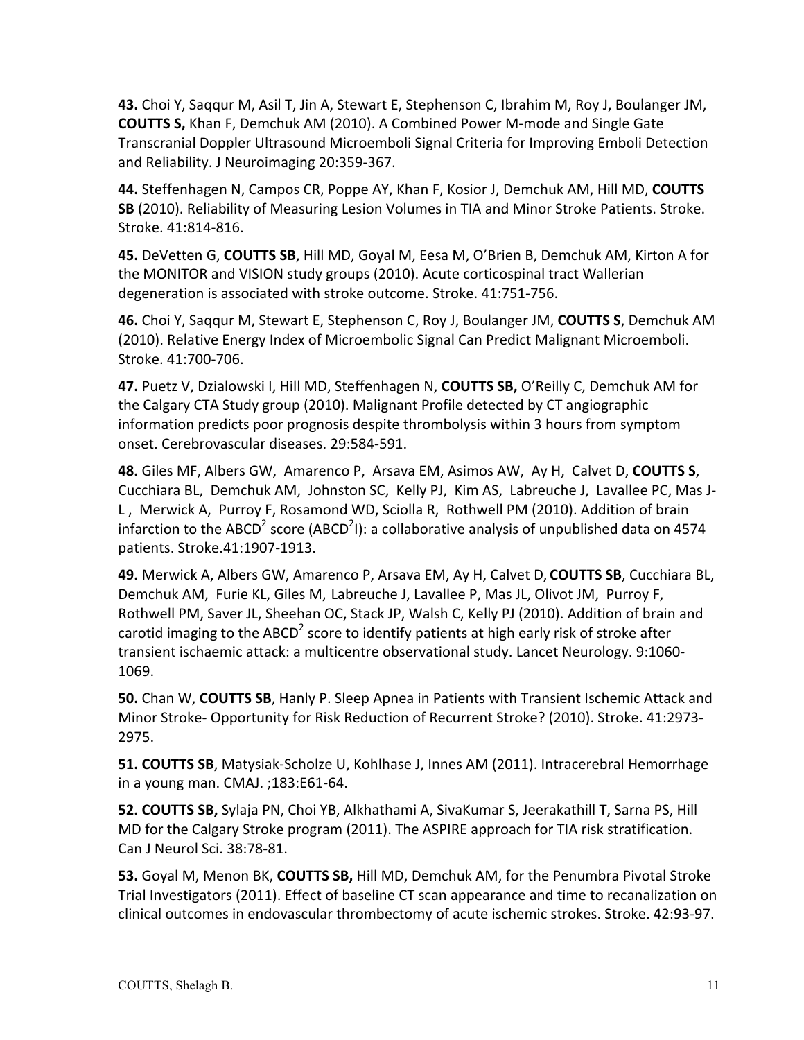**43.** Choi Y, Saqqur M, Asil T, Jin A, Stewart E, Stephenson C, Ibrahim M, Roy J, Boulanger JM, **COUTTS S,** Khan F, Demchuk AM (2010). A Combined Power M-mode and Single Gate Transcranial Doppler Ultrasound Microemboli Signal Criteria for Improving Emboli Detection and Reliability. J Neuroimaging 20:359-367.

**44.** Steffenhagen N, Campos CR, Poppe AY, Khan F, Kosior J, Demchuk AM, Hill MD, **COUTTS SB** (2010). Reliability of Measuring Lesion Volumes in TIA and Minor Stroke Patients. Stroke. Stroke. 41:814-816.

**45.** DeVetten G, **COUTTS SB**, Hill MD, Goyal M, Eesa M, O'Brien B, Demchuk AM, Kirton A for the MONITOR and VISION study groups (2010). Acute corticospinal tract Wallerian degeneration is associated with stroke outcome. Stroke. 41:751-756.

**46.** Choi Y, Saqqur M, Stewart E, Stephenson C, Roy J, Boulanger JM, **COUTTS S**, Demchuk AM (2010). Relative Energy Index of Microembolic Signal Can Predict Malignant Microemboli. Stroke. 41:700-706.

**47.** Puetz V, Dzialowski I, Hill MD, Steffenhagen N, **COUTTS SB,** O'Reilly C, Demchuk AM for the Calgary CTA Study group (2010). Malignant Profile detected by CT angiographic information predicts poor prognosis despite thrombolysis within 3 hours from symptom onset. Cerebrovascular diseases. 29:584-591.

**48.** Giles MF, Albers GW, Amarenco P, Arsava EM, Asimos AW, Ay H, Calvet D, **COUTTS S**, Cucchiara BL, Demchuk AM, Johnston SC, Kelly PJ, Kim AS, Labreuche J, Lavallee PC, Mas J-L , Merwick A, Purroy F, Rosamond WD, Sciolla R, Rothwell PM (2010). Addition of brain infarction to the ABCD$^2$ score (ABCD$^2$I): a collaborative analysis of unpublished data on 4574 patients. Stroke.41:1907-1913.

**49.** Merwick A, Albers GW, Amarenco P, Arsava EM, Ay H, Calvet D, **COUTTS SB**, Cucchiara BL, Demchuk AM, Furie KL, Giles M, Labreuche J, Lavallee P, Mas JL, Olivot JM, Purroy F, Rothwell PM, Saver JL, Sheehan OC, Stack JP, Walsh C, Kelly PJ (2010). Addition of brain and carotid imaging to the ABCD$^2$ score to identify patients at high early risk of stroke after transient ischaemic attack: a multicentre observational study. Lancet Neurology. 9:1060-1069.

**50.** Chan W, **COUTTS SB**, Hanly P. Sleep Apnea in Patients with Transient Ischemic Attack and Minor Stroke- Opportunity for Risk Reduction of Recurrent Stroke? (2010). Stroke. 41:2973-2975.

**51. COUTTS SB**, Matysiak-Scholze U, Kohlhase J, Innes AM (2011). Intracerebral Hemorrhage in a young man. CMAJ. ;183:E61-64.

**52. COUTTS SB,** Sylaja PN, Choi YB, Alkhathami A, SivaKumar S, Jeerakathill T, Sarna PS, Hill MD for the Calgary Stroke program (2011). The ASPIRE approach for TIA risk stratification. Can J Neurol Sci. 38:78-81.

**53.** Goyal M, Menon BK, **COUTTS SB,** Hill MD, Demchuk AM, for the Penumbra Pivotal Stroke Trial Investigators (2011). Effect of baseline CT scan appearance and time to recanalization on clinical outcomes in endovascular thrombectomy of acute ischemic strokes. Stroke. 42:93-97.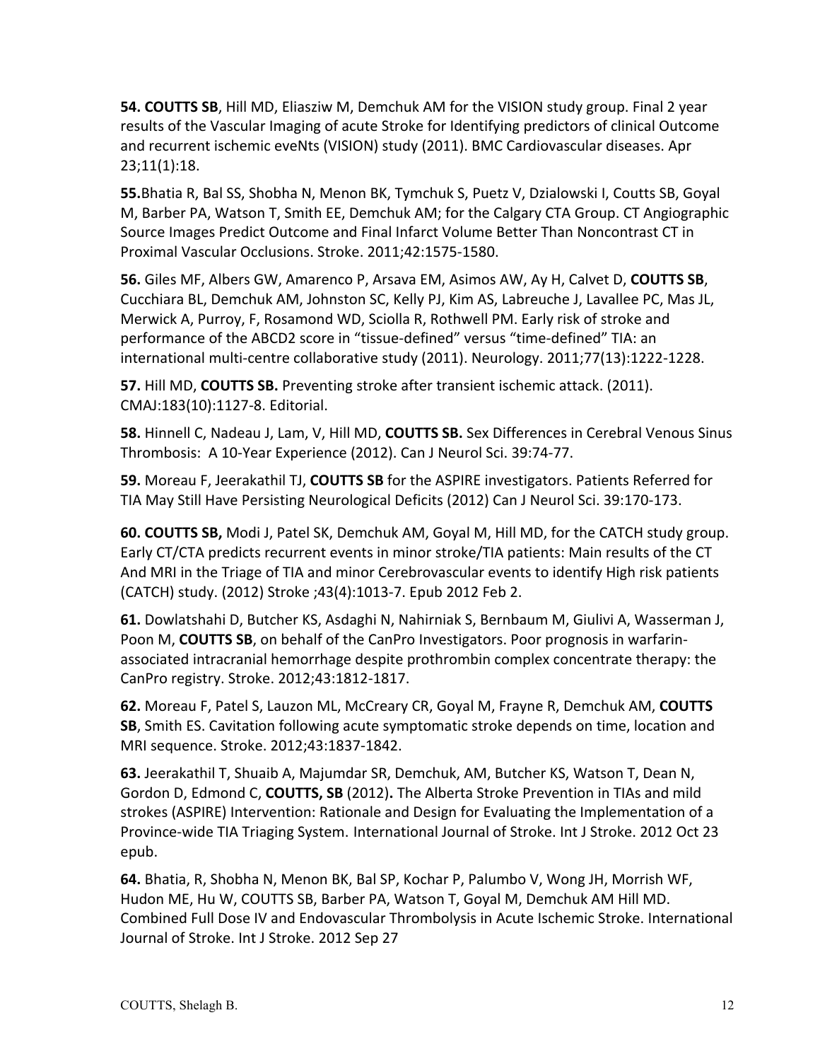**54. COUTTS SB**, Hill MD, Eliasziw M, Demchuk AM for the VISION study group. Final 2 year results of the Vascular Imaging of acute Stroke for Identifying predictors of clinical Outcome and recurrent ischemic eveNts (VISION) study (2011). BMC Cardiovascular diseases. Apr 23;11(1):18.

**55.** Bhatia R, Bal SS, Shobha N, Menon BK, Tymchuk S, Puetz V, Dzialowski I, Coutts SB, Goyal M, Barber PA, Watson T, Smith EE, Demchuk AM; for the Calgary CTA Group. CT Angiographic Source Images Predict Outcome and Final Infarct Volume Better Than Noncontrast CT in Proximal Vascular Occlusions. Stroke. 2011;42:1575-1580.

**56.** Giles MF, Albers GW, Amarenco P, Arsava EM, Asimos AW, Ay H, Calvet D, **COUTTS SB**, Cucchiara BL, Demchuk AM, Johnston SC, Kelly PJ, Kim AS, Labreuche J, Lavallee PC, Mas JL, Merwick A, Purroy, F, Rosamond WD, Sciolla R, Rothwell PM. Early risk of stroke and performance of the ABCD2 score in "tissue-defined" versus "time-defined" TIA: an international multi-centre collaborative study (2011). Neurology. 2011;77(13):1222-1228.

**57.** Hill MD, **COUTTS SB.** Preventing stroke after transient ischemic attack. (2011). CMAJ:183(10):1127-8. Editorial.

**58.** Hinnell C, Nadeau J, Lam, V, Hill MD, **COUTTS SB.** Sex Differences in Cerebral Venous Sinus Thrombosis: A 10-Year Experience (2012). Can J Neurol Sci. 39:74-77.

**59.** Moreau F, Jeerakathil TJ, **COUTTS SB** for the ASPIRE investigators. Patients Referred for TIA May Still Have Persisting Neurological Deficits (2012) Can J Neurol Sci. 39:170-173.

**60. COUTTS SB,** Modi J, Patel SK, Demchuk AM, Goyal M, Hill MD, for the CATCH study group. Early CT/CTA predicts recurrent events in minor stroke/TIA patients: Main results of the CT And MRI in the Triage of TIA and minor Cerebrovascular events to identify High risk patients (CATCH) study. (2012) Stroke ;43(4):1013-7. Epub 2012 Feb 2.

**61.** Dowlatshahi D, Butcher KS, Asdaghi N, Nahirniak S, Bernbaum M, Giulivi A, Wasserman J, Poon M, **COUTTS SB**, on behalf of the CanPro Investigators. Poor prognosis in warfarin-associated intracranial hemorrhage despite prothrombin complex concentrate therapy: the CanPro registry. Stroke. 2012;43:1812-1817.

**62.** Moreau F, Patel S, Lauzon ML, McCreary CR, Goyal M, Frayne R, Demchuk AM, **COUTTS SB**, Smith ES. Cavitation following acute symptomatic stroke depends on time, location and MRI sequence. Stroke. 2012;43:1837-1842.

**63.** Jeerakathil T, Shuaib A, Majumdar SR, Demchuk, AM, Butcher KS, Watson T, Dean N, Gordon D, Edmond C, **COUTTS, SB** (2012)**.** The Alberta Stroke Prevention in TIAs and mild strokes (ASPIRE) Intervention: Rationale and Design for Evaluating the Implementation of a Province-wide TIA Triaging System. International Journal of Stroke. Int J Stroke. 2012 Oct 23 epub.

**64.** Bhatia, R, Shobha N, Menon BK, Bal SP, Kochar P, Palumbo V, Wong JH, Morrish WF, Hudon ME, Hu W, COUTTS SB, Barber PA, Watson T, Goyal M, Demchuk AM Hill MD. Combined Full Dose IV and Endovascular Thrombolysis in Acute Ischemic Stroke. International Journal of Stroke. Int J Stroke. 2012 Sep 27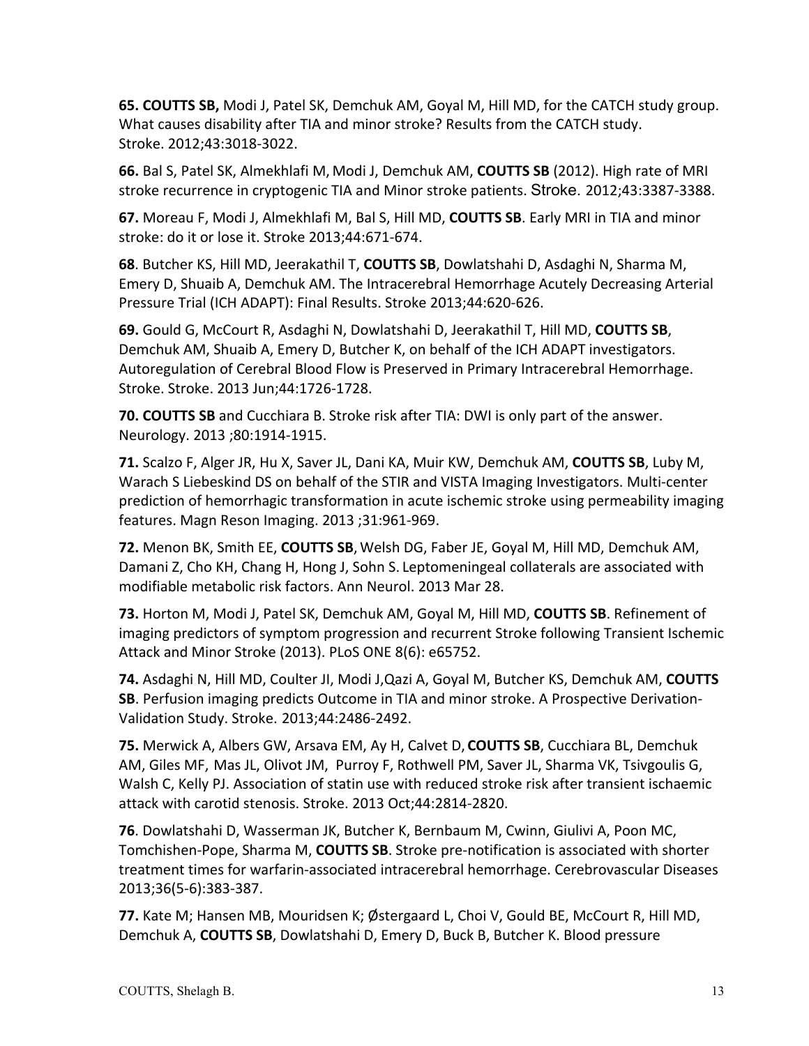**65. COUTTS SB,** Modi J, Patel SK, Demchuk AM, Goyal M, Hill MD, for the CATCH study group. What causes disability after TIA and minor stroke? Results from the CATCH study. Stroke. 2012;43:3018-3022.

**66.** Bal S, Patel SK, Almekhlafi M, Modi J, Demchuk AM, **COUTTS SB** (2012). High rate of MRI stroke recurrence in cryptogenic TIA and Minor stroke patients. Stroke. 2012;43:3387-3388.

**67.** Moreau F, Modi J, Almekhlafi M, Bal S, Hill MD, **COUTTS SB**. Early MRI in TIA and minor stroke: do it or lose it. Stroke 2013;44:671-674.

**68**. Butcher KS, Hill MD, Jeerakathil T, **COUTTS SB**, Dowlatshahi D, Asdaghi N, Sharma M, Emery D, Shuaib A, Demchuk AM. The Intracerebral Hemorrhage Acutely Decreasing Arterial Pressure Trial (ICH ADAPT): Final Results. Stroke 2013;44:620-626.

**69.** Gould G, McCourt R, Asdaghi N, Dowlatshahi D, Jeerakathil T, Hill MD, **COUTTS SB**, Demchuk AM, Shuaib A, Emery D, Butcher K, on behalf of the ICH ADAPT investigators. Autoregulation of Cerebral Blood Flow is Preserved in Primary Intracerebral Hemorrhage. Stroke. Stroke. 2013 Jun;44:1726-1728.

**70. COUTTS SB** and Cucchiara B. Stroke risk after TIA: DWI is only part of the answer. Neurology. 2013 ;80:1914-1915.

**71.** Scalzo F, Alger JR, Hu X, Saver JL, Dani KA, Muir KW, Demchuk AM, **COUTTS SB**, Luby M, Warach S Liebeskind DS on behalf of the STIR and VISTA Imaging Investigators. Multi-center prediction of hemorrhagic transformation in acute ischemic stroke using permeability imaging features. Magn Reson Imaging. 2013 ;31:961-969.

**72.** Menon BK, Smith EE, **COUTTS SB**, Welsh DG, Faber JE, Goyal M, Hill MD, Demchuk AM, Damani Z, Cho KH, Chang H, Hong J, Sohn S. Leptomeningeal collaterals are associated with modifiable metabolic risk factors. Ann Neurol. 2013 Mar 28.

**73.** Horton M, Modi J, Patel SK, Demchuk AM, Goyal M, Hill MD, **COUTTS SB**. Refinement of imaging predictors of symptom progression and recurrent Stroke following Transient Ischemic Attack and Minor Stroke (2013). PLoS ONE 8(6): e65752.

**74.** Asdaghi N, Hill MD, Coulter JI, Modi J,Qazi A, Goyal M, Butcher KS, Demchuk AM, **COUTTS SB**. Perfusion imaging predicts Outcome in TIA and minor stroke. A Prospective Derivation-Validation Study. Stroke. 2013;44:2486-2492.

**75.** Merwick A, Albers GW, Arsava EM, Ay H, Calvet D, **COUTTS SB**, Cucchiara BL, Demchuk AM, Giles MF, Mas JL, Olivot JM, Purroy F, Rothwell PM, Saver JL, Sharma VK, Tsivgoulis G, Walsh C, Kelly PJ. Association of statin use with reduced stroke risk after transient ischaemic attack with carotid stenosis. Stroke. 2013 Oct;44:2814-2820.

**76**. Dowlatshahi D, Wasserman JK, Butcher K, Bernbaum M, Cwinn, Giulivi A, Poon MC, Tomchishen-Pope, Sharma M, **COUTTS SB**. Stroke pre-notification is associated with shorter treatment times for warfarin-associated intracerebral hemorrhage. Cerebrovascular Diseases 2013;36(5-6):383-387.

**77.** Kate M; Hansen MB, Mouridsen K; Østergaard L, Choi V, Gould BE, McCourt R, Hill MD, Demchuk A, **COUTTS SB**, Dowlatshahi D, Emery D, Buck B, Butcher K. Blood pressure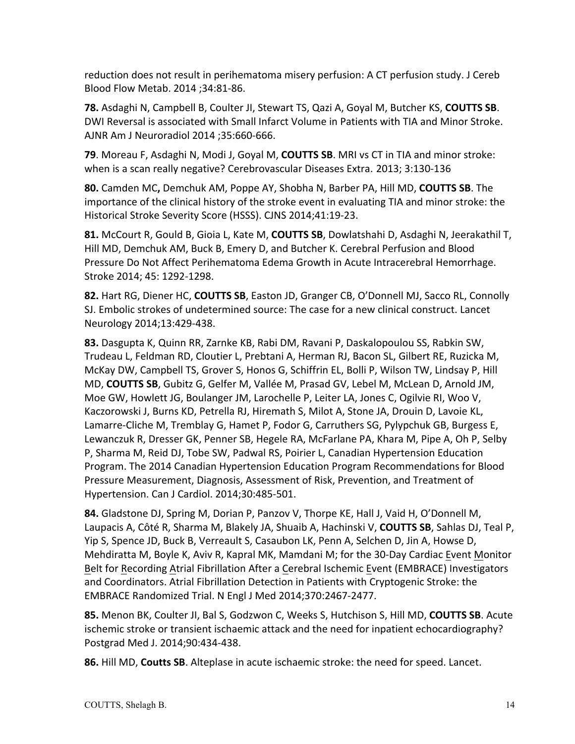reduction does not result in perihematoma misery perfusion: A CT perfusion study. J Cereb Blood Flow Metab. 2014 ;34:81-86.

**78.** Asdaghi N, Campbell B, Coulter JI, Stewart TS, Qazi A, Goyal M, Butcher KS, **COUTTS SB**. DWI Reversal is associated with Small Infarct Volume in Patients with TIA and Minor Stroke. AJNR Am J Neuroradiol 2014 ;35:660-666.

**79**. Moreau F, Asdaghi N, Modi J, Goyal M, **COUTTS SB**. MRI vs CT in TIA and minor stroke: when is a scan really negative? Cerebrovascular Diseases Extra. 2013; 3:130-136

**80.** Camden MC**,** Demchuk AM, Poppe AY, Shobha N, Barber PA, Hill MD, **COUTTS SB**. The importance of the clinical history of the stroke event in evaluating TIA and minor stroke: the Historical Stroke Severity Score (HSSS). CJNS 2014;41:19-23.

**81.** McCourt R, Gould B, Gioia L, Kate M, **COUTTS SB**, Dowlatshahi D, Asdaghi N, Jeerakathil T, Hill MD, Demchuk AM, Buck B, Emery D, and Butcher K. Cerebral Perfusion and Blood Pressure Do Not Affect Perihematoma Edema Growth in Acute Intracerebral Hemorrhage. Stroke 2014; 45: 1292-1298.

**82.** Hart RG, Diener HC, **COUTTS SB**, Easton JD, Granger CB, O'Donnell MJ, Sacco RL, Connolly SJ. Embolic strokes of undetermined source: The case for a new clinical construct. Lancet Neurology 2014;13:429-438.

**83.** Dasgupta K, Quinn RR, Zarnke KB, Rabi DM, Ravani P, Daskalopoulou SS, Rabkin SW, Trudeau L, Feldman RD, Cloutier L, Prebtani A, Herman RJ, Bacon SL, Gilbert RE, Ruzicka M, McKay DW, Campbell TS, Grover S, Honos G, Schiffrin EL, Bolli P, Wilson TW, Lindsay P, Hill MD, **COUTTS SB**, Gubitz G, Gelfer M, Vallée M, Prasad GV, Lebel M, McLean D, Arnold JM, Moe GW, Howlett JG, Boulanger JM, Larochelle P, Leiter LA, Jones C, Ogilvie RI, Woo V, Kaczorowski J, Burns KD, Petrella RJ, Hiremath S, Milot A, Stone JA, Drouin D, Lavoie KL, Lamarre-Cliche M, Tremblay G, Hamet P, Fodor G, Carruthers SG, Pylypchuk GB, Burgess E, Lewanczuk R, Dresser GK, Penner SB, Hegele RA, McFarlane PA, Khara M, Pipe A, Oh P, Selby P, Sharma M, Reid DJ, Tobe SW, Padwal RS, Poirier L, Canadian Hypertension Education Program. The 2014 Canadian Hypertension Education Program Recommendations for Blood Pressure Measurement, Diagnosis, Assessment of Risk, Prevention, and Treatment of Hypertension. Can J Cardiol. 2014;30:485-501.

**84.** Gladstone DJ, Spring M, Dorian P, Panzov V, Thorpe KE, Hall J, Vaid H, O'Donnell M, Laupacis A, Côté R, Sharma M, Blakely JA, Shuaib A, Hachinski V, **COUTTS SB**, Sahlas DJ, Teal P, Yip S, Spence JD, Buck B, Verreault S, Casaubon LK, Penn A, Selchen D, Jin A, Howse D, Mehdiratta M, Boyle K, Aviv R, Kapral MK, Mamdani M; for the 30-Day Cardiac Event Monitor Belt for Recording Atrial Fibrillation After a Cerebral Ischemic Event (EMBRACE) Investigators and Coordinators. Atrial Fibrillation Detection in Patients with Cryptogenic Stroke: the EMBRACE Randomized Trial. N Engl J Med 2014;370:2467-2477.

**85.** Menon BK, Coulter JI, Bal S, Godzwon C, Weeks S, Hutchison S, Hill MD, **COUTTS SB**. Acute ischemic stroke or transient ischaemic attack and the need for inpatient echocardiography? Postgrad Med J. 2014;90:434-438.

**86.** Hill MD, **Coutts SB**. Alteplase in acute ischaemic stroke: the need for speed. Lancet.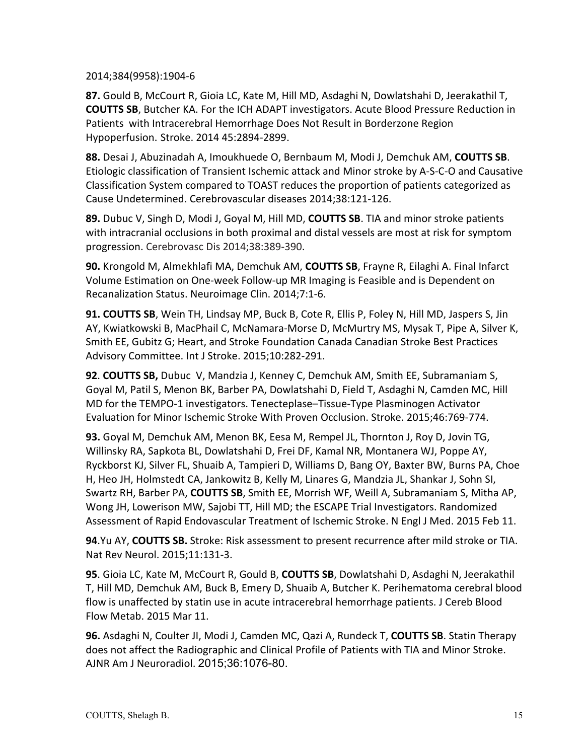2014;384(9958):1904-6

**87.** Gould B, McCourt R, Gioia LC, Kate M, Hill MD, Asdaghi N, Dowlatshahi D, Jeerakathil T, **COUTTS SB**, Butcher KA. For the ICH ADAPT investigators. Acute Blood Pressure Reduction in Patients with Intracerebral Hemorrhage Does Not Result in Borderzone Region Hypoperfusion. Stroke. 2014 45:2894-2899.

**88.** Desai J, Abuzinadah A, Imoukhuede O, Bernbaum M, Modi J, Demchuk AM, **COUTTS SB**. Etiologic classification of Transient Ischemic attack and Minor stroke by A-S-C-O and Causative Classification System compared to TOAST reduces the proportion of patients categorized as Cause Undetermined. Cerebrovascular diseases 2014;38:121-126.

**89.** Dubuc V, Singh D, Modi J, Goyal M, Hill MD, **COUTTS SB**. TIA and minor stroke patients with intracranial occlusions in both proximal and distal vessels are most at risk for symptom progression. Cerebrovasc Dis 2014;38:389-390.

**90.** Krongold M, Almekhlafi MA, Demchuk AM, **COUTTS SB**, Frayne R, Eilaghi A. Final Infarct Volume Estimation on One-week Follow-up MR Imaging is Feasible and is Dependent on Recanalization Status. Neuroimage Clin. 2014;7:1-6.

**91. COUTTS SB**, Wein TH, Lindsay MP, Buck B, Cote R, Ellis P, Foley N, Hill MD, Jaspers S, Jin AY, Kwiatkowski B, MacPhail C, McNamara-Morse D, McMurtry MS, Mysak T, Pipe A, Silver K, Smith EE, Gubitz G; Heart, and Stroke Foundation Canada Canadian Stroke Best Practices Advisory Committee. Int J Stroke. 2015;10:282-291.

**92**. **COUTTS SB,** Dubuc V, Mandzia J, Kenney C, Demchuk AM, Smith EE, Subramaniam S, Goyal M, Patil S, Menon BK, Barber PA, Dowlatshahi D, Field T, Asdaghi N, Camden MC, Hill MD for the TEMPO-1 investigators. Tenecteplase–Tissue-Type Plasminogen Activator Evaluation for Minor Ischemic Stroke With Proven Occlusion. Stroke. 2015;46:769-774.

**93.** Goyal M, Demchuk AM, Menon BK, Eesa M, Rempel JL, Thornton J, Roy D, Jovin TG, Willinsky RA, Sapkota BL, Dowlatshahi D, Frei DF, Kamal NR, Montanera WJ, Poppe AY, Ryckborst KJ, Silver FL, Shuaib A, Tampieri D, Williams D, Bang OY, Baxter BW, Burns PA, Choe H, Heo JH, Holmstedt CA, Jankowitz B, Kelly M, Linares G, Mandzia JL, Shankar J, Sohn SI, Swartz RH, Barber PA, **COUTTS SB**, Smith EE, Morrish WF, Weill A, Subramaniam S, Mitha AP, Wong JH, Lowerison MW, Sajobi TT, Hill MD; the ESCAPE Trial Investigators. Randomized Assessment of Rapid Endovascular Treatment of Ischemic Stroke. N Engl J Med. 2015 Feb 11.

**94**.Yu AY, **COUTTS SB.** Stroke: Risk assessment to present recurrence after mild stroke or TIA. Nat Rev Neurol. 2015;11:131-3.

**95**. Gioia LC, Kate M, McCourt R, Gould B, **COUTTS SB**, Dowlatshahi D, Asdaghi N, Jeerakathil T, Hill MD, Demchuk AM, Buck B, Emery D, Shuaib A, Butcher K. Perihematoma cerebral blood flow is unaffected by statin use in acute intracerebral hemorrhage patients. J Cereb Blood Flow Metab. 2015 Mar 11.

**96.** Asdaghi N, Coulter JI, Modi J, Camden MC, Qazi A, Rundeck T, **COUTTS SB**. Statin Therapy does not affect the Radiographic and Clinical Profile of Patients with TIA and Minor Stroke. AJNR Am J Neuroradiol. 2015;36:1076-80.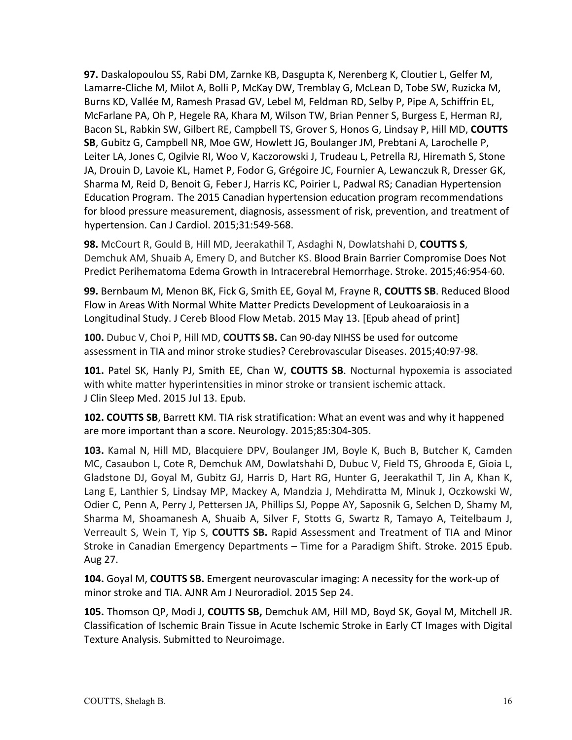**97.** Daskalopoulou SS, Rabi DM, Zarnke KB, Dasgupta K, Nerenberg K, Cloutier L, Gelfer M, Lamarre-Cliche M, Milot A, Bolli P, McKay DW, Tremblay G, McLean D, Tobe SW, Ruzicka M, Burns KD, Vallée M, Ramesh Prasad GV, Lebel M, Feldman RD, Selby P, Pipe A, Schiffrin EL, McFarlane PA, Oh P, Hegele RA, Khara M, Wilson TW, Brian Penner S, Burgess E, Herman RJ, Bacon SL, Rabkin SW, Gilbert RE, Campbell TS, Grover S, Honos G, Lindsay P, Hill MD, **COUTTS SB**, Gubitz G, Campbell NR, Moe GW, Howlett JG, Boulanger JM, Prebtani A, Larochelle P, Leiter LA, Jones C, Ogilvie RI, Woo V, Kaczorowski J, Trudeau L, Petrella RJ, Hiremath S, Stone JA, Drouin D, Lavoie KL, Hamet P, Fodor G, Grégoire JC, Fournier A, Lewanczuk R, Dresser GK, Sharma M, Reid D, Benoit G, Feber J, Harris KC, Poirier L, Padwal RS; Canadian Hypertension Education Program. The 2015 Canadian hypertension education program recommendations for blood pressure measurement, diagnosis, assessment of risk, prevention, and treatment of hypertension. Can J Cardiol. 2015;31:549-568.

**98.** McCourt R, Gould B, Hill MD, Jeerakathil T, Asdaghi N, Dowlatshahi D, **COUTTS S**, Demchuk AM, Shuaib A, Emery D, and Butcher KS. Blood Brain Barrier Compromise Does Not Predict Perihematoma Edema Growth in Intracerebral Hemorrhage. Stroke. 2015;46:954-60.

**99.** Bernbaum M, Menon BK, Fick G, Smith EE, Goyal M, Frayne R, **COUTTS SB**. Reduced Blood Flow in Areas With Normal White Matter Predicts Development of Leukoaraiosis in a Longitudinal Study. J Cereb Blood Flow Metab. 2015 May 13. [Epub ahead of print]

**100.** Dubuc V, Choi P, Hill MD, **COUTTS SB.** Can 90-day NIHSS be used for outcome assessment in TIA and minor stroke studies? Cerebrovascular Diseases. 2015;40:97-98.

**101.** Patel SK, Hanly PJ, Smith EE, Chan W, **COUTTS SB**. Nocturnal hypoxemia is associated with white matter hyperintensities in minor stroke or transient ischemic attack. J Clin Sleep Med. 2015 Jul 13. Epub.

**102. COUTTS SB**, Barrett KM. TIA risk stratification: What an event was and why it happened are more important than a score. Neurology. 2015;85:304-305.

**103.** Kamal N, Hill MD, Blacquiere DPV, Boulanger JM, Boyle K, Buch B, Butcher K, Camden MC, Casaubon L, Cote R, Demchuk AM, Dowlatshahi D, Dubuc V, Field TS, Ghrooda E, Gioia L, Gladstone DJ, Goyal M, Gubitz GJ, Harris D, Hart RG, Hunter G, Jeerakathil T, Jin A, Khan K, Lang E, Lanthier S, Lindsay MP, Mackey A, Mandzia J, Mehdiratta M, Minuk J, Oczkowski W, Odier C, Penn A, Perry J, Pettersen JA, Phillips SJ, Poppe AY, Saposnik G, Selchen D, Shamy M, Sharma M, Shoamanesh A, Shuaib A, Silver F, Stotts G, Swartz R, Tamayo A, Teitelbaum J, Verreault S, Wein T, Yip S, **COUTTS SB.** Rapid Assessment and Treatment of TIA and Minor Stroke in Canadian Emergency Departments – Time for a Paradigm Shift. Stroke. 2015 Epub. Aug 27.

**104.** Goyal M, **COUTTS SB.** Emergent neurovascular imaging: A necessity for the work-up of minor stroke and TIA. AJNR Am J Neuroradiol. 2015 Sep 24.

**105.** Thomson QP, Modi J, **COUTTS SB,** Demchuk AM, Hill MD, Boyd SK, Goyal M, Mitchell JR. Classification of Ischemic Brain Tissue in Acute Ischemic Stroke in Early CT Images with Digital Texture Analysis. Submitted to Neuroimage.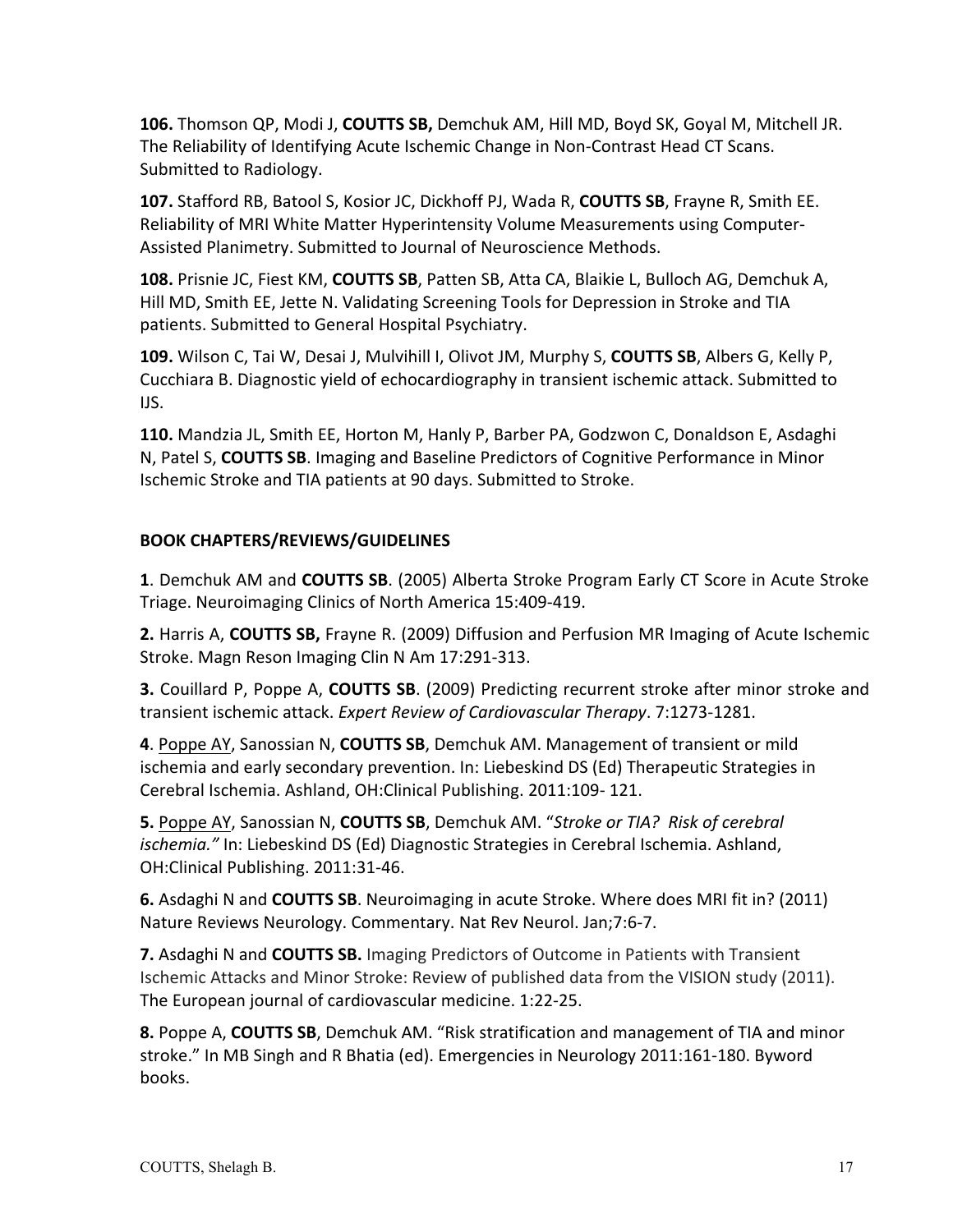**106.** Thomson QP, Modi J, **COUTTS SB,** Demchuk AM, Hill MD, Boyd SK, Goyal M, Mitchell JR. The Reliability of Identifying Acute Ischemic Change in Non-Contrast Head CT Scans. Submitted to Radiology.

**107.** Stafford RB, Batool S, Kosior JC, Dickhoff PJ, Wada R, **COUTTS SB**, Frayne R, Smith EE. Reliability of MRI White Matter Hyperintensity Volume Measurements using Computer-Assisted Planimetry. Submitted to Journal of Neuroscience Methods.

**108.** Prisnie JC, Fiest KM, **COUTTS SB**, Patten SB, Atta CA, Blaikie L, Bulloch AG, Demchuk A, Hill MD, Smith EE, Jette N. Validating Screening Tools for Depression in Stroke and TIA patients. Submitted to General Hospital Psychiatry.

**109.** Wilson C, Tai W, Desai J, Mulvihill I, Olivot JM, Murphy S, **COUTTS SB**, Albers G, Kelly P, Cucchiara B. Diagnostic yield of echocardiography in transient ischemic attack. Submitted to IJS.

**110.** Mandzia JL, Smith EE, Horton M, Hanly P, Barber PA, Godzwon C, Donaldson E, Asdaghi N, Patel S, **COUTTS SB**. Imaging and Baseline Predictors of Cognitive Performance in Minor Ischemic Stroke and TIA patients at 90 days. Submitted to Stroke.

**BOOK CHAPTERS/REVIEWS/GUIDELINES**

**1**. Demchuk AM and **COUTTS SB**. (2005) Alberta Stroke Program Early CT Score in Acute Stroke Triage. Neuroimaging Clinics of North America 15:409-419.

**2.** Harris A, **COUTTS SB,** Frayne R. (2009) Diffusion and Perfusion MR Imaging of Acute Ischemic Stroke. Magn Reson Imaging Clin N Am 17:291-313.

**3.** Couillard P, Poppe A, **COUTTS SB**. (2009) Predicting recurrent stroke after minor stroke and transient ischemic attack. *Expert Review of Cardiovascular Therapy*. 7:1273-1281.

**4**. Poppe AY, Sanossian N, **COUTTS SB**, Demchuk AM. Management of transient or mild ischemia and early secondary prevention. In: Liebeskind DS (Ed) Therapeutic Strategies in Cerebral Ischemia. Ashland, OH:Clinical Publishing. 2011:109- 121.

**5.** Poppe AY, Sanossian N, **COUTTS SB**, Demchuk AM. "*Stroke or TIA? Risk of cerebral ischemia."* In: Liebeskind DS (Ed) Diagnostic Strategies in Cerebral Ischemia. Ashland, OH:Clinical Publishing. 2011:31-46.

**6.** Asdaghi N and **COUTTS SB**. Neuroimaging in acute Stroke. Where does MRI fit in? (2011) Nature Reviews Neurology. Commentary. Nat Rev Neurol. Jan;7:6-7.

**7.** Asdaghi N and **COUTTS SB.** Imaging Predictors of Outcome in Patients with Transient Ischemic Attacks and Minor Stroke: Review of published data from the VISION study (2011). The European journal of cardiovascular medicine. 1:22-25.

**8.** Poppe A, **COUTTS SB**, Demchuk AM. "Risk stratification and management of TIA and minor stroke." In MB Singh and R Bhatia (ed). Emergencies in Neurology 2011:161-180. Byword books.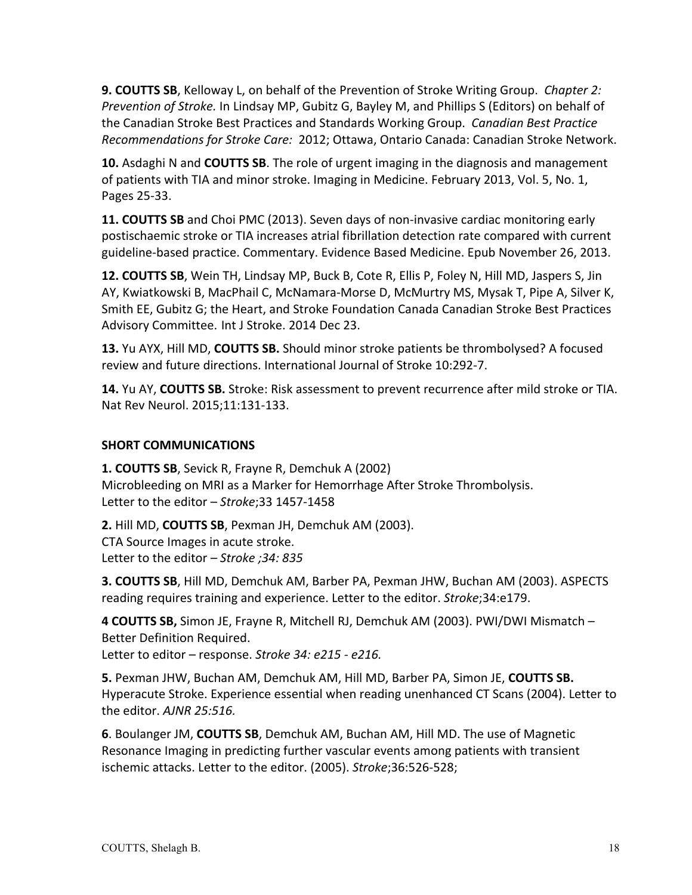**9. COUTTS SB**, Kelloway L, on behalf of the Prevention of Stroke Writing Group. *Chapter 2: Prevention of Stroke.* In Lindsay MP, Gubitz G, Bayley M, and Phillips S (Editors) on behalf of the Canadian Stroke Best Practices and Standards Working Group. *Canadian Best Practice Recommendations for Stroke Care:* 2012; Ottawa, Ontario Canada: Canadian Stroke Network.

**10.** Asdaghi N and **COUTTS SB**. The role of urgent imaging in the diagnosis and management of patients with TIA and minor stroke. Imaging in Medicine. February 2013, Vol. 5, No. 1, Pages 25-33.

**11. COUTTS SB** and Choi PMC (2013). Seven days of non-invasive cardiac monitoring early postischaemic stroke or TIA increases atrial fibrillation detection rate compared with current guideline-based practice. Commentary. Evidence Based Medicine. Epub November 26, 2013.

**12. COUTTS SB**, Wein TH, Lindsay MP, Buck B, Cote R, Ellis P, Foley N, Hill MD, Jaspers S, Jin AY, Kwiatkowski B, MacPhail C, McNamara-Morse D, McMurtry MS, Mysak T, Pipe A, Silver K, Smith EE, Gubitz G; the Heart, and Stroke Foundation Canada Canadian Stroke Best Practices Advisory Committee. Int J Stroke. 2014 Dec 23.

**13.** Yu AYX, Hill MD, **COUTTS SB.** Should minor stroke patients be thrombolysed? A focused review and future directions. International Journal of Stroke 10:292-7.

**14.** Yu AY, **COUTTS SB.** Stroke: Risk assessment to prevent recurrence after mild stroke or TIA. Nat Rev Neurol. 2015;11:131-133.

**SHORT COMMUNICATIONS**

**1. COUTTS SB**, Sevick R, Frayne R, Demchuk A (2002)
Microbleeding on MRI as a Marker for Hemorrhage After Stroke Thrombolysis.
Letter to the editor – *Stroke*;33 1457-1458

**2.** Hill MD, **COUTTS SB**, Pexman JH, Demchuk AM (2003).
CTA Source Images in acute stroke.
Letter to the editor – *Stroke ;34: 835*

**3. COUTTS SB**, Hill MD, Demchuk AM, Barber PA, Pexman JHW, Buchan AM (2003). ASPECTS reading requires training and experience. Letter to the editor. *Stroke*;34:e179.

**4 COUTTS SB,** Simon JE, Frayne R, Mitchell RJ, Demchuk AM (2003). PWI/DWI Mismatch – Better Definition Required.
Letter to editor – response. *Stroke 34: e215 - e216.*

**5.** Pexman JHW, Buchan AM, Demchuk AM, Hill MD, Barber PA, Simon JE, **COUTTS SB.** Hyperacute Stroke. Experience essential when reading unenhanced CT Scans (2004). Letter to the editor. *AJNR 25:516.*

**6**. Boulanger JM, **COUTTS SB**, Demchuk AM, Buchan AM, Hill MD. The use of Magnetic Resonance Imaging in predicting further vascular events among patients with transient ischemic attacks. Letter to the editor. (2005). *Stroke*;36:526-528;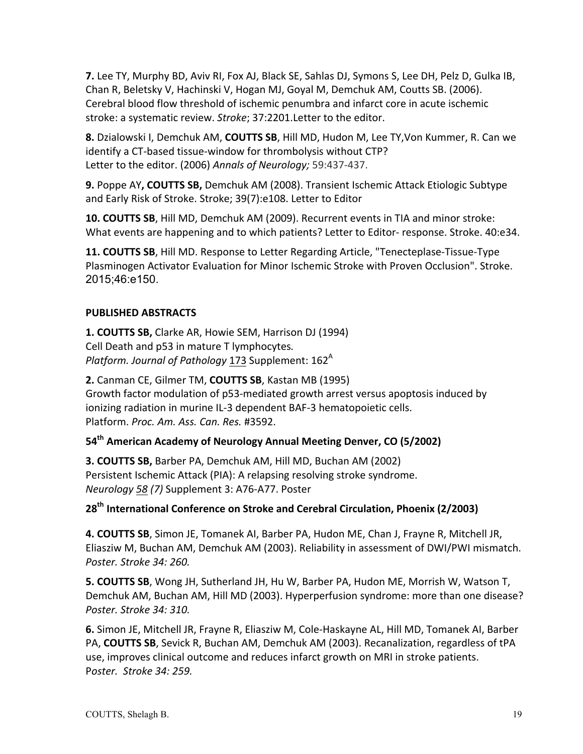**7.** Lee TY, Murphy BD, Aviv RI, Fox AJ, Black SE, Sahlas DJ, Symons S, Lee DH, Pelz D, Gulka IB, Chan R, Beletsky V, Hachinski V, Hogan MJ, Goyal M, Demchuk AM, Coutts SB. (2006). Cerebral blood flow threshold of ischemic penumbra and infarct core in acute ischemic stroke: a systematic review. *Stroke*; 37:2201.Letter to the editor.

**8.** Dzialowski I, Demchuk AM, **COUTTS SB**, Hill MD, Hudon M, Lee TY,Von Kummer, R. Can we identify a CT-based tissue-window for thrombolysis without CTP? Letter to the editor. (2006) *Annals of Neurology;* 59:437-437.

**9.** Poppe AY**, COUTTS SB,** Demchuk AM (2008). Transient Ischemic Attack Etiologic Subtype and Early Risk of Stroke. Stroke; 39(7):e108. Letter to Editor

**10. COUTTS SB**, Hill MD, Demchuk AM (2009). Recurrent events in TIA and minor stroke: What events are happening and to which patients? Letter to Editor- response. Stroke. 40:e34.

**11. COUTTS SB**, Hill MD. Response to Letter Regarding Article, "Tenecteplase-Tissue-Type Plasminogen Activator Evaluation for Minor Ischemic Stroke with Proven Occlusion". Stroke. 2015;46:e150.

**PUBLISHED ABSTRACTS**

**1. COUTTS SB,** Clarke AR, Howie SEM, Harrison DJ (1994)
Cell Death and p53 in mature T lymphocytes*.*
*Platform. Journal of Pathology* 173 Supplement: 162[A]

**2.** Canman CE, Gilmer TM, **COUTTS SB**, Kastan MB (1995)
Growth factor modulation of p53-mediated growth arrest versus apoptosis induced by ionizing radiation in murine IL-3 dependent BAF-3 hematopoietic cells.
Platform. *Proc. Am. Ass. Can. Res.* #3592.

**54th American Academy of Neurology Annual Meeting Denver, CO (5/2002)**

**3. COUTTS SB,** Barber PA, Demchuk AM, Hill MD, Buchan AM (2002)
Persistent Ischemic Attack (PIA): A relapsing resolving stroke syndrome.
*Neurology 58 (7)* Supplement 3: A76-A77. Poster

**28th International Conference on Stroke and Cerebral Circulation, Phoenix (2/2003)**

**4. COUTTS SB**, Simon JE, Tomanek AI, Barber PA, Hudon ME, Chan J, Frayne R, Mitchell JR, Eliasziw M, Buchan AM, Demchuk AM (2003). Reliability in assessment of DWI/PWI mismatch. *Poster. Stroke 34: 260.*

**5. COUTTS SB**, Wong JH, Sutherland JH, Hu W, Barber PA, Hudon ME, Morrish W, Watson T, Demchuk AM, Buchan AM, Hill MD (2003). Hyperperfusion syndrome: more than one disease? *Poster. Stroke 34: 310.*

**6.** Simon JE, Mitchell JR, Frayne R, Eliasziw M, Cole-Haskayne AL, Hill MD, Tomanek AI, Barber PA, **COUTTS SB**, Sevick R, Buchan AM, Demchuk AM (2003). Recanalization, regardless of tPA use, improves clinical outcome and reduces infarct growth on MRI in stroke patients. P*oster. Stroke 34: 259.*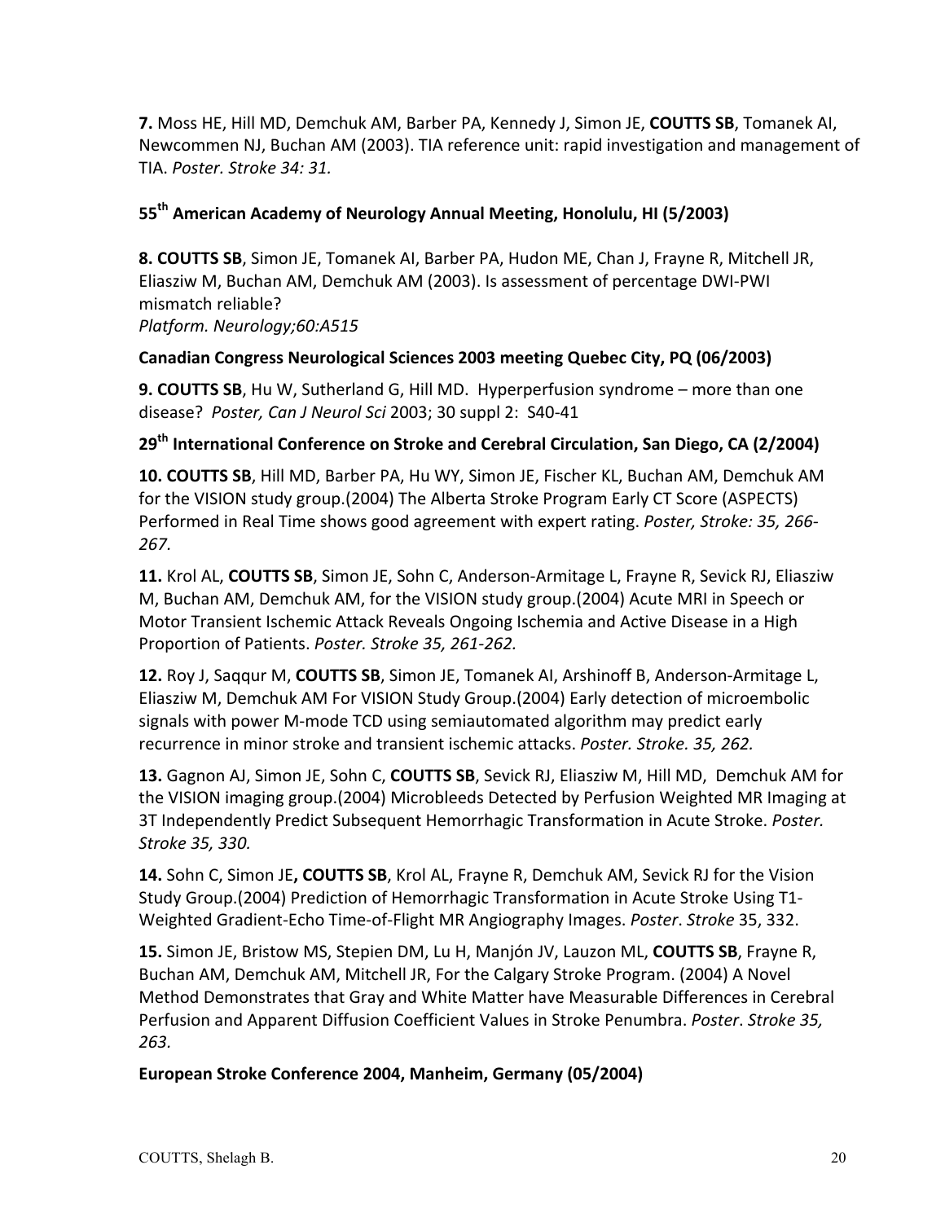**7.** Moss HE, Hill MD, Demchuk AM, Barber PA, Kennedy J, Simon JE, **COUTTS SB**, Tomanek AI, Newcommen NJ, Buchan AM (2003). TIA reference unit: rapid investigation and management of TIA. *Poster. Stroke 34: 31.*

**55th American Academy of Neurology Annual Meeting, Honolulu, HI (5/2003)**

**8. COUTTS SB**, Simon JE, Tomanek AI, Barber PA, Hudon ME, Chan J, Frayne R, Mitchell JR, Eliasziw M, Buchan AM, Demchuk AM (2003). Is assessment of percentage DWI-PWI mismatch reliable?
*Platform. Neurology;60:A515*

**Canadian Congress Neurological Sciences 2003 meeting Quebec City, PQ (06/2003)**

**9. COUTTS SB**, Hu W, Sutherland G, Hill MD. Hyperperfusion syndrome – more than one disease? *Poster, Can J Neurol Sci* 2003; 30 suppl 2: S40-41

**29th International Conference on Stroke and Cerebral Circulation, San Diego, CA (2/2004)**

**10. COUTTS SB**, Hill MD, Barber PA, Hu WY, Simon JE, Fischer KL, Buchan AM, Demchuk AM for the VISION study group.(2004) The Alberta Stroke Program Early CT Score (ASPECTS) Performed in Real Time shows good agreement with expert rating. *Poster, Stroke: 35, 266-267.*

**11.** Krol AL, **COUTTS SB**, Simon JE, Sohn C, Anderson-Armitage L, Frayne R, Sevick RJ, Eliasziw M, Buchan AM, Demchuk AM, for the VISION study group.(2004) Acute MRI in Speech or Motor Transient Ischemic Attack Reveals Ongoing Ischemia and Active Disease in a High Proportion of Patients. *Poster. Stroke 35, 261-262.*

**12.** Roy J, Saqqur M, **COUTTS SB**, Simon JE, Tomanek AI, Arshinoff B, Anderson-Armitage L, Eliasziw M, Demchuk AM For VISION Study Group.(2004) Early detection of microembolic signals with power M-mode TCD using semiautomated algorithm may predict early recurrence in minor stroke and transient ischemic attacks. *Poster. Stroke. 35, 262.*

**13.** Gagnon AJ, Simon JE, Sohn C, **COUTTS SB**, Sevick RJ, Eliasziw M, Hill MD, Demchuk AM for the VISION imaging group.(2004) Microbleeds Detected by Perfusion Weighted MR Imaging at 3T Independently Predict Subsequent Hemorrhagic Transformation in Acute Stroke. *Poster. Stroke 35, 330.*

**14.** Sohn C, Simon JE**, COUTTS SB**, Krol AL, Frayne R, Demchuk AM, Sevick RJ for the Vision Study Group.(2004) Prediction of Hemorrhagic Transformation in Acute Stroke Using T1-Weighted Gradient-Echo Time-of-Flight MR Angiography Images. *Poster*. *Stroke* 35, 332.

**15.** Simon JE, Bristow MS, Stepien DM, Lu H, Manjón JV, Lauzon ML, **COUTTS SB**, Frayne R, Buchan AM, Demchuk AM, Mitchell JR, For the Calgary Stroke Program. (2004) A Novel Method Demonstrates that Gray and White Matter have Measurable Differences in Cerebral Perfusion and Apparent Diffusion Coefficient Values in Stroke Penumbra. *Poster*. *Stroke 35, 263.*

**European Stroke Conference 2004, Manheim, Germany (05/2004)**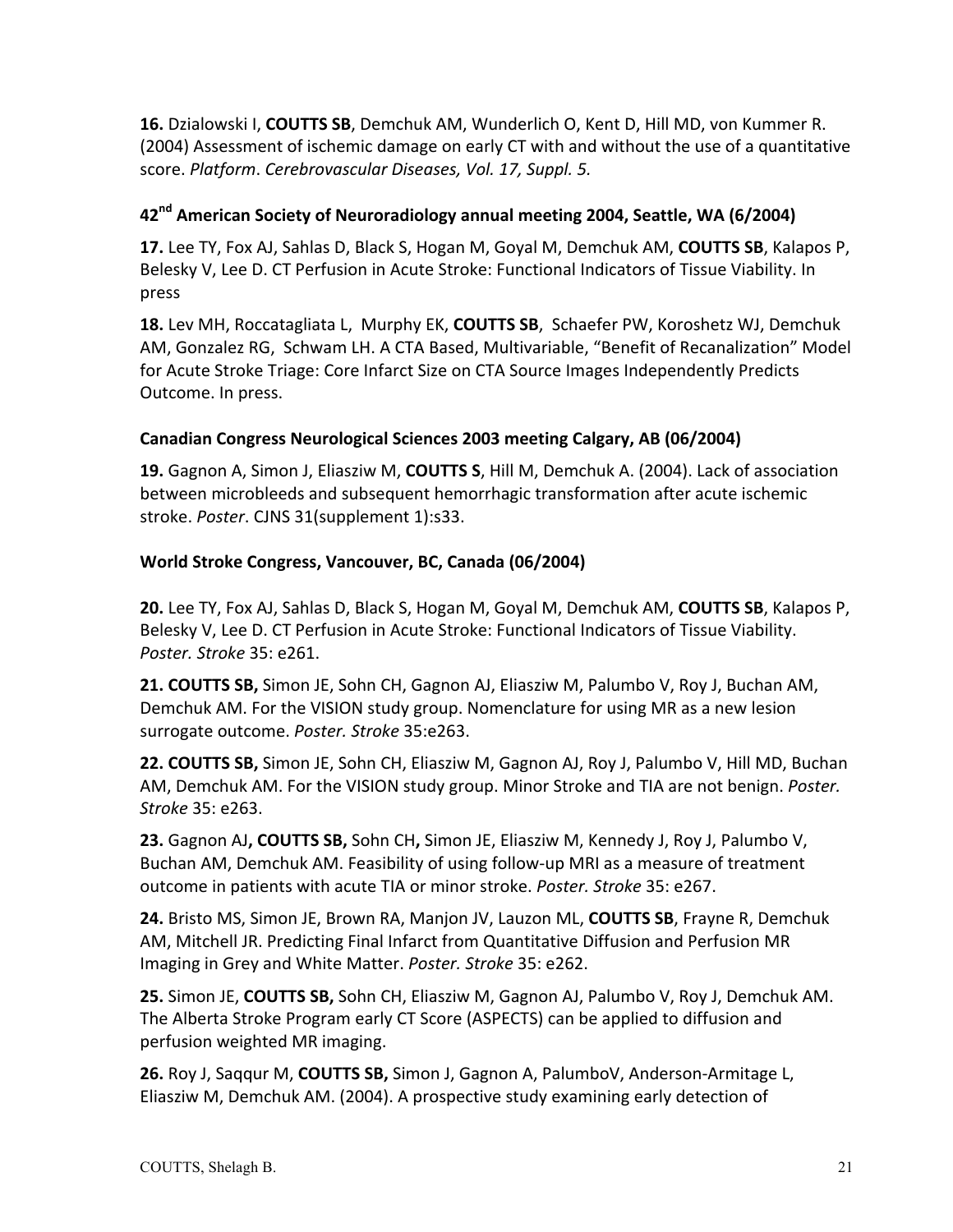**16.** Dzialowski I, **COUTTS SB**, Demchuk AM, Wunderlich O, Kent D, Hill MD, von Kummer R. (2004) Assessment of ischemic damage on early CT with and without the use of a quantitative score. *Platform*. *Cerebrovascular Diseases, Vol. 17, Suppl. 5.*

#### 42nd American Society of Neuroradiology annual meeting 2004, Seattle, WA (6/2004)

**17.** Lee TY, Fox AJ, Sahlas D, Black S, Hogan M, Goyal M, Demchuk AM, **COUTTS SB**, Kalapos P, Belesky V, Lee D. CT Perfusion in Acute Stroke: Functional Indicators of Tissue Viability. In press

**18.** Lev MH, Roccatagliata L, Murphy EK, **COUTTS SB**, Schaefer PW, Koroshetz WJ, Demchuk AM, Gonzalez RG, Schwam LH. A CTA Based, Multivariable, "Benefit of Recanalization" Model for Acute Stroke Triage: Core Infarct Size on CTA Source Images Independently Predicts Outcome. In press.

#### Canadian Congress Neurological Sciences 2003 meeting Calgary, AB (06/2004)

**19.** Gagnon A, Simon J, Eliasziw M, **COUTTS S**, Hill M, Demchuk A. (2004). Lack of association between microbleeds and subsequent hemorrhagic transformation after acute ischemic stroke. *Poster*. CJNS 31(supplement 1):s33.

#### World Stroke Congress, Vancouver, BC, Canada (06/2004)

**20.** Lee TY, Fox AJ, Sahlas D, Black S, Hogan M, Goyal M, Demchuk AM, **COUTTS SB**, Kalapos P, Belesky V, Lee D. CT Perfusion in Acute Stroke: Functional Indicators of Tissue Viability. *Poster. Stroke* 35: e261.

**21. COUTTS SB,** Simon JE, Sohn CH, Gagnon AJ, Eliasziw M, Palumbo V, Roy J, Buchan AM, Demchuk AM. For the VISION study group. Nomenclature for using MR as a new lesion surrogate outcome. *Poster. Stroke* 35:e263.

**22. COUTTS SB,** Simon JE, Sohn CH, Eliasziw M, Gagnon AJ, Roy J, Palumbo V, Hill MD, Buchan AM, Demchuk AM. For the VISION study group. Minor Stroke and TIA are not benign. *Poster. Stroke* 35: e263.

**23.** Gagnon AJ**, COUTTS SB,** Sohn CH**,** Simon JE, Eliasziw M, Kennedy J, Roy J, Palumbo V, Buchan AM, Demchuk AM. Feasibility of using follow-up MRI as a measure of treatment outcome in patients with acute TIA or minor stroke. *Poster. Stroke* 35: e267.

**24.** Bristo MS, Simon JE, Brown RA, Manjon JV, Lauzon ML, **COUTTS SB**, Frayne R, Demchuk AM, Mitchell JR. Predicting Final Infarct from Quantitative Diffusion and Perfusion MR Imaging in Grey and White Matter. *Poster. Stroke* 35: e262.

**25.** Simon JE, **COUTTS SB,** Sohn CH, Eliasziw M, Gagnon AJ, Palumbo V, Roy J, Demchuk AM. The Alberta Stroke Program early CT Score (ASPECTS) can be applied to diffusion and perfusion weighted MR imaging.

**26.** Roy J, Saqqur M, **COUTTS SB,** Simon J, Gagnon A, PalumboV, Anderson-Armitage L, Eliasziw M, Demchuk AM. (2004). A prospective study examining early detection of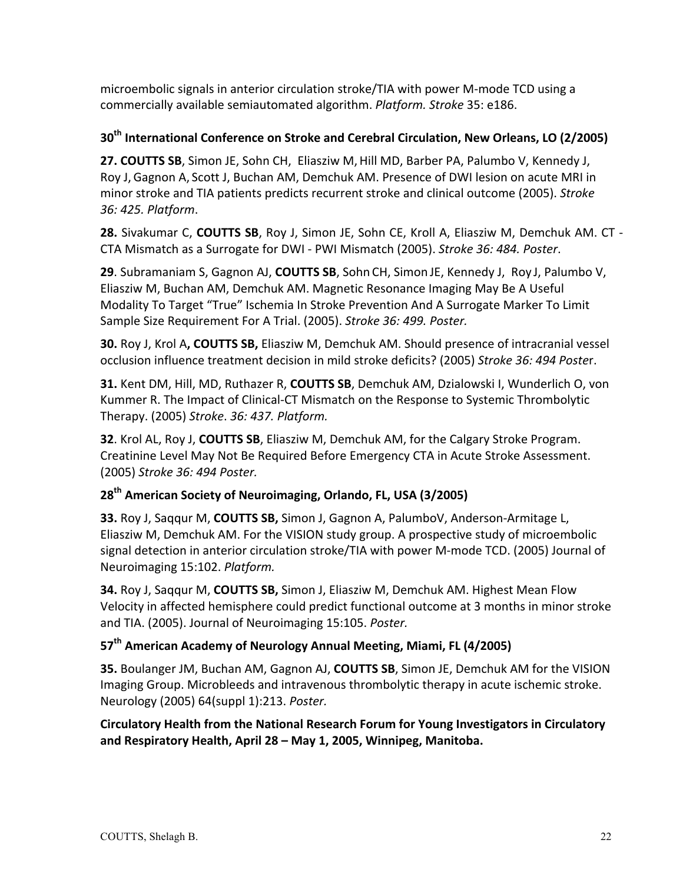microembolic signals in anterior circulation stroke/TIA with power M-mode TCD using a commercially available semiautomated algorithm. *Platform. Stroke* 35: e186.

### 30th International Conference on Stroke and Cerebral Circulation, New Orleans, LO (2/2005)

**27. COUTTS SB**, Simon JE, Sohn CH, Eliasziw M, Hill MD, Barber PA, Palumbo V, Kennedy J, Roy J, Gagnon A, Scott J, Buchan AM, Demchuk AM. Presence of DWI lesion on acute MRI in minor stroke and TIA patients predicts recurrent stroke and clinical outcome (2005). *Stroke 36: 425. Platform*.

**28.** Sivakumar C, **COUTTS SB**, Roy J, Simon JE, Sohn CE, Kroll A, Eliasziw M, Demchuk AM. CT - CTA Mismatch as a Surrogate for DWI - PWI Mismatch (2005). *Stroke 36: 484. Poster*.

**29**. Subramaniam S, Gagnon AJ, **COUTTS SB**, Sohn CH, Simon JE, Kennedy J, Roy J, Palumbo V, Eliasziw M, Buchan AM, Demchuk AM. Magnetic Resonance Imaging May Be A Useful Modality To Target "True" Ischemia In Stroke Prevention And A Surrogate Marker To Limit Sample Size Requirement For A Trial. (2005). *Stroke 36: 499. Poster.*

**30.** Roy J, Krol A**, COUTTS SB,** Eliasziw M, Demchuk AM. Should presence of intracranial vessel occlusion influence treatment decision in mild stroke deficits? (2005) *Stroke 36: 494 Poster*.

**31.** Kent DM, Hill, MD, Ruthazer R, **COUTTS SB**, Demchuk AM, Dzialowski I, Wunderlich O, von Kummer R. The Impact of Clinical-CT Mismatch on the Response to Systemic Thrombolytic Therapy. (2005) *Stroke*. *36: 437. Platform.*

**32**. Krol AL, Roy J, **COUTTS SB**, Eliasziw M, Demchuk AM, for the Calgary Stroke Program. Creatinine Level May Not Be Required Before Emergency CTA in Acute Stroke Assessment. (2005) *Stroke 36: 494 Poster.*

### 28th American Society of Neuroimaging, Orlando, FL, USA (3/2005)

**33.** Roy J, Saqqur M, **COUTTS SB,** Simon J, Gagnon A, PalumboV, Anderson-Armitage L, Eliasziw M, Demchuk AM. For the VISION study group. A prospective study of microembolic signal detection in anterior circulation stroke/TIA with power M-mode TCD. (2005) Journal of Neuroimaging 15:102. *Platform.*

**34.** Roy J, Saqqur M, **COUTTS SB,** Simon J, Eliasziw M, Demchuk AM. Highest Mean Flow Velocity in affected hemisphere could predict functional outcome at 3 months in minor stroke and TIA. (2005). Journal of Neuroimaging 15:105. *Poster.*

### 57th American Academy of Neurology Annual Meeting, Miami, FL (4/2005)

**35.** Boulanger JM, Buchan AM, Gagnon AJ, **COUTTS SB**, Simon JE, Demchuk AM for the VISION Imaging Group. Microbleeds and intravenous thrombolytic therapy in acute ischemic stroke. Neurology (2005) 64(suppl 1):213. *Poster.*

**Circulatory Health from the National Research Forum for Young Investigators in Circulatory and Respiratory Health, April 28 – May 1, 2005, Winnipeg, Manitoba.**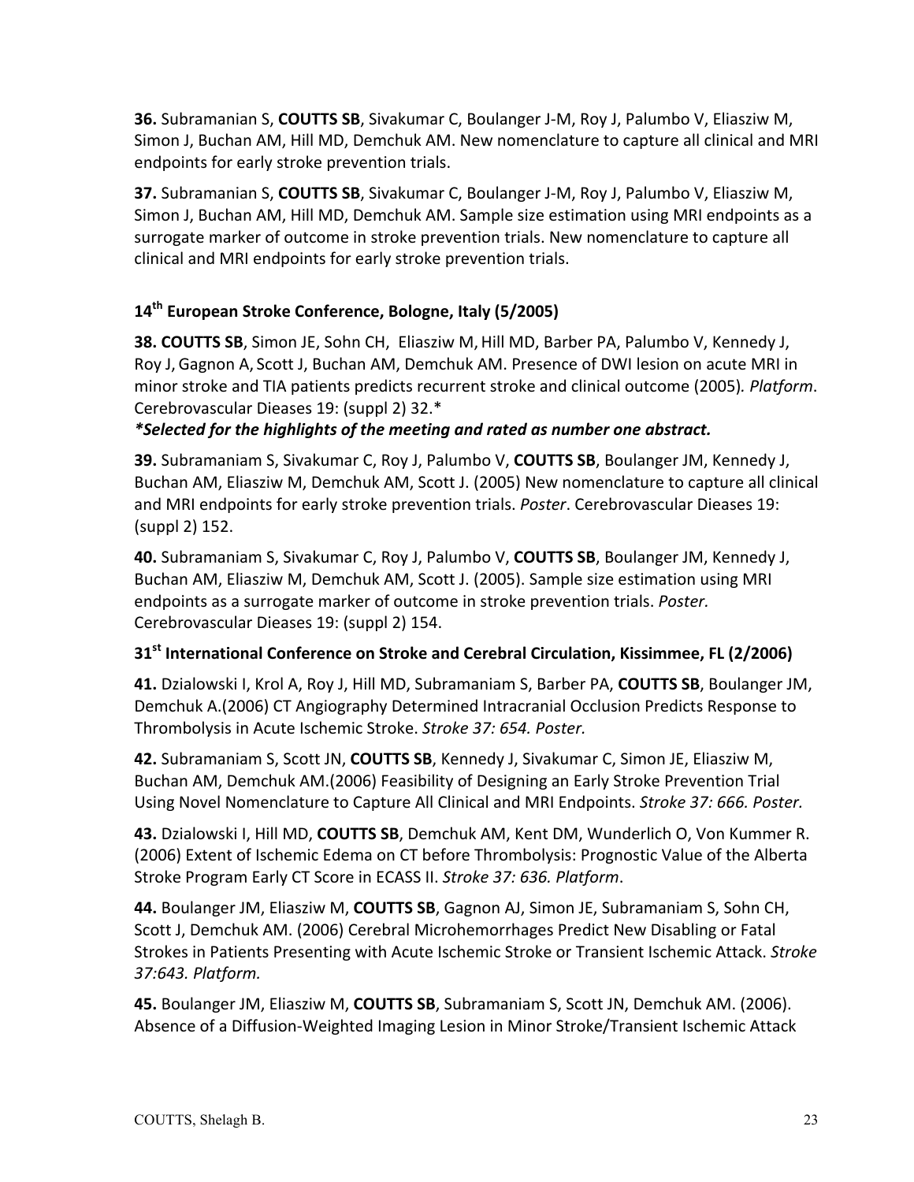**36.** Subramanian S, **COUTTS SB**, Sivakumar C, Boulanger J-M, Roy J, Palumbo V, Eliasziw M, Simon J, Buchan AM, Hill MD, Demchuk AM. New nomenclature to capture all clinical and MRI endpoints for early stroke prevention trials.

**37.** Subramanian S, **COUTTS SB**, Sivakumar C, Boulanger J-M, Roy J, Palumbo V, Eliasziw M, Simon J, Buchan AM, Hill MD, Demchuk AM. Sample size estimation using MRI endpoints as a surrogate marker of outcome in stroke prevention trials. New nomenclature to capture all clinical and MRI endpoints for early stroke prevention trials.

### 14th European Stroke Conference, Bologne, Italy (5/2005)

**38. COUTTS SB**, Simon JE, Sohn CH, Eliasziw M, Hill MD, Barber PA, Palumbo V, Kennedy J, Roy J, Gagnon A, Scott J, Buchan AM, Demchuk AM. Presence of DWI lesion on acute MRI in minor stroke and TIA patients predicts recurrent stroke and clinical outcome (2005)*. Platform*. Cerebrovascular Dieases 19: (suppl 2) 32.*

***Selected for the highlights of the meeting and rated as number one abstract.***

**39.** Subramaniam S, Sivakumar C, Roy J, Palumbo V, **COUTTS SB**, Boulanger JM, Kennedy J, Buchan AM, Eliasziw M, Demchuk AM, Scott J. (2005) New nomenclature to capture all clinical and MRI endpoints for early stroke prevention trials. *Poster*. Cerebrovascular Dieases 19: (suppl 2) 152.

**40.** Subramaniam S, Sivakumar C, Roy J, Palumbo V, **COUTTS SB**, Boulanger JM, Kennedy J, Buchan AM, Eliasziw M, Demchuk AM, Scott J. (2005). Sample size estimation using MRI endpoints as a surrogate marker of outcome in stroke prevention trials. *Poster.* Cerebrovascular Dieases 19: (suppl 2) 154.

### 31st International Conference on Stroke and Cerebral Circulation, Kissimmee, FL (2/2006)

**41.** Dzialowski I, Krol A, Roy J, Hill MD, Subramaniam S, Barber PA, **COUTTS SB**, Boulanger JM, Demchuk A.(2006) CT Angiography Determined Intracranial Occlusion Predicts Response to Thrombolysis in Acute Ischemic Stroke. *Stroke 37: 654. Poster.*

**42.** Subramaniam S, Scott JN, **COUTTS SB**, Kennedy J, Sivakumar C, Simon JE, Eliasziw M, Buchan AM, Demchuk AM.(2006) Feasibility of Designing an Early Stroke Prevention Trial Using Novel Nomenclature to Capture All Clinical and MRI Endpoints. *Stroke 37: 666. Poster.*

**43.** Dzialowski I, Hill MD, **COUTTS SB**, Demchuk AM, Kent DM, Wunderlich O, Von Kummer R. (2006) Extent of Ischemic Edema on CT before Thrombolysis: Prognostic Value of the Alberta Stroke Program Early CT Score in ECASS II. *Stroke 37: 636. Platform*.

**44.** Boulanger JM, Eliasziw M, **COUTTS SB**, Gagnon AJ, Simon JE, Subramaniam S, Sohn CH, Scott J, Demchuk AM. (2006) Cerebral Microhemorrhages Predict New Disabling or Fatal Strokes in Patients Presenting with Acute Ischemic Stroke or Transient Ischemic Attack. *Stroke 37:643. Platform.*

**45.** Boulanger JM, Eliasziw M, **COUTTS SB**, Subramaniam S, Scott JN, Demchuk AM. (2006). Absence of a Diffusion-Weighted Imaging Lesion in Minor Stroke/Transient Ischemic Attack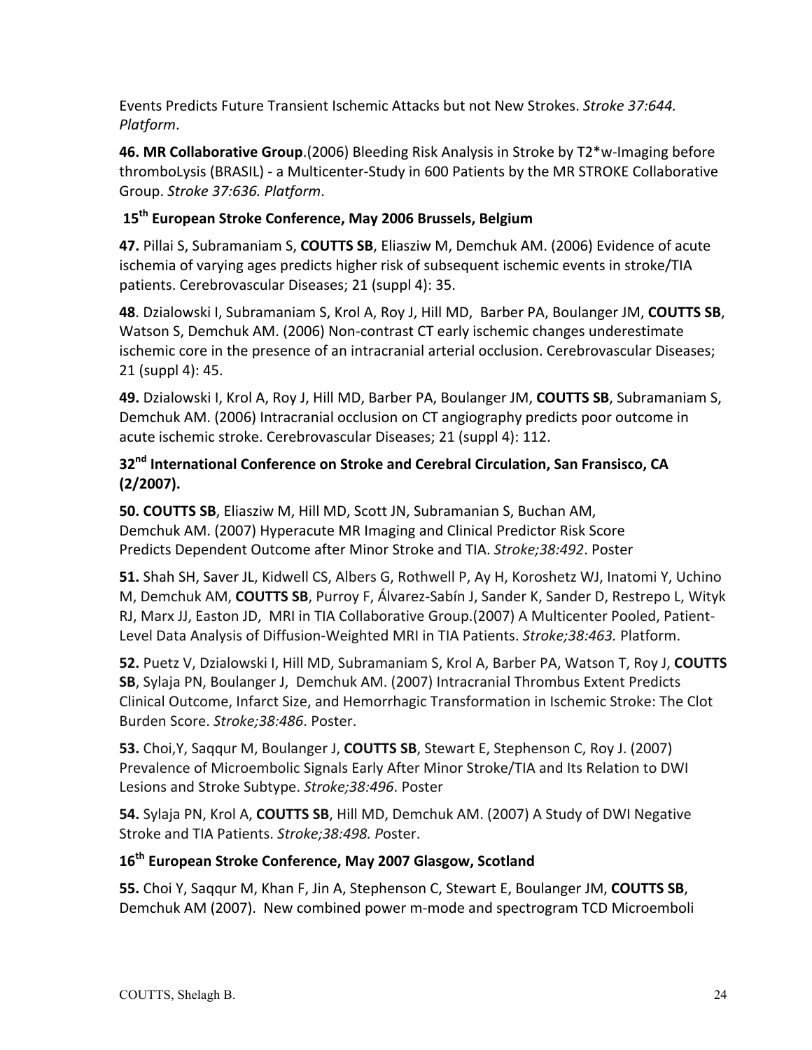Events Predicts Future Transient Ischemic Attacks but not New Strokes. *Stroke 37:644. Platform*.

**46. MR Collaborative Group**.(2006) Bleeding Risk Analysis in Stroke by T2*w-Imaging before thromboLysis (BRASIL) - a Multicenter-Study in 600 Patients by the MR STROKE Collaborative Group. *Stroke 37:636. Platform*.

**15th European Stroke Conference, May 2006 Brussels, Belgium**

**47.** Pillai S, Subramaniam S, **COUTTS SB**, Eliasziw M, Demchuk AM. (2006) Evidence of acute ischemia of varying ages predicts higher risk of subsequent ischemic events in stroke/TIA patients. Cerebrovascular Diseases; 21 (suppl 4): 35.

**48**. Dzialowski I, Subramaniam S, Krol A, Roy J, Hill MD, Barber PA, Boulanger JM, **COUTTS SB**, Watson S, Demchuk AM. (2006) Non-contrast CT early ischemic changes underestimate ischemic core in the presence of an intracranial arterial occlusion. Cerebrovascular Diseases; 21 (suppl 4): 45.

**49.** Dzialowski I, Krol A, Roy J, Hill MD, Barber PA, Boulanger JM, **COUTTS SB**, Subramaniam S, Demchuk AM. (2006) Intracranial occlusion on CT angiography predicts poor outcome in acute ischemic stroke. Cerebrovascular Diseases; 21 (suppl 4): 112.

**32nd International Conference on Stroke and Cerebral Circulation, San Fransisco, CA (2/2007).**

**50. COUTTS SB**, Eliasziw M, Hill MD, Scott JN, Subramanian S, Buchan AM, Demchuk AM. (2007) Hyperacute MR Imaging and Clinical Predictor Risk Score Predicts Dependent Outcome after Minor Stroke and TIA. *Stroke;38:492*. Poster

**51.** Shah SH, Saver JL, Kidwell CS, Albers G, Rothwell P, Ay H, Koroshetz WJ, Inatomi Y, Uchino M, Demchuk AM, **COUTTS SB**, Purroy F, Álvarez-Sabín J, Sander K, Sander D, Restrepo L, Wityk RJ, Marx JJ, Easton JD, MRI in TIA Collaborative Group.(2007) A Multicenter Pooled, Patient-Level Data Analysis of Diffusion-Weighted MRI in TIA Patients. *Stroke;38:463.* Platform.

**52.** Puetz V, Dzialowski I, Hill MD, Subramaniam S, Krol A, Barber PA, Watson T, Roy J, **COUTTS SB**, Sylaja PN, Boulanger J, Demchuk AM. (2007) Intracranial Thrombus Extent Predicts Clinical Outcome, Infarct Size, and Hemorrhagic Transformation in Ischemic Stroke: The Clot Burden Score. *Stroke;38:486*. Poster.

**53.** Choi,Y, Saqqur M, Boulanger J, **COUTTS SB**, Stewart E, Stephenson C, Roy J. (2007) Prevalence of Microembolic Signals Early After Minor Stroke/TIA and Its Relation to DWI Lesions and Stroke Subtype. *Stroke;38:496*. Poster

**54.** Sylaja PN, Krol A, **COUTTS SB**, Hill MD, Demchuk AM. (2007) A Study of DWI Negative Stroke and TIA Patients. *Stroke;38:498. P*oster.

**16th European Stroke Conference, May 2007 Glasgow, Scotland**

**55.** Choi Y, Saqqur M, Khan F, Jin A, Stephenson C, Stewart E, Boulanger JM, **COUTTS SB**, Demchuk AM (2007). New combined power m-mode and spectrogram TCD Microemboli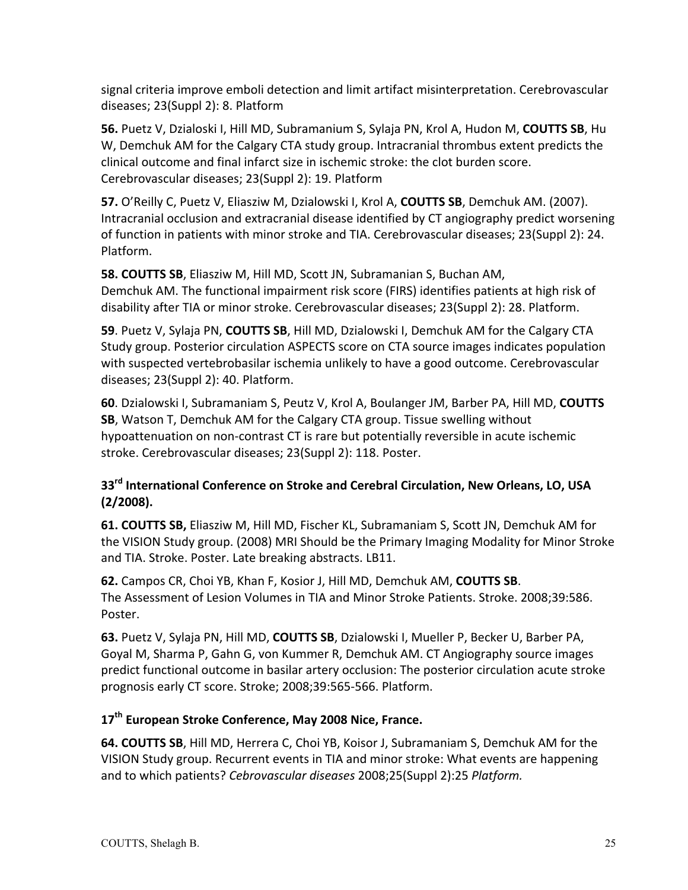signal criteria improve emboli detection and limit artifact misinterpretation. Cerebrovascular diseases; 23(Suppl 2): 8. Platform

**56.** Puetz V, Dzialoski I, Hill MD, Subramanium S, Sylaja PN, Krol A, Hudon M, **COUTTS SB**, Hu W, Demchuk AM for the Calgary CTA study group. Intracranial thrombus extent predicts the clinical outcome and final infarct size in ischemic stroke: the clot burden score. Cerebrovascular diseases; 23(Suppl 2): 19. Platform

**57.** O'Reilly C, Puetz V, Eliasziw M, Dzialowski I, Krol A, **COUTTS SB**, Demchuk AM. (2007). Intracranial occlusion and extracranial disease identified by CT angiography predict worsening of function in patients with minor stroke and TIA. Cerebrovascular diseases; 23(Suppl 2): 24. Platform.

**58. COUTTS SB**, Eliasziw M, Hill MD, Scott JN, Subramanian S, Buchan AM, Demchuk AM. The functional impairment risk score (FIRS) identifies patients at high risk of disability after TIA or minor stroke. Cerebrovascular diseases; 23(Suppl 2): 28. Platform.

**59**. Puetz V, Sylaja PN, **COUTTS SB**, Hill MD, Dzialowski I, Demchuk AM for the Calgary CTA Study group. Posterior circulation ASPECTS score on CTA source images indicates population with suspected vertebrobasilar ischemia unlikely to have a good outcome. Cerebrovascular diseases; 23(Suppl 2): 40. Platform.

**60**. Dzialowski I, Subramaniam S, Peutz V, Krol A, Boulanger JM, Barber PA, Hill MD, **COUTTS SB**, Watson T, Demchuk AM for the Calgary CTA group. Tissue swelling without hypoattenuation on non-contrast CT is rare but potentially reversible in acute ischemic stroke. Cerebrovascular diseases; 23(Suppl 2): 118. Poster.

### 33rd International Conference on Stroke and Cerebral Circulation, New Orleans, LO, USA (2/2008).

**61. COUTTS SB,** Eliasziw M, Hill MD, Fischer KL, Subramaniam S, Scott JN, Demchuk AM for the VISION Study group. (2008) MRI Should be the Primary Imaging Modality for Minor Stroke and TIA. Stroke. Poster. Late breaking abstracts. LB11.

**62.** Campos CR, Choi YB, Khan F, Kosior J, Hill MD, Demchuk AM, **COUTTS SB**. The Assessment of Lesion Volumes in TIA and Minor Stroke Patients. Stroke. 2008;39:586. Poster.

**63.** Puetz V, Sylaja PN, Hill MD, **COUTTS SB**, Dzialowski I, Mueller P, Becker U, Barber PA, Goyal M, Sharma P, Gahn G, von Kummer R, Demchuk AM. CT Angiography source images predict functional outcome in basilar artery occlusion: The posterior circulation acute stroke prognosis early CT score. Stroke; 2008;39:565-566. Platform.

### 17th European Stroke Conference, May 2008 Nice, France.

**64. COUTTS SB**, Hill MD, Herrera C, Choi YB, Koisor J, Subramaniam S, Demchuk AM for the VISION Study group. Recurrent events in TIA and minor stroke: What events are happening and to which patients? *Cebrovascular diseases* 2008;25(Suppl 2):25 *Platform.*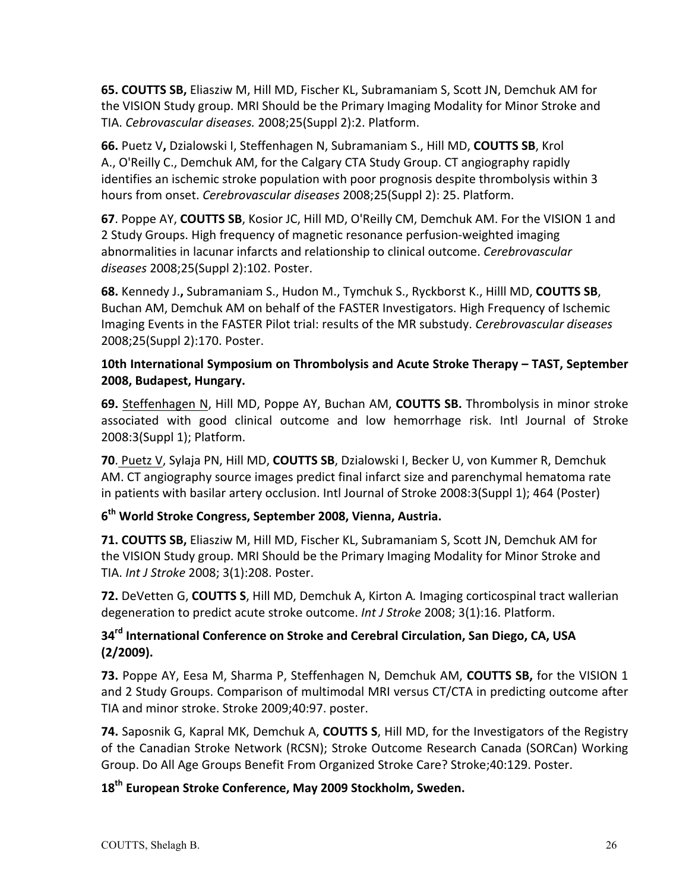**65. COUTTS SB,** Eliasziw M, Hill MD, Fischer KL, Subramaniam S, Scott JN, Demchuk AM for the VISION Study group. MRI Should be the Primary Imaging Modality for Minor Stroke and TIA. *Cerebrovascular diseases.* 2008;25(Suppl 2):2. Platform.

**66.** Puetz V**,** Dzialowski I, Steffenhagen N, Subramaniam S., Hill MD, **COUTTS SB**, Krol A., O'Reilly C., Demchuk AM, for the Calgary CTA Study Group. CT angiography rapidly identifies an ischemic stroke population with poor prognosis despite thrombolysis within 3 hours from onset. *Cerebrovascular diseases* 2008;25(Suppl 2): 25. Platform.

**67**. Poppe AY, **COUTTS SB**, Kosior JC, Hill MD, O'Reilly CM, Demchuk AM. For the VISION 1 and 2 Study Groups. High frequency of magnetic resonance perfusion-weighted imaging abnormalities in lacunar infarcts and relationship to clinical outcome. *Cerebrovascular diseases* 2008;25(Suppl 2):102. Poster.

**68.** Kennedy J.**,** Subramaniam S., Hudon M., Tymchuk S., Ryckborst K., Hilll MD, **COUTTS SB**, Buchan AM, Demchuk AM on behalf of the FASTER Investigators. High Frequency of Ischemic Imaging Events in the FASTER Pilot trial: results of the MR substudy. *Cerebrovascular diseases* 2008;25(Suppl 2):170. Poster.

**10th International Symposium on Thrombolysis and Acute Stroke Therapy – TAST, September 2008, Budapest, Hungary.**

**69.** Steffenhagen N, Hill MD, Poppe AY, Buchan AM, **COUTTS SB.** Thrombolysis in minor stroke associated with good clinical outcome and low hemorrhage risk. Intl Journal of Stroke 2008:3(Suppl 1); Platform.

**70**. Puetz V, Sylaja PN, Hill MD, **COUTTS SB**, Dzialowski I, Becker U, von Kummer R, Demchuk AM. CT angiography source images predict final infarct size and parenchymal hematoma rate in patients with basilar artery occlusion. Intl Journal of Stroke 2008:3(Suppl 1); 464 (Poster)

**6th World Stroke Congress, September 2008, Vienna, Austria.**

**71. COUTTS SB,** Eliasziw M, Hill MD, Fischer KL, Subramaniam S, Scott JN, Demchuk AM for the VISION Study group. MRI Should be the Primary Imaging Modality for Minor Stroke and TIA. *Int J Stroke* 2008; 3(1):208. Poster.

**72.** DeVetten G, **COUTTS S**, Hill MD, Demchuk A, Kirton A*.* Imaging corticospinal tract wallerian degeneration to predict acute stroke outcome. *Int J Stroke* 2008; 3(1):16. Platform.

**34rd International Conference on Stroke and Cerebral Circulation, San Diego, CA, USA (2/2009).**

**73.** Poppe AY, Eesa M, Sharma P, Steffenhagen N, Demchuk AM, **COUTTS SB,** for the VISION 1 and 2 Study Groups. Comparison of multimodal MRI versus CT/CTA in predicting outcome after TIA and minor stroke. Stroke 2009;40:97. poster.

**74.** Saposnik G, Kapral MK, Demchuk A, **COUTTS S**, Hill MD, for the Investigators of the Registry of the Canadian Stroke Network (RCSN); Stroke Outcome Research Canada (SORCan) Working Group. Do All Age Groups Benefit From Organized Stroke Care? Stroke;40:129. Poster.

**18th European Stroke Conference, May 2009 Stockholm, Sweden.**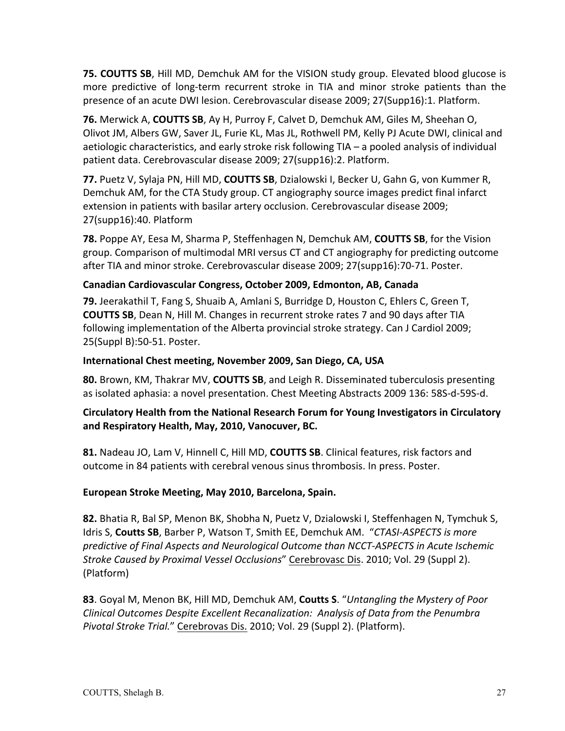**75. COUTTS SB**, Hill MD, Demchuk AM for the VISION study group. Elevated blood glucose is more predictive of long-term recurrent stroke in TIA and minor stroke patients than the presence of an acute DWI lesion. Cerebrovascular disease 2009; 27(Supp16):1. Platform.

**76.** Merwick A, **COUTTS SB**, Ay H, Purroy F, Calvet D, Demchuk AM, Giles M, Sheehan O, Olivot JM, Albers GW, Saver JL, Furie KL, Mas JL, Rothwell PM, Kelly PJ Acute DWI, clinical and aetiologic characteristics, and early stroke risk following TIA – a pooled analysis of individual patient data. Cerebrovascular disease 2009; 27(supp16):2. Platform.

**77.** Puetz V, Sylaja PN, Hill MD, **COUTTS SB**, Dzialowski I, Becker U, Gahn G, von Kummer R, Demchuk AM, for the CTA Study group. CT angiography source images predict final infarct extension in patients with basilar artery occlusion. Cerebrovascular disease 2009; 27(supp16):40. Platform

**78.** Poppe AY, Eesa M, Sharma P, Steffenhagen N, Demchuk AM, **COUTTS SB**, for the Vision group. Comparison of multimodal MRI versus CT and CT angiography for predicting outcome after TIA and minor stroke. Cerebrovascular disease 2009; 27(supp16):70-71. Poster.

**Canadian Cardiovascular Congress, October 2009, Edmonton, AB, Canada**

**79.** Jeerakathil T, Fang S, Shuaib A, Amlani S, Burridge D, Houston C, Ehlers C, Green T, **COUTTS SB**, Dean N, Hill M. Changes in recurrent stroke rates 7 and 90 days after TIA following implementation of the Alberta provincial stroke strategy. Can J Cardiol 2009; 25(Suppl B):50-51. Poster.

**International Chest meeting, November 2009, San Diego, CA, USA**

**80.** Brown, KM, Thakrar MV, **COUTTS SB**, and Leigh R. Disseminated tuberculosis presenting as isolated aphasia: a novel presentation. Chest Meeting Abstracts 2009 136: 58S-d-59S-d.

**Circulatory Health from the National Research Forum for Young Investigators in Circulatory and Respiratory Health, May, 2010, Vanocuver, BC.**

**81.** Nadeau JO, Lam V, Hinnell C, Hill MD, **COUTTS SB**. Clinical features, risk factors and outcome in 84 patients with cerebral venous sinus thrombosis. In press. Poster.

**European Stroke Meeting, May 2010, Barcelona, Spain.**

**82.** Bhatia R, Bal SP, Menon BK, Shobha N, Puetz V, Dzialowski I, Steffenhagen N, Tymchuk S, Idris S, **Coutts SB**, Barber P, Watson T, Smith EE, Demchuk AM. "*CTASI-ASPECTS is more predictive of Final Aspects and Neurological Outcome than NCCT-ASPECTS in Acute Ischemic Stroke Caused by Proximal Vessel Occlusions*" Cerebrovasc Dis. 2010; Vol. 29 (Suppl 2). (Platform)

**83**. Goyal M, Menon BK, Hill MD, Demchuk AM, **Coutts S**. "*Untangling the Mystery of Poor Clinical Outcomes Despite Excellent Recanalization: Analysis of Data from the Penumbra Pivotal Stroke Trial.*" Cerebrovas Dis. 2010; Vol. 29 (Suppl 2). (Platform).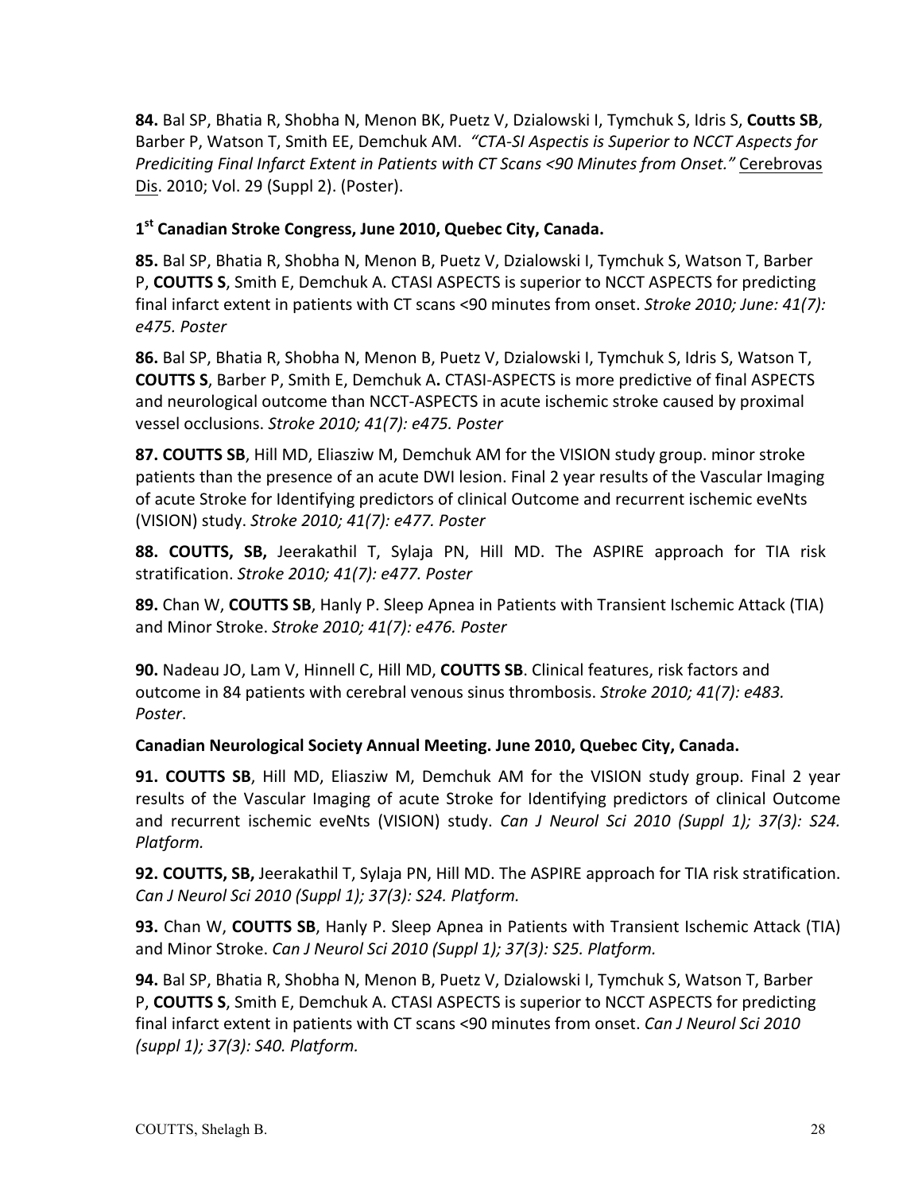**84.** Bal SP, Bhatia R, Shobha N, Menon BK, Puetz V, Dzialowski I, Tymchuk S, Idris S, **Coutts SB**, Barber P, Watson T, Smith EE, Demchuk AM. *"CTA-SI Aspectis is Superior to NCCT Aspects for Prediciting Final Infarct Extent in Patients with CT Scans <90 Minutes from Onset."* Cerebrovas Dis. 2010; Vol. 29 (Suppl 2). (Poster).

**1st Canadian Stroke Congress, June 2010, Quebec City, Canada.**

**85.** Bal SP, Bhatia R, Shobha N, Menon B, Puetz V, Dzialowski I, Tymchuk S, Watson T, Barber P, **COUTTS S**, Smith E, Demchuk A. CTASI ASPECTS is superior to NCCT ASPECTS for predicting final infarct extent in patients with CT scans <90 minutes from onset. *Stroke 2010; June: 41(7): e475. Poster*

**86.** Bal SP, Bhatia R, Shobha N, Menon B, Puetz V, Dzialowski I, Tymchuk S, Idris S, Watson T, **COUTTS S**, Barber P, Smith E, Demchuk A**.** CTASI-ASPECTS is more predictive of final ASPECTS and neurological outcome than NCCT-ASPECTS in acute ischemic stroke caused by proximal vessel occlusions. *Stroke 2010; 41(7): e475. Poster*

**87. COUTTS SB**, Hill MD, Eliasziw M, Demchuk AM for the VISION study group. minor stroke patients than the presence of an acute DWI lesion. Final 2 year results of the Vascular Imaging of acute Stroke for Identifying predictors of clinical Outcome and recurrent ischemic eveNts (VISION) study. *Stroke 2010; 41(7): e477. Poster*

**88. COUTTS, SB,** Jeerakathil T, Sylaja PN, Hill MD. The ASPIRE approach for TIA risk stratification. *Stroke 2010; 41(7): e477. Poster*

**89.** Chan W, **COUTTS SB**, Hanly P. Sleep Apnea in Patients with Transient Ischemic Attack (TIA) and Minor Stroke. *Stroke 2010; 41(7): e476. Poster*

**90.** Nadeau JO, Lam V, Hinnell C, Hill MD, **COUTTS SB**. Clinical features, risk factors and outcome in 84 patients with cerebral venous sinus thrombosis. *Stroke 2010; 41(7): e483. Poster*.

**Canadian Neurological Society Annual Meeting. June 2010, Quebec City, Canada.**

**91. COUTTS SB**, Hill MD, Eliasziw M, Demchuk AM for the VISION study group. Final 2 year results of the Vascular Imaging of acute Stroke for Identifying predictors of clinical Outcome and recurrent ischemic eveNts (VISION) study. *Can J Neurol Sci 2010 (Suppl 1); 37(3): S24. Platform.*

**92. COUTTS, SB,** Jeerakathil T, Sylaja PN, Hill MD. The ASPIRE approach for TIA risk stratification. *Can J Neurol Sci 2010 (Suppl 1); 37(3): S24. Platform.*

**93.** Chan W, **COUTTS SB**, Hanly P. Sleep Apnea in Patients with Transient Ischemic Attack (TIA) and Minor Stroke. *Can J Neurol Sci 2010 (Suppl 1); 37(3): S25. Platform.*

**94.** Bal SP, Bhatia R, Shobha N, Menon B, Puetz V, Dzialowski I, Tymchuk S, Watson T, Barber P, **COUTTS S**, Smith E, Demchuk A. CTASI ASPECTS is superior to NCCT ASPECTS for predicting final infarct extent in patients with CT scans <90 minutes from onset. *Can J Neurol Sci 2010 (suppl 1); 37(3): S40. Platform.*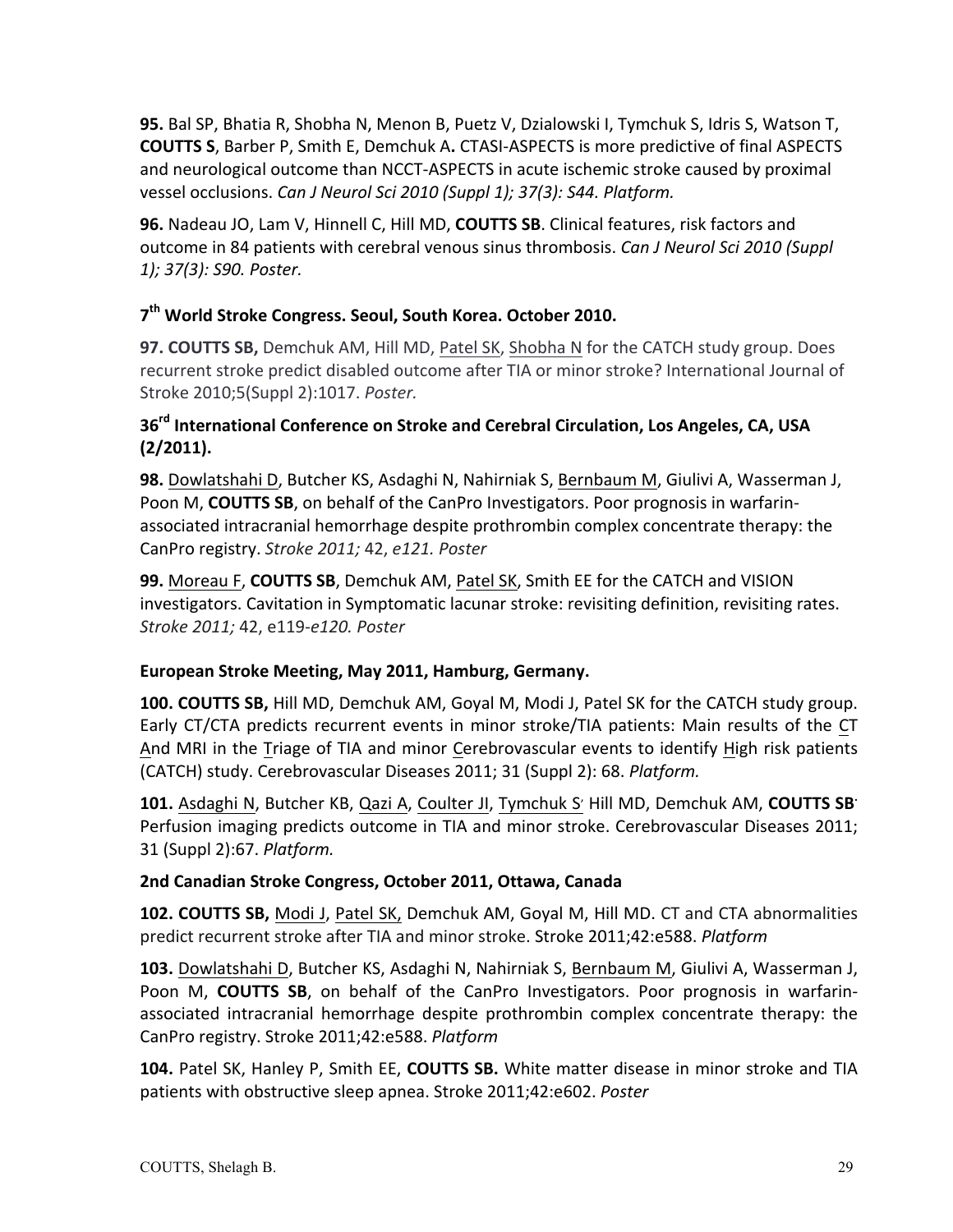**95.** Bal SP, Bhatia R, Shobha N, Menon B, Puetz V, Dzialowski I, Tymchuk S, Idris S, Watson T, **COUTTS S**, Barber P, Smith E, Demchuk A**.** CTASI-ASPECTS is more predictive of final ASPECTS and neurological outcome than NCCT-ASPECTS in acute ischemic stroke caused by proximal vessel occlusions. *Can J Neurol Sci 2010 (Suppl 1); 37(3): S44. Platform.*

**96.** Nadeau JO, Lam V, Hinnell C, Hill MD, **COUTTS SB**. Clinical features, risk factors and outcome in 84 patients with cerebral venous sinus thrombosis. *Can J Neurol Sci 2010 (Suppl 1); 37(3): S90. Poster.*

### 7th World Stroke Congress. Seoul, South Korea. October 2010.

**97. COUTTS SB,** Demchuk AM, Hill MD, Patel SK, Shobha N for the CATCH study group. Does recurrent stroke predict disabled outcome after TIA or minor stroke? International Journal of Stroke 2010;5(Suppl 2):1017. *Poster.*

### 36rd International Conference on Stroke and Cerebral Circulation, Los Angeles, CA, USA (2/2011).

**98.** Dowlatshahi D, Butcher KS, Asdaghi N, Nahirniak S, Bernbaum M, Giulivi A, Wasserman J, Poon M, **COUTTS SB**, on behalf of the CanPro Investigators. Poor prognosis in warfarin-associated intracranial hemorrhage despite prothrombin complex concentrate therapy: the CanPro registry. *Stroke 2011;* 42, *e121. Poster*

**99.** Moreau F, **COUTTS SB**, Demchuk AM, Patel SK, Smith EE for the CATCH and VISION investigators. Cavitation in Symptomatic lacunar stroke: revisiting definition, revisiting rates. *Stroke 2011;* 42, e119-*e120. Poster*

### European Stroke Meeting, May 2011, Hamburg, Germany.

**100. COUTTS SB,** Hill MD, Demchuk AM, Goyal M, Modi J, Patel SK for the CATCH study group. Early CT/CTA predicts recurrent events in minor stroke/TIA patients: Main results of the CT And MRI in the Triage of TIA and minor Cerebrovascular events to identify High risk patients (CATCH) study. Cerebrovascular Diseases 2011; 31 (Suppl 2): 68. *Platform.*

**101.** Asdaghi N, Butcher KB, Qazi A, Coulter JI, Tymchuk S, Hill MD, Demchuk AM, **COUTTS SB**. Perfusion imaging predicts outcome in TIA and minor stroke. Cerebrovascular Diseases 2011; 31 (Suppl 2):67. *Platform.*

### 2nd Canadian Stroke Congress, October 2011, Ottawa, Canada

**102. COUTTS SB,** Modi J, Patel SK, Demchuk AM, Goyal M, Hill MD. CT and CTA abnormalities predict recurrent stroke after TIA and minor stroke. Stroke 2011;42:e588. *Platform*

**103.** Dowlatshahi D, Butcher KS, Asdaghi N, Nahirniak S, Bernbaum M, Giulivi A, Wasserman J, Poon M, **COUTTS SB**, on behalf of the CanPro Investigators. Poor prognosis in warfarin-associated intracranial hemorrhage despite prothrombin complex concentrate therapy: the CanPro registry. Stroke 2011;42:e588. *Platform*

**104.** Patel SK, Hanley P, Smith EE, **COUTTS SB.** White matter disease in minor stroke and TIA patients with obstructive sleep apnea. Stroke 2011;42:e602. *Poster*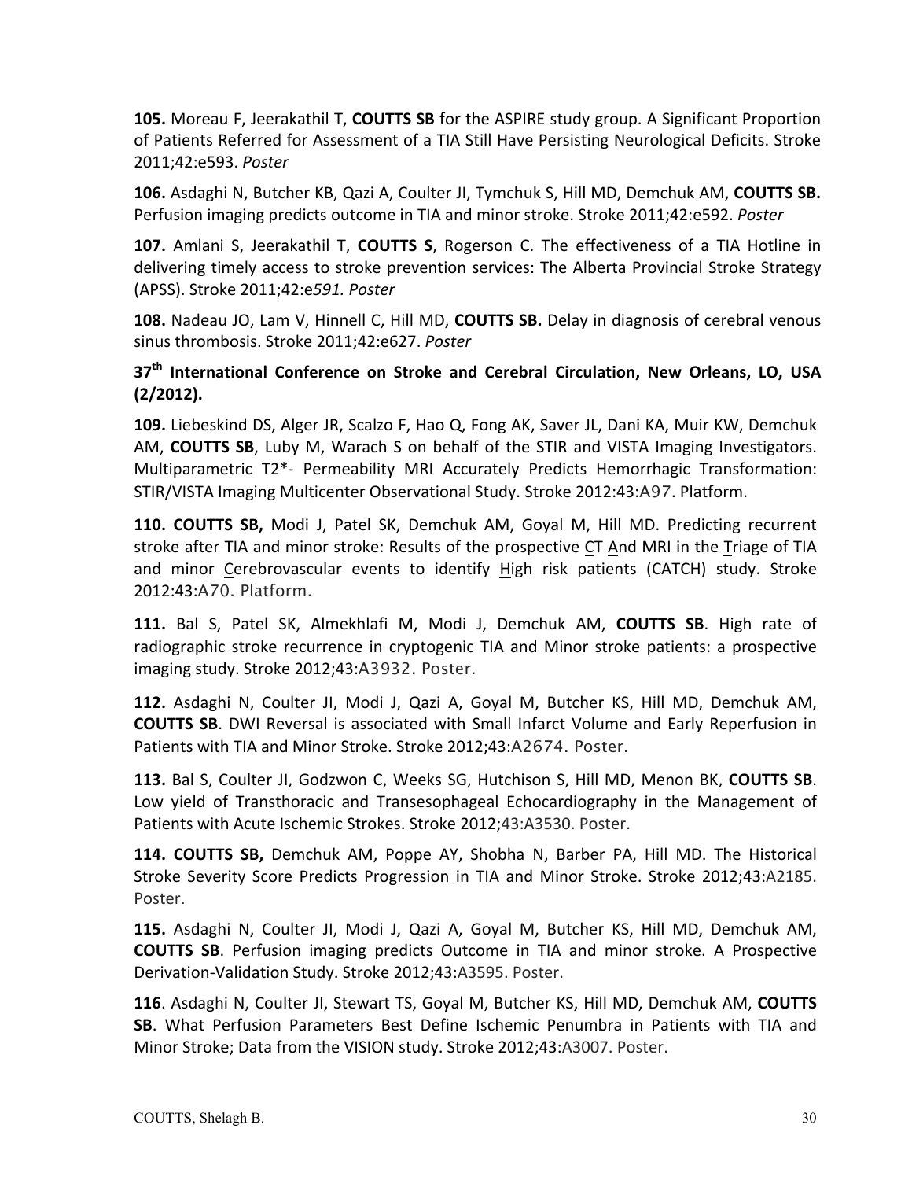**105.** Moreau F, Jeerakathil T, **COUTTS SB** for the ASPIRE study group. A Significant Proportion of Patients Referred for Assessment of a TIA Still Have Persisting Neurological Deficits. Stroke 2011;42:e593. *Poster*

**106.** Asdaghi N, Butcher KB, Qazi A, Coulter JI, Tymchuk S, Hill MD, Demchuk AM, **COUTTS SB.** Perfusion imaging predicts outcome in TIA and minor stroke. Stroke 2011;42:e592. *Poster*

**107.** Amlani S, Jeerakathil T, **COUTTS S**, Rogerson C. The effectiveness of a TIA Hotline in delivering timely access to stroke prevention services: The Alberta Provincial Stroke Strategy (APSS). Stroke 2011;42:e*591. Poster*

**108.** Nadeau JO, Lam V, Hinnell C, Hill MD, **COUTTS SB.** Delay in diagnosis of cerebral venous sinus thrombosis. Stroke 2011;42:e627. *Poster*

**37th International Conference on Stroke and Cerebral Circulation, New Orleans, LO, USA (2/2012).**

**109.** Liebeskind DS, Alger JR, Scalzo F, Hao Q, Fong AK, Saver JL, Dani KA, Muir KW, Demchuk AM, **COUTTS SB**, Luby M, Warach S on behalf of the STIR and VISTA Imaging Investigators. Multiparametric T2*- Permeability MRI Accurately Predicts Hemorrhagic Transformation: STIR/VISTA Imaging Multicenter Observational Study. Stroke 2012:43:A97. Platform.

**110. COUTTS SB,** Modi J, Patel SK, Demchuk AM, Goyal M, Hill MD. Predicting recurrent stroke after TIA and minor stroke: Results of the prospective CT And MRI in the Triage of TIA and minor Cerebrovascular events to identify High risk patients (CATCH) study. Stroke 2012:43:A70. Platform.

**111.** Bal S, Patel SK, Almekhlafi M, Modi J, Demchuk AM, **COUTTS SB**. High rate of radiographic stroke recurrence in cryptogenic TIA and Minor stroke patients: a prospective imaging study. Stroke 2012;43:A3932. Poster.

**112.** Asdaghi N, Coulter JI, Modi J, Qazi A, Goyal M, Butcher KS, Hill MD, Demchuk AM, **COUTTS SB**. DWI Reversal is associated with Small Infarct Volume and Early Reperfusion in Patients with TIA and Minor Stroke. Stroke 2012;43:A2674. Poster.

**113.** Bal S, Coulter JI, Godzwon C, Weeks SG, Hutchison S, Hill MD, Menon BK, **COUTTS SB**. Low yield of Transthoracic and Transesophageal Echocardiography in the Management of Patients with Acute Ischemic Strokes. Stroke 2012;43:A3530. Poster.

**114. COUTTS SB,** Demchuk AM, Poppe AY, Shobha N, Barber PA, Hill MD. The Historical Stroke Severity Score Predicts Progression in TIA and Minor Stroke. Stroke 2012;43:A2185. Poster.

**115.** Asdaghi N, Coulter JI, Modi J, Qazi A, Goyal M, Butcher KS, Hill MD, Demchuk AM, **COUTTS SB**. Perfusion imaging predicts Outcome in TIA and minor stroke. A Prospective Derivation-Validation Study. Stroke 2012;43:A3595. Poster.

**116**. Asdaghi N, Coulter JI, Stewart TS, Goyal M, Butcher KS, Hill MD, Demchuk AM, **COUTTS SB**. What Perfusion Parameters Best Define Ischemic Penumbra in Patients with TIA and Minor Stroke; Data from the VISION study. Stroke 2012;43:A3007. Poster.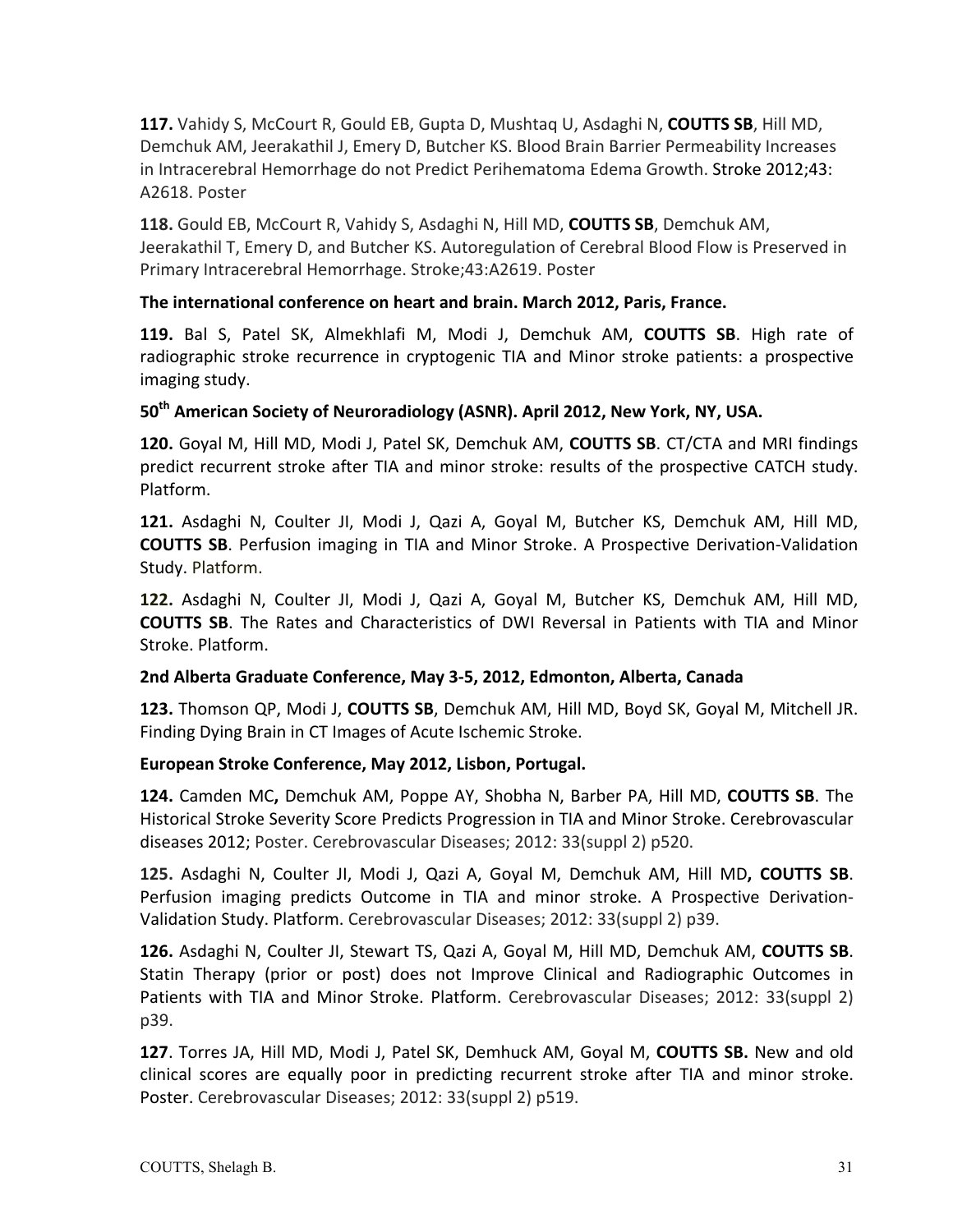**117.** Vahidy S, McCourt R, Gould EB, Gupta D, Mushtaq U, Asdaghi N, **COUTTS SB**, Hill MD, Demchuk AM, Jeerakathil J, Emery D, Butcher KS. Blood Brain Barrier Permeability Increases in Intracerebral Hemorrhage do not Predict Perihematoma Edema Growth. Stroke 2012;43: A2618. Poster

**118.** Gould EB, McCourt R, Vahidy S, Asdaghi N, Hill MD, **COUTTS SB**, Demchuk AM, Jeerakathil T, Emery D, and Butcher KS. Autoregulation of Cerebral Blood Flow is Preserved in Primary Intracerebral Hemorrhage. Stroke;43:A2619. Poster

**The international conference on heart and brain. March 2012, Paris, France.**

**119.** Bal S, Patel SK, Almekhlafi M, Modi J, Demchuk AM, **COUTTS SB**. High rate of radiographic stroke recurrence in cryptogenic TIA and Minor stroke patients: a prospective imaging study.

**50th American Society of Neuroradiology (ASNR). April 2012, New York, NY, USA.**

**120.** Goyal M, Hill MD, Modi J, Patel SK, Demchuk AM, **COUTTS SB**. CT/CTA and MRI findings predict recurrent stroke after TIA and minor stroke: results of the prospective CATCH study. Platform.

**121.** Asdaghi N, Coulter JI, Modi J, Qazi A, Goyal M, Butcher KS, Demchuk AM, Hill MD, **COUTTS SB**. Perfusion imaging in TIA and Minor Stroke. A Prospective Derivation-Validation Study. Platform.

**122.** Asdaghi N, Coulter JI, Modi J, Qazi A, Goyal M, Butcher KS, Demchuk AM, Hill MD, **COUTTS SB**. The Rates and Characteristics of DWI Reversal in Patients with TIA and Minor Stroke. Platform.

**2nd Alberta Graduate Conference, May 3-5, 2012, Edmonton, Alberta, Canada**

**123.** Thomson QP, Modi J, **COUTTS SB**, Demchuk AM, Hill MD, Boyd SK, Goyal M, Mitchell JR. Finding Dying Brain in CT Images of Acute Ischemic Stroke.

**European Stroke Conference, May 2012, Lisbon, Portugal.**

**124.** Camden MC**,** Demchuk AM, Poppe AY, Shobha N, Barber PA, Hill MD, **COUTTS SB**. The Historical Stroke Severity Score Predicts Progression in TIA and Minor Stroke. Cerebrovascular diseases 2012; Poster. Cerebrovascular Diseases; 2012: 33(suppl 2) p520.

**125.** Asdaghi N, Coulter JI, Modi J, Qazi A, Goyal M, Demchuk AM, Hill MD**, COUTTS SB**. Perfusion imaging predicts Outcome in TIA and minor stroke. A Prospective Derivation-Validation Study. Platform. Cerebrovascular Diseases; 2012: 33(suppl 2) p39.

**126.** Asdaghi N, Coulter JI, Stewart TS, Qazi A, Goyal M, Hill MD, Demchuk AM, **COUTTS SB**. Statin Therapy (prior or post) does not Improve Clinical and Radiographic Outcomes in Patients with TIA and Minor Stroke. Platform. Cerebrovascular Diseases; 2012: 33(suppl 2) p39.

**127**. Torres JA, Hill MD, Modi J, Patel SK, Demhuck AM, Goyal M, **COUTTS SB.** New and old clinical scores are equally poor in predicting recurrent stroke after TIA and minor stroke. Poster. Cerebrovascular Diseases; 2012: 33(suppl 2) p519.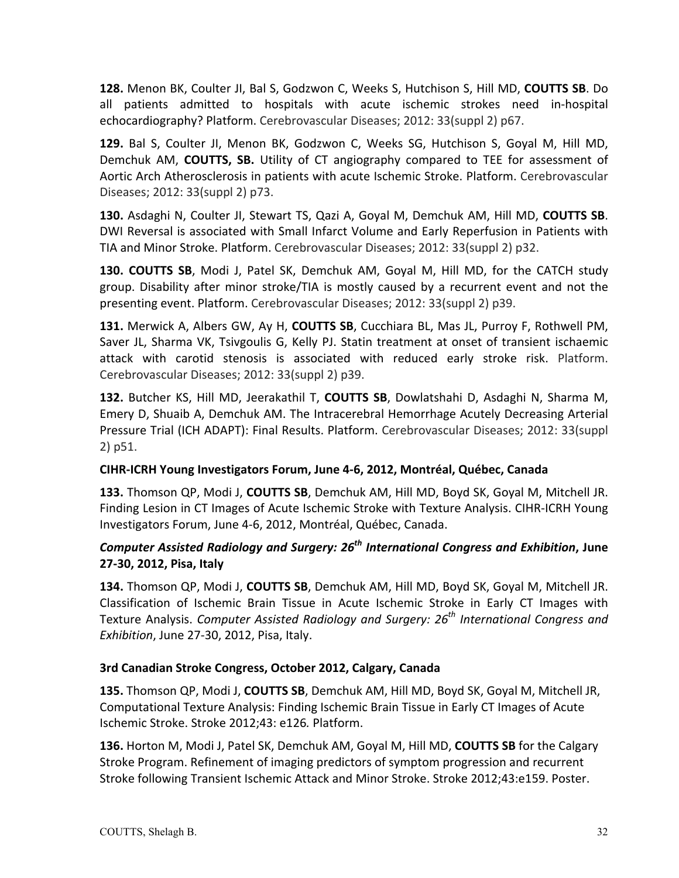**128.** Menon BK, Coulter JI, Bal S, Godzwon C, Weeks S, Hutchison S, Hill MD, **COUTTS SB**. Do all patients admitted to hospitals with acute ischemic strokes need in-hospital echocardiography? Platform. Cerebrovascular Diseases; 2012: 33(suppl 2) p67.

**129.** Bal S, Coulter JI, Menon BK, Godzwon C, Weeks SG, Hutchison S, Goyal M, Hill MD, Demchuk AM, **COUTTS, SB.** Utility of CT angiography compared to TEE for assessment of Aortic Arch Atherosclerosis in patients with acute Ischemic Stroke. Platform. Cerebrovascular Diseases; 2012: 33(suppl 2) p73.

**130.** Asdaghi N, Coulter JI, Stewart TS, Qazi A, Goyal M, Demchuk AM, Hill MD, **COUTTS SB**. DWI Reversal is associated with Small Infarct Volume and Early Reperfusion in Patients with TIA and Minor Stroke. Platform. Cerebrovascular Diseases; 2012: 33(suppl 2) p32.

**130. COUTTS SB**, Modi J, Patel SK, Demchuk AM, Goyal M, Hill MD, for the CATCH study group. Disability after minor stroke/TIA is mostly caused by a recurrent event and not the presenting event. Platform. Cerebrovascular Diseases; 2012: 33(suppl 2) p39.

**131.** Merwick A, Albers GW, Ay H, **COUTTS SB**, Cucchiara BL, Mas JL, Purroy F, Rothwell PM, Saver JL, Sharma VK, Tsivgoulis G, Kelly PJ. Statin treatment at onset of transient ischaemic attack with carotid stenosis is associated with reduced early stroke risk. Platform. Cerebrovascular Diseases; 2012: 33(suppl 2) p39.

**132.** Butcher KS, Hill MD, Jeerakathil T, **COUTTS SB**, Dowlatshahi D, Asdaghi N, Sharma M, Emery D, Shuaib A, Demchuk AM. The Intracerebral Hemorrhage Acutely Decreasing Arterial Pressure Trial (ICH ADAPT): Final Results. Platform. Cerebrovascular Diseases; 2012: 33(suppl 2) p51.

**CIHR-ICRH Young Investigators Forum, June 4-6, 2012, Montréal, Québec, Canada**

**133.** Thomson QP, Modi J, **COUTTS SB**, Demchuk AM, Hill MD, Boyd SK, Goyal M, Mitchell JR. Finding Lesion in CT Images of Acute Ischemic Stroke with Texture Analysis. CIHR-ICRH Young Investigators Forum, June 4-6, 2012, Montréal, Québec, Canada.

***Computer Assisted Radiology and Surgery: 26th International Congress and Exhibition*, June 27-30, 2012, Pisa, Italy**

**134.** Thomson QP, Modi J, **COUTTS SB**, Demchuk AM, Hill MD, Boyd SK, Goyal M, Mitchell JR. Classification of Ischemic Brain Tissue in Acute Ischemic Stroke in Early CT Images with Texture Analysis. *Computer Assisted Radiology and Surgery: 26th International Congress and Exhibition*, June 27-30, 2012, Pisa, Italy.

**3rd Canadian Stroke Congress, October 2012, Calgary, Canada**

**135.** Thomson QP, Modi J, **COUTTS SB**, Demchuk AM, Hill MD, Boyd SK, Goyal M, Mitchell JR, Computational Texture Analysis: Finding Ischemic Brain Tissue in Early CT Images of Acute Ischemic Stroke. Stroke 2012;43: e126*.* Platform.

**136.** Horton M, Modi J, Patel SK, Demchuk AM, Goyal M, Hill MD, **COUTTS SB** for the Calgary Stroke Program. Refinement of imaging predictors of symptom progression and recurrent Stroke following Transient Ischemic Attack and Minor Stroke. Stroke 2012;43:e159. Poster.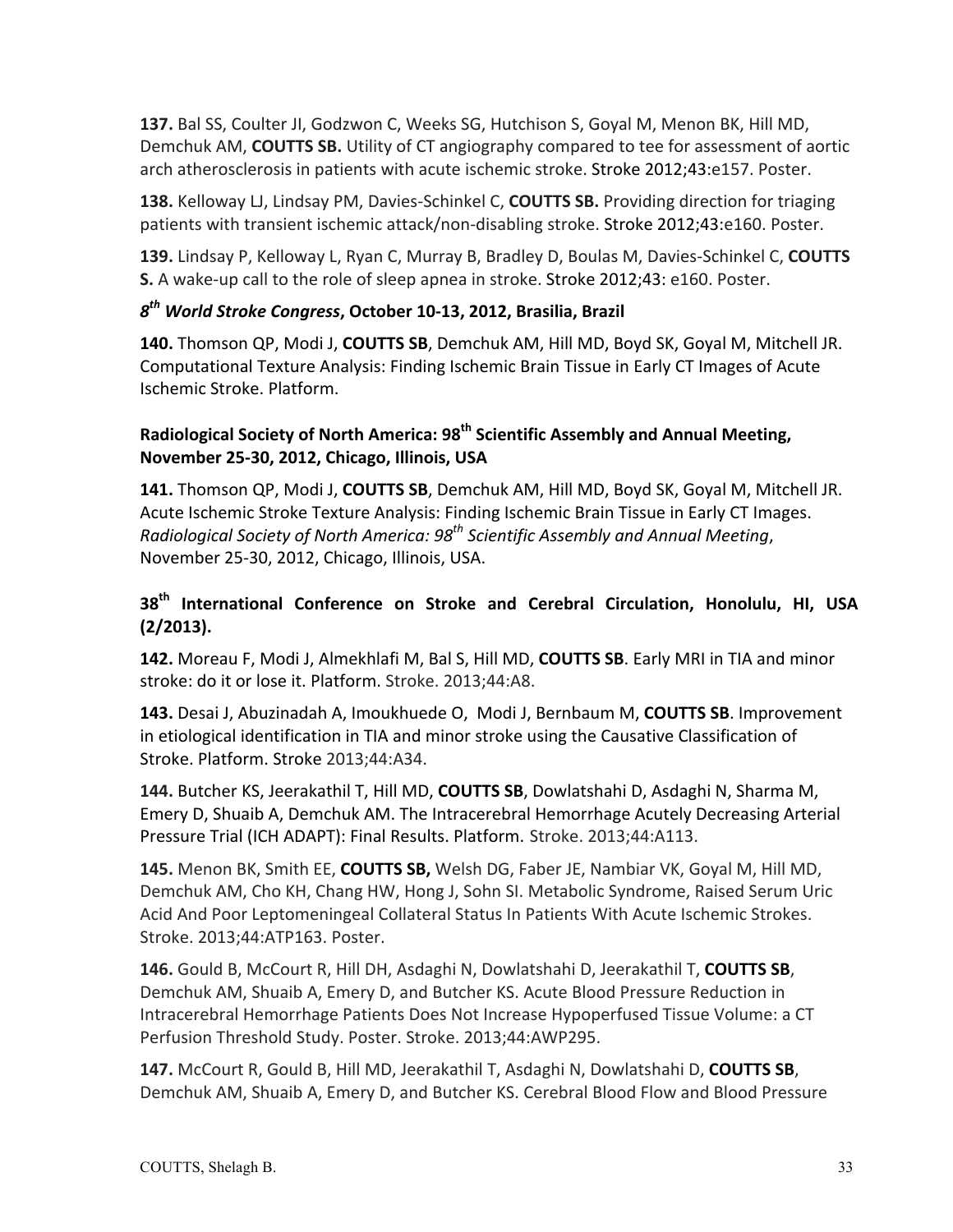**137.** Bal SS, Coulter JI, Godzwon C, Weeks SG, Hutchison S, Goyal M, Menon BK, Hill MD, Demchuk AM, **COUTTS SB.** Utility of CT angiography compared to tee for assessment of aortic arch atherosclerosis in patients with acute ischemic stroke. Stroke 2012;43:e157. Poster.

**138.** Kelloway LJ, Lindsay PM, Davies-Schinkel C, **COUTTS SB.** Providing direction for triaging patients with transient ischemic attack/non-disabling stroke. Stroke 2012;43:e160. Poster.

**139.** Lindsay P, Kelloway L, Ryan C, Murray B, Bradley D, Boulas M, Davies-Schinkel C, **COUTTS S.** A wake-up call to the role of sleep apnea in stroke. Stroke 2012;43: e160. Poster.

### *8th World Stroke Congress*, October 10-13, 2012, Brasilia, Brazil

**140.** Thomson QP, Modi J, **COUTTS SB**, Demchuk AM, Hill MD, Boyd SK, Goyal M, Mitchell JR. Computational Texture Analysis: Finding Ischemic Brain Tissue in Early CT Images of Acute Ischemic Stroke. Platform.

### Radiological Society of North America: 98th Scientific Assembly and Annual Meeting, November 25-30, 2012, Chicago, Illinois, USA

**141.** Thomson QP, Modi J, **COUTTS SB**, Demchuk AM, Hill MD, Boyd SK, Goyal M, Mitchell JR. Acute Ischemic Stroke Texture Analysis: Finding Ischemic Brain Tissue in Early CT Images. *Radiological Society of North America: 98th Scientific Assembly and Annual Meeting*, November 25-30, 2012, Chicago, Illinois, USA.

### 38th International Conference on Stroke and Cerebral Circulation, Honolulu, HI, USA (2/2013).

**142.** Moreau F, Modi J, Almekhlafi M, Bal S, Hill MD, **COUTTS SB**. Early MRI in TIA and minor stroke: do it or lose it. Platform. Stroke. 2013;44:A8.

**143.** Desai J, Abuzinadah A, Imoukhuede O, Modi J, Bernbaum M, **COUTTS SB**. Improvement in etiological identification in TIA and minor stroke using the Causative Classification of Stroke. Platform. Stroke 2013;44:A34.

**144.** Butcher KS, Jeerakathil T, Hill MD, **COUTTS SB**, Dowlatshahi D, Asdaghi N, Sharma M, Emery D, Shuaib A, Demchuk AM. The Intracerebral Hemorrhage Acutely Decreasing Arterial Pressure Trial (ICH ADAPT): Final Results. Platform. Stroke. 2013;44:A113.

**145.** Menon BK, Smith EE, **COUTTS SB,** Welsh DG, Faber JE, Nambiar VK, Goyal M, Hill MD, Demchuk AM, Cho KH, Chang HW, Hong J, Sohn SI. Metabolic Syndrome, Raised Serum Uric Acid And Poor Leptomeningeal Collateral Status In Patients With Acute Ischemic Strokes. Stroke. 2013;44:ATP163. Poster.

**146.** Gould B, McCourt R, Hill DH, Asdaghi N, Dowlatshahi D, Jeerakathil T, **COUTTS SB**, Demchuk AM, Shuaib A, Emery D, and Butcher KS. Acute Blood Pressure Reduction in Intracerebral Hemorrhage Patients Does Not Increase Hypoperfused Tissue Volume: a CT Perfusion Threshold Study. Poster. Stroke. 2013;44:AWP295.

**147.** McCourt R, Gould B, Hill MD, Jeerakathil T, Asdaghi N, Dowlatshahi D, **COUTTS SB**, Demchuk AM, Shuaib A, Emery D, and Butcher KS. Cerebral Blood Flow and Blood Pressure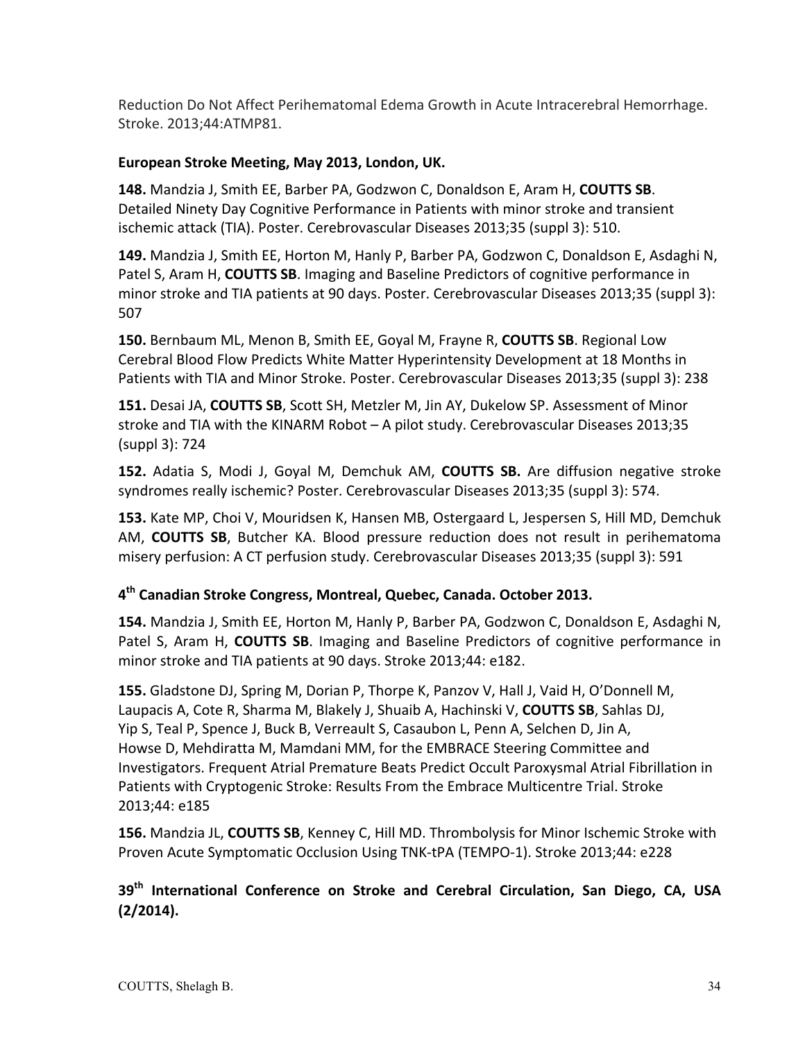Reduction Do Not Affect Perihematomal Edema Growth in Acute Intracerebral Hemorrhage. Stroke. 2013;44:ATMP81.

**European Stroke Meeting, May 2013, London, UK.**

**148.** Mandzia J, Smith EE, Barber PA, Godzwon C, Donaldson E, Aram H, **COUTTS SB**. Detailed Ninety Day Cognitive Performance in Patients with minor stroke and transient ischemic attack (TIA). Poster. Cerebrovascular Diseases 2013;35 (suppl 3): 510.

**149.** Mandzia J, Smith EE, Horton M, Hanly P, Barber PA, Godzwon C, Donaldson E, Asdaghi N, Patel S, Aram H, **COUTTS SB**. Imaging and Baseline Predictors of cognitive performance in minor stroke and TIA patients at 90 days. Poster. Cerebrovascular Diseases 2013;35 (suppl 3): 507

**150.** Bernbaum ML, Menon B, Smith EE, Goyal M, Frayne R, **COUTTS SB**. Regional Low Cerebral Blood Flow Predicts White Matter Hyperintensity Development at 18 Months in Patients with TIA and Minor Stroke. Poster. Cerebrovascular Diseases 2013;35 (suppl 3): 238

**151.** Desai JA, **COUTTS SB**, Scott SH, Metzler M, Jin AY, Dukelow SP. Assessment of Minor stroke and TIA with the KINARM Robot – A pilot study. Cerebrovascular Diseases 2013;35 (suppl 3): 724

**152.** Adatia S, Modi J, Goyal M, Demchuk AM, **COUTTS SB.** Are diffusion negative stroke syndromes really ischemic? Poster. Cerebrovascular Diseases 2013;35 (suppl 3): 574.

**153.** Kate MP, Choi V, Mouridsen K, Hansen MB, Ostergaard L, Jespersen S, Hill MD, Demchuk AM, **COUTTS SB**, Butcher KA. Blood pressure reduction does not result in perihematoma misery perfusion: A CT perfusion study. Cerebrovascular Diseases 2013;35 (suppl 3): 591

**4th Canadian Stroke Congress, Montreal, Quebec, Canada. October 2013.**

**154.** Mandzia J, Smith EE, Horton M, Hanly P, Barber PA, Godzwon C, Donaldson E, Asdaghi N, Patel S, Aram H, **COUTTS SB**. Imaging and Baseline Predictors of cognitive performance in minor stroke and TIA patients at 90 days. Stroke 2013;44: e182.

**155.** Gladstone DJ, Spring M, Dorian P, Thorpe K, Panzov V, Hall J, Vaid H, O'Donnell M, Laupacis A, Cote R, Sharma M, Blakely J, Shuaib A, Hachinski V, **COUTTS SB**, Sahlas DJ, Yip S, Teal P, Spence J, Buck B, Verreault S, Casaubon L, Penn A, Selchen D, Jin A, Howse D, Mehdiratta M, Mamdani MM, for the EMBRACE Steering Committee and Investigators. Frequent Atrial Premature Beats Predict Occult Paroxysmal Atrial Fibrillation in Patients with Cryptogenic Stroke: Results From the Embrace Multicentre Trial. Stroke 2013;44: e185

**156.** Mandzia JL, **COUTTS SB**, Kenney C, Hill MD. Thrombolysis for Minor Ischemic Stroke with Proven Acute Symptomatic Occlusion Using TNK-tPA (TEMPO-1). Stroke 2013;44: e228

**39th International Conference on Stroke and Cerebral Circulation, San Diego, CA, USA (2/2014).**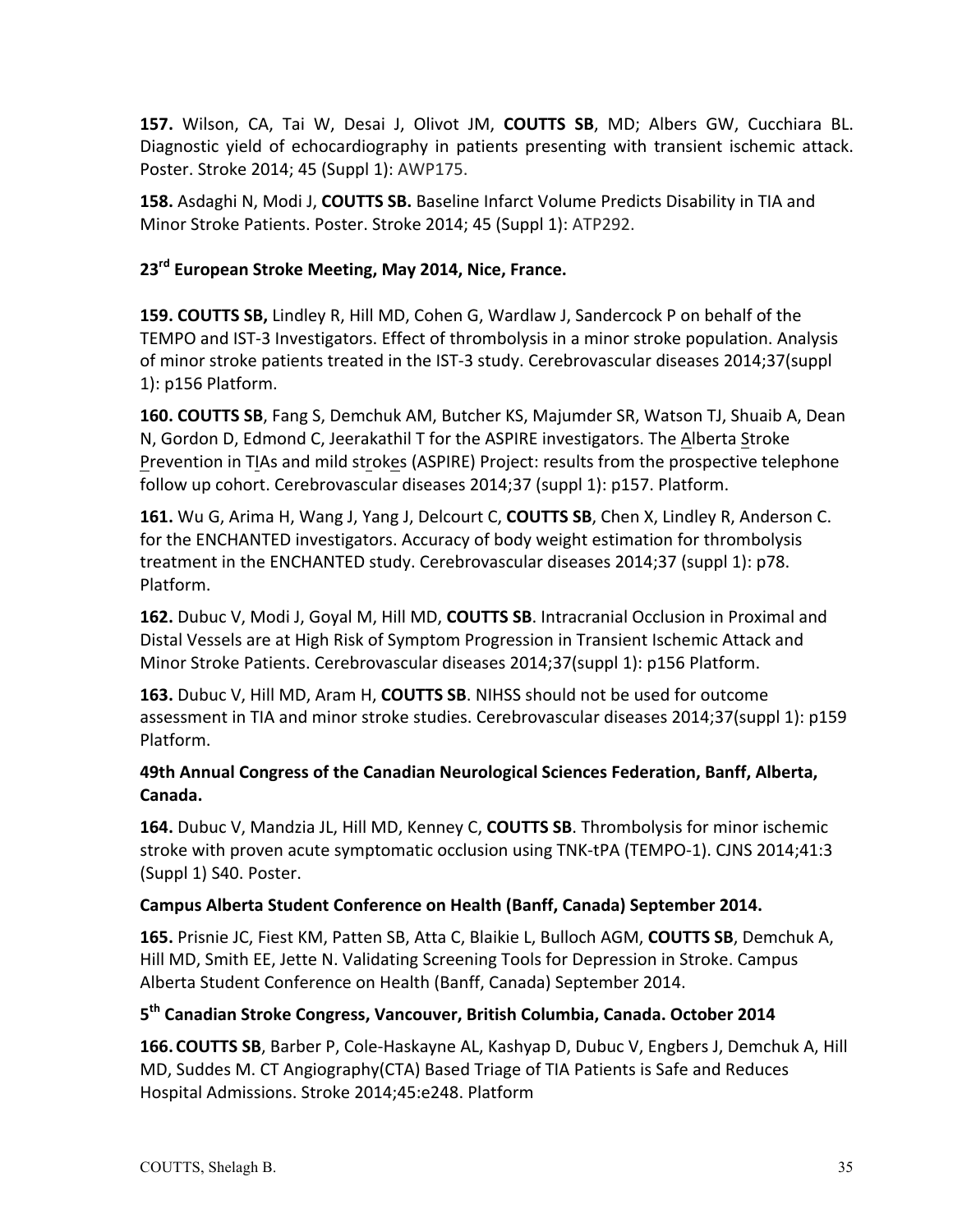**157.** Wilson, CA, Tai W, Desai J, Olivot JM, **COUTTS SB**, MD; Albers GW, Cucchiara BL. Diagnostic yield of echocardiography in patients presenting with transient ischemic attack. Poster. Stroke 2014; 45 (Suppl 1): AWP175.

**158.** Asdaghi N, Modi J, **COUTTS SB.** Baseline Infarct Volume Predicts Disability in TIA and Minor Stroke Patients. Poster. Stroke 2014; 45 (Suppl 1): ATP292.

**23rd European Stroke Meeting, May 2014, Nice, France.**

**159. COUTTS SB,** Lindley R, Hill MD, Cohen G, Wardlaw J, Sandercock P on behalf of the TEMPO and IST-3 Investigators. Effect of thrombolysis in a minor stroke population. Analysis of minor stroke patients treated in the IST-3 study. Cerebrovascular diseases 2014;37(suppl 1): p156 Platform.

**160. COUTTS SB**, Fang S, Demchuk AM, Butcher KS, Majumder SR, Watson TJ, Shuaib A, Dean N, Gordon D, Edmond C, Jeerakathil T for the ASPIRE investigators. The Alberta Stroke Prevention in TIAs and mild strokes (ASPIRE) Project: results from the prospective telephone follow up cohort. Cerebrovascular diseases 2014;37 (suppl 1): p157. Platform.

**161.** Wu G, Arima H, Wang J, Yang J, Delcourt C, **COUTTS SB**, Chen X, Lindley R, Anderson C. for the ENCHANTED investigators. Accuracy of body weight estimation for thrombolysis treatment in the ENCHANTED study. Cerebrovascular diseases 2014;37 (suppl 1): p78. Platform.

**162.** Dubuc V, Modi J, Goyal M, Hill MD, **COUTTS SB**. Intracranial Occlusion in Proximal and Distal Vessels are at High Risk of Symptom Progression in Transient Ischemic Attack and Minor Stroke Patients. Cerebrovascular diseases 2014;37(suppl 1): p156 Platform.

**163.** Dubuc V, Hill MD, Aram H, **COUTTS SB**. NIHSS should not be used for outcome assessment in TIA and minor stroke studies. Cerebrovascular diseases 2014;37(suppl 1): p159 Platform.

**49th Annual Congress of the Canadian Neurological Sciences Federation, Banff, Alberta, Canada.**

**164.** Dubuc V, Mandzia JL, Hill MD, Kenney C, **COUTTS SB**. Thrombolysis for minor ischemic stroke with proven acute symptomatic occlusion using TNK-tPA (TEMPO-1). CJNS 2014;41:3 (Suppl 1) S40. Poster.

**Campus Alberta Student Conference on Health (Banff, Canada) September 2014.**

**165.** Prisnie JC, Fiest KM, Patten SB, Atta C, Blaikie L, Bulloch AGM, **COUTTS SB**, Demchuk A, Hill MD, Smith EE, Jette N. Validating Screening Tools for Depression in Stroke. Campus Alberta Student Conference on Health (Banff, Canada) September 2014.

**5th Canadian Stroke Congress, Vancouver, British Columbia, Canada. October 2014**

**166. COUTTS SB**, Barber P, Cole-Haskayne AL, Kashyap D, Dubuc V, Engbers J, Demchuk A, Hill MD, Suddes M. CT Angiography(CTA) Based Triage of TIA Patients is Safe and Reduces Hospital Admissions. Stroke 2014;45:e248. Platform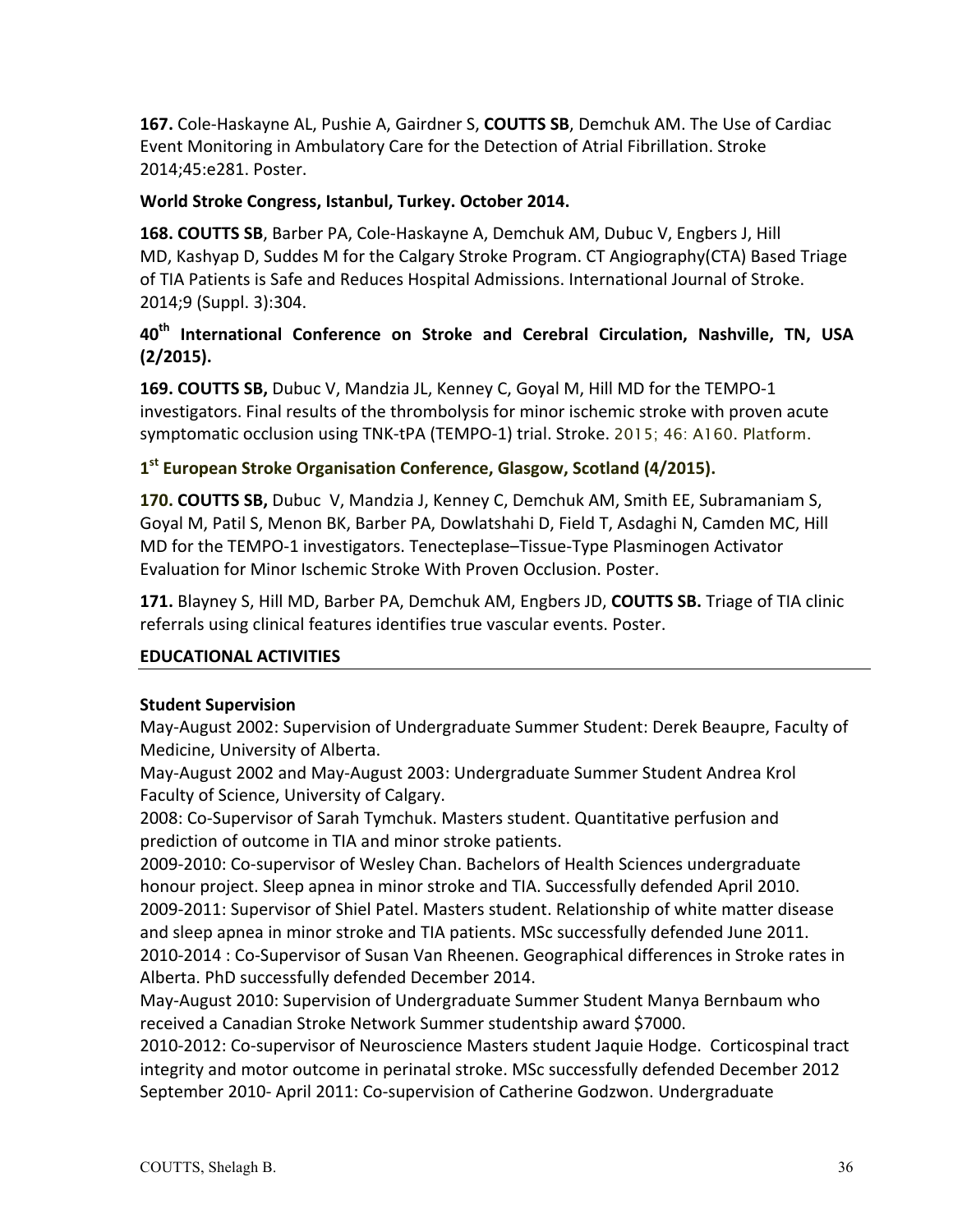**167.** Cole-Haskayne AL, Pushie A, Gairdner S, **COUTTS SB**, Demchuk AM. The Use of Cardiac Event Monitoring in Ambulatory Care for the Detection of Atrial Fibrillation. Stroke 2014;45:e281. Poster.

**World Stroke Congress, Istanbul, Turkey. October 2014.**

**168. COUTTS SB**, Barber PA, Cole-Haskayne A, Demchuk AM, Dubuc V, Engbers J, Hill MD, Kashyap D, Suddes M for the Calgary Stroke Program. CT Angiography(CTA) Based Triage of TIA Patients is Safe and Reduces Hospital Admissions. International Journal of Stroke. 2014;9 (Suppl. 3):304.

**40th International Conference on Stroke and Cerebral Circulation, Nashville, TN, USA (2/2015).**

**169. COUTTS SB,** Dubuc V, Mandzia JL, Kenney C, Goyal M, Hill MD for the TEMPO-1 investigators. Final results of the thrombolysis for minor ischemic stroke with proven acute symptomatic occlusion using TNK-tPA (TEMPO-1) trial. Stroke. 2015; 46: A160. Platform.

**1st European Stroke Organisation Conference, Glasgow, Scotland (4/2015).**

**170. COUTTS SB,** Dubuc V, Mandzia J, Kenney C, Demchuk AM, Smith EE, Subramaniam S, Goyal M, Patil S, Menon BK, Barber PA, Dowlatshahi D, Field T, Asdaghi N, Camden MC, Hill MD for the TEMPO-1 investigators. Tenecteplase–Tissue-Type Plasminogen Activator Evaluation for Minor Ischemic Stroke With Proven Occlusion. Poster.

**171.** Blayney S, Hill MD, Barber PA, Demchuk AM, Engbers JD, **COUTTS SB.** Triage of TIA clinic referrals using clinical features identifies true vascular events. Poster.

## EDUCATIONAL ACTIVITIES

**Student Supervision**

May-August 2002: Supervision of Undergraduate Summer Student: Derek Beaupre, Faculty of Medicine, University of Alberta.

May-August 2002 and May-August 2003: Undergraduate Summer Student Andrea Krol Faculty of Science, University of Calgary.

2008: Co-Supervisor of Sarah Tymchuk. Masters student. Quantitative perfusion and prediction of outcome in TIA and minor stroke patients.

2009-2010: Co-supervisor of Wesley Chan. Bachelors of Health Sciences undergraduate honour project. Sleep apnea in minor stroke and TIA. Successfully defended April 2010.

2009-2011: Supervisor of Shiel Patel. Masters student. Relationship of white matter disease and sleep apnea in minor stroke and TIA patients. MSc successfully defended June 2011.

2010-2014 : Co-Supervisor of Susan Van Rheenen. Geographical differences in Stroke rates in Alberta. PhD successfully defended December 2014.

May-August 2010: Supervision of Undergraduate Summer Student Manya Bernbaum who received a Canadian Stroke Network Summer studentship award $7000.

2010-2012: Co-supervisor of Neuroscience Masters student Jaquie Hodge. Corticospinal tract integrity and motor outcome in perinatal stroke. MSc successfully defended December 2012

September 2010- April 2011: Co-supervision of Catherine Godzwon. Undergraduate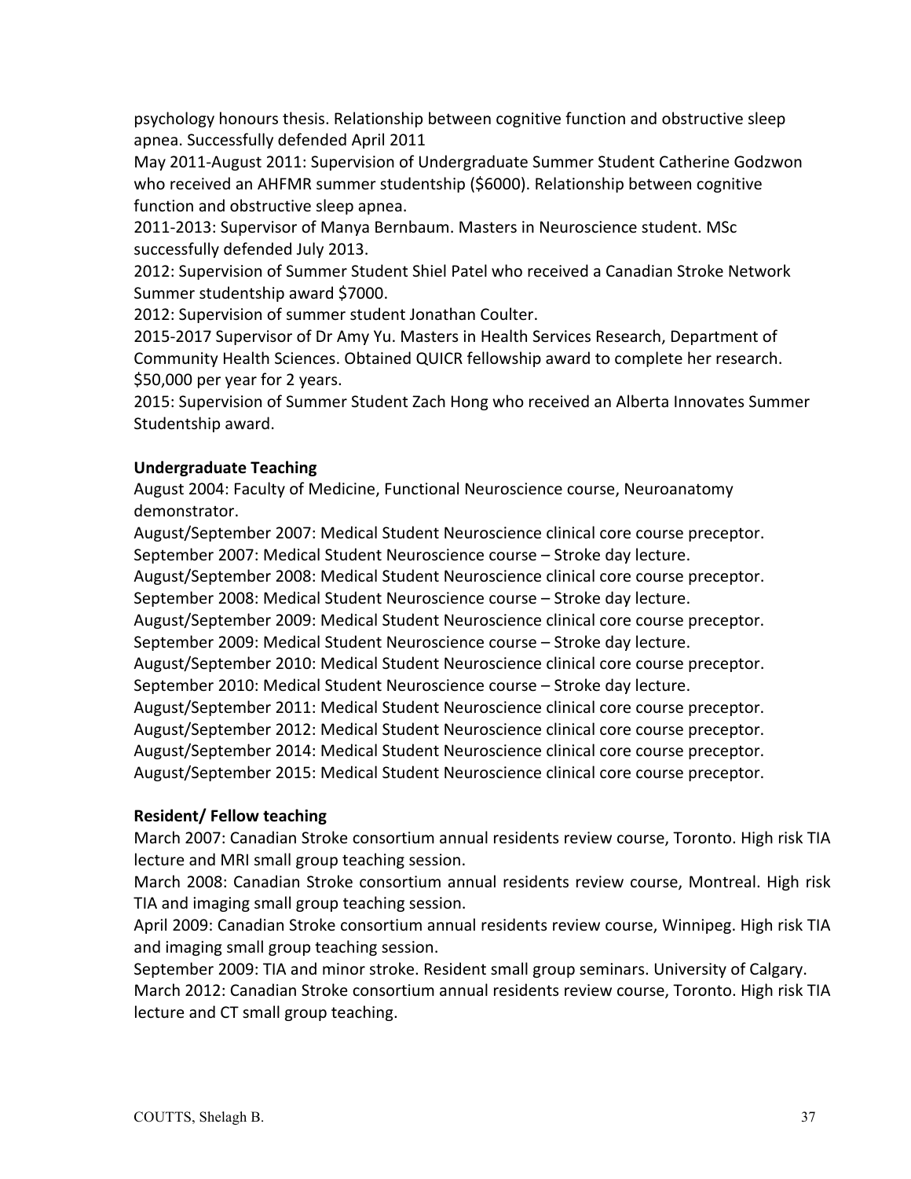psychology honours thesis. Relationship between cognitive function and obstructive sleep apnea. Successfully defended April 2011

May 2011-August 2011: Supervision of Undergraduate Summer Student Catherine Godzwon who received an AHFMR summer studentship ($6000). Relationship between cognitive function and obstructive sleep apnea.

2011-2013: Supervisor of Manya Bernbaum. Masters in Neuroscience student. MSc successfully defended July 2013.

2012: Supervision of Summer Student Shiel Patel who received a Canadian Stroke Network Summer studentship award $7000.

2012: Supervision of summer student Jonathan Coulter.

2015-2017 Supervisor of Dr Amy Yu. Masters in Health Services Research, Department of Community Health Sciences. Obtained QUICR fellowship award to complete her research. $50,000 per year for 2 years.

2015: Supervision of Summer Student Zach Hong who received an Alberta Innovates Summer Studentship award.

**Undergraduate Teaching**

August 2004: Faculty of Medicine, Functional Neuroscience course, Neuroanatomy demonstrator.

August/September 2007: Medical Student Neuroscience clinical core course preceptor.

September 2007: Medical Student Neuroscience course – Stroke day lecture.

August/September 2008: Medical Student Neuroscience clinical core course preceptor.

September 2008: Medical Student Neuroscience course – Stroke day lecture.

August/September 2009: Medical Student Neuroscience clinical core course preceptor.

September 2009: Medical Student Neuroscience course – Stroke day lecture.

August/September 2010: Medical Student Neuroscience clinical core course preceptor.

September 2010: Medical Student Neuroscience course – Stroke day lecture.

August/September 2011: Medical Student Neuroscience clinical core course preceptor.

August/September 2012: Medical Student Neuroscience clinical core course preceptor.

August/September 2014: Medical Student Neuroscience clinical core course preceptor.

August/September 2015: Medical Student Neuroscience clinical core course preceptor.

**Resident/ Fellow teaching**

March 2007: Canadian Stroke consortium annual residents review course, Toronto. High risk TIA lecture and MRI small group teaching session.

March 2008: Canadian Stroke consortium annual residents review course, Montreal. High risk TIA and imaging small group teaching session.

April 2009: Canadian Stroke consortium annual residents review course, Winnipeg. High risk TIA and imaging small group teaching session.

September 2009: TIA and minor stroke. Resident small group seminars. University of Calgary.

March 2012: Canadian Stroke consortium annual residents review course, Toronto. High risk TIA lecture and CT small group teaching.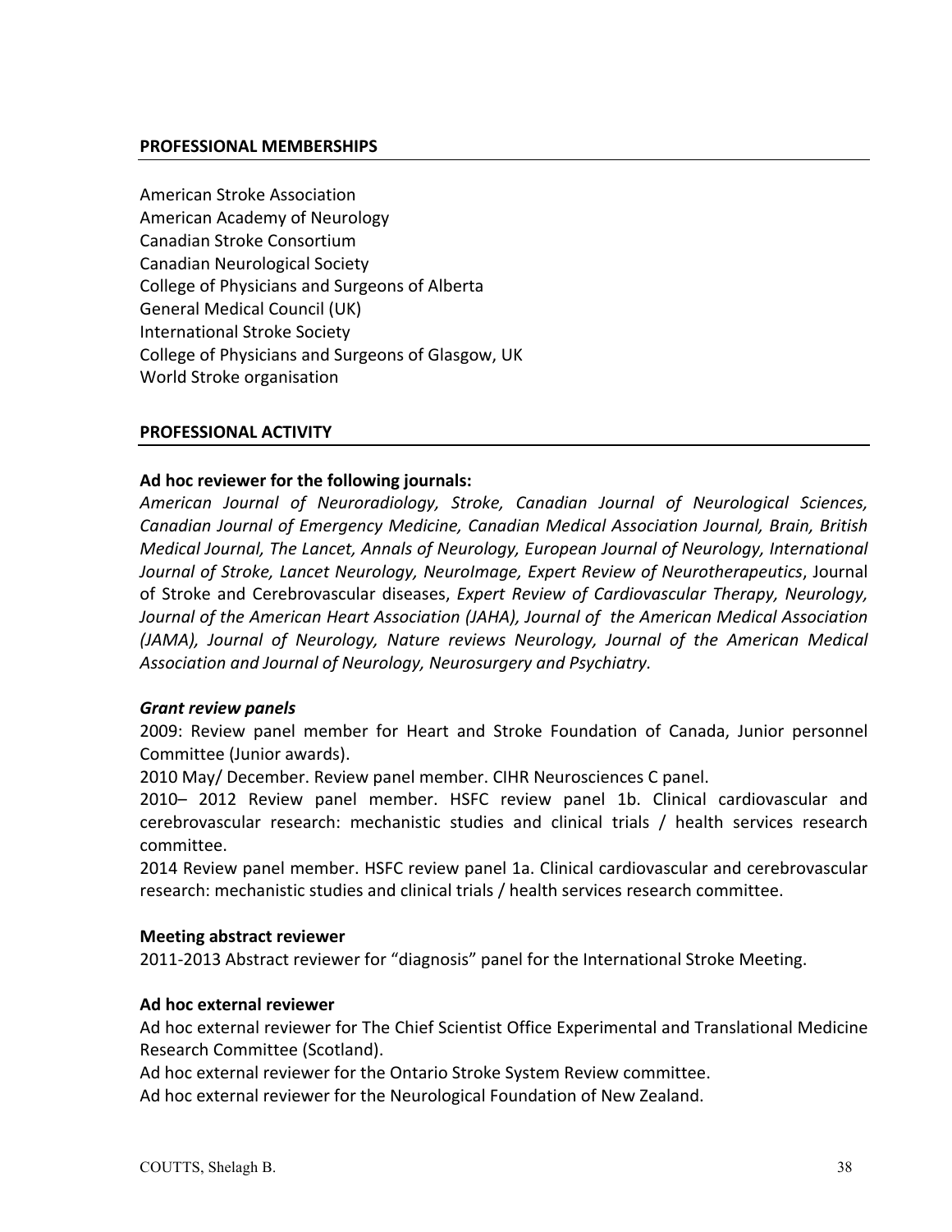## PROFESSIONAL MEMBERSHIPS

American Stroke Association
American Academy of Neurology
Canadian Stroke Consortium
Canadian Neurological Society
College of Physicians and Surgeons of Alberta
General Medical Council (UK)
International Stroke Society
College of Physicians and Surgeons of Glasgow, UK
World Stroke organisation

## PROFESSIONAL ACTIVITY

### Ad hoc reviewer for the following journals:

*American Journal of Neuroradiology, Stroke, Canadian Journal of Neurological Sciences, Canadian Journal of Emergency Medicine, Canadian Medical Association Journal, Brain, British Medical Journal, The Lancet, Annals of Neurology, European Journal of Neurology, International Journal of Stroke, Lancet Neurology, NeuroImage, Expert Review of Neurotherapeutics*, Journal of Stroke and Cerebrovascular diseases, *Expert Review of Cardiovascular Therapy, Neurology, Journal of the American Heart Association (JAHA), Journal of the American Medical Association (JAMA), Journal of Neurology, Nature reviews Neurology, Journal of the American Medical Association and Journal of Neurology, Neurosurgery and Psychiatry.*

### *Grant review panels*

2009: Review panel member for Heart and Stroke Foundation of Canada, Junior personnel Committee (Junior awards).

2010 May/ December. Review panel member. CIHR Neurosciences C panel.

2010– 2012 Review panel member. HSFC review panel 1b. Clinical cardiovascular and cerebrovascular research: mechanistic studies and clinical trials / health services research committee.

2014 Review panel member. HSFC review panel 1a. Clinical cardiovascular and cerebrovascular research: mechanistic studies and clinical trials / health services research committee.

### Meeting abstract reviewer

2011-2013 Abstract reviewer for "diagnosis" panel for the International Stroke Meeting.

### Ad hoc external reviewer

Ad hoc external reviewer for The Chief Scientist Office Experimental and Translational Medicine Research Committee (Scotland).

Ad hoc external reviewer for the Ontario Stroke System Review committee.

Ad hoc external reviewer for the Neurological Foundation of New Zealand.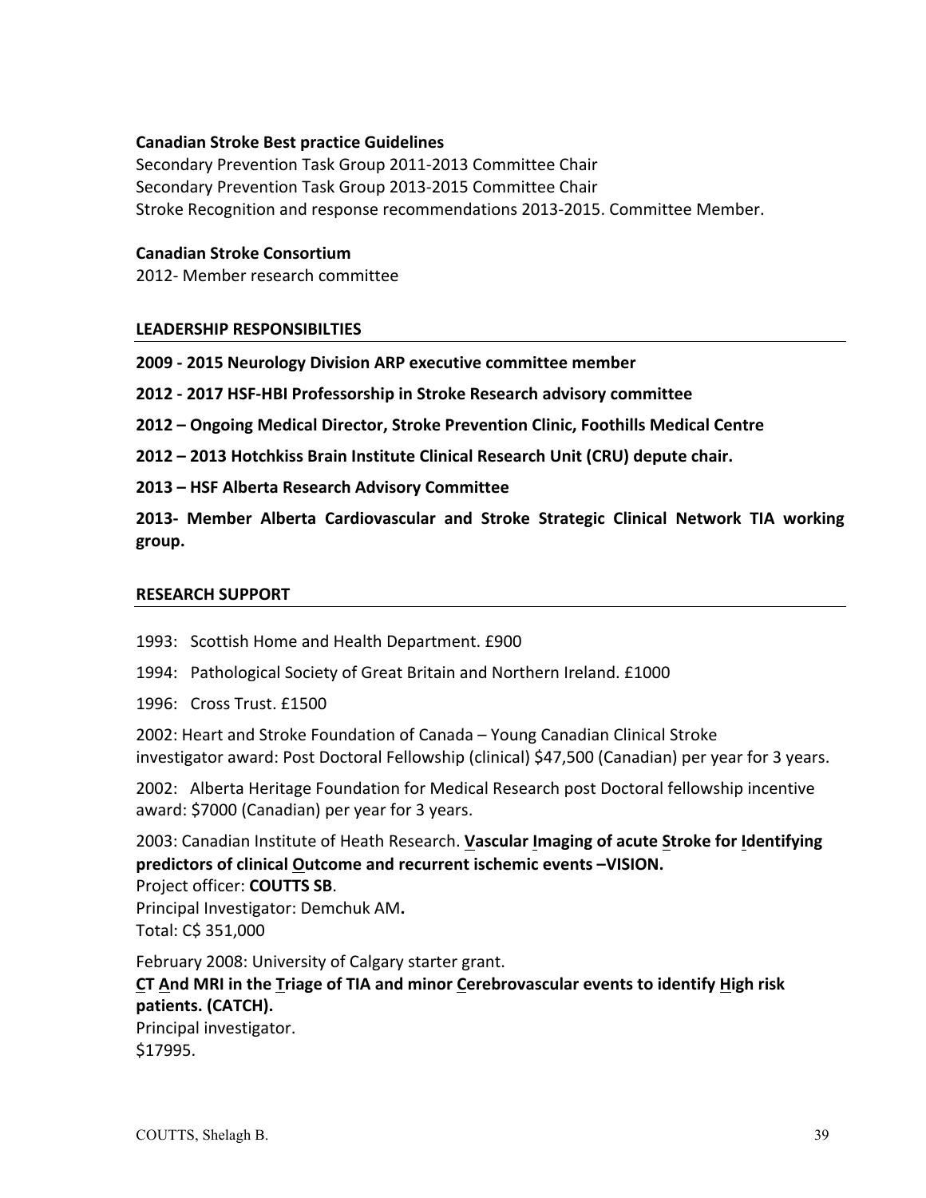**Canadian Stroke Best practice Guidelines**
Secondary Prevention Task Group 2011-2013 Committee Chair
Secondary Prevention Task Group 2013-2015 Committee Chair
Stroke Recognition and response recommendations 2013-2015. Committee Member.

**Canadian Stroke Consortium**
2012- Member research committee

## LEADERSHIP RESPONSIBILTIES

**2009 - 2015 Neurology Division ARP executive committee member**

**2012 - 2017 HSF-HBI Professorship in Stroke Research advisory committee**

**2012 – Ongoing Medical Director, Stroke Prevention Clinic, Foothills Medical Centre**

**2012 – 2013 Hotchkiss Brain Institute Clinical Research Unit (CRU) depute chair.**

**2013 – HSF Alberta Research Advisory Committee**

**2013- Member Alberta Cardiovascular and Stroke Strategic Clinical Network TIA working group.**

## RESEARCH SUPPORT

1993: Scottish Home and Health Department. £900

1994: Pathological Society of Great Britain and Northern Ireland. £1000

1996: Cross Trust. £1500

2002: Heart and Stroke Foundation of Canada – Young Canadian Clinical Stroke investigator award: Post Doctoral Fellowship (clinical) $47,500 (Canadian) per year for 3 years.

2002: Alberta Heritage Foundation for Medical Research post Doctoral fellowship incentive award: $7000 (Canadian) per year for 3 years.

2003: Canadian Institute of Heath Research. **Vascular Imaging of acute Stroke for Identifying predictors of clinical Outcome and recurrent ischemic events –VISION.**
Project officer: **COUTTS SB**.
Principal Investigator: Demchuk AM**.**
Total: C$ 351,000

February 2008: University of Calgary starter grant.
**CT And MRI in the Triage of TIA and minor Cerebrovascular events to identify High risk patients. (CATCH).**
Principal investigator.
$17995.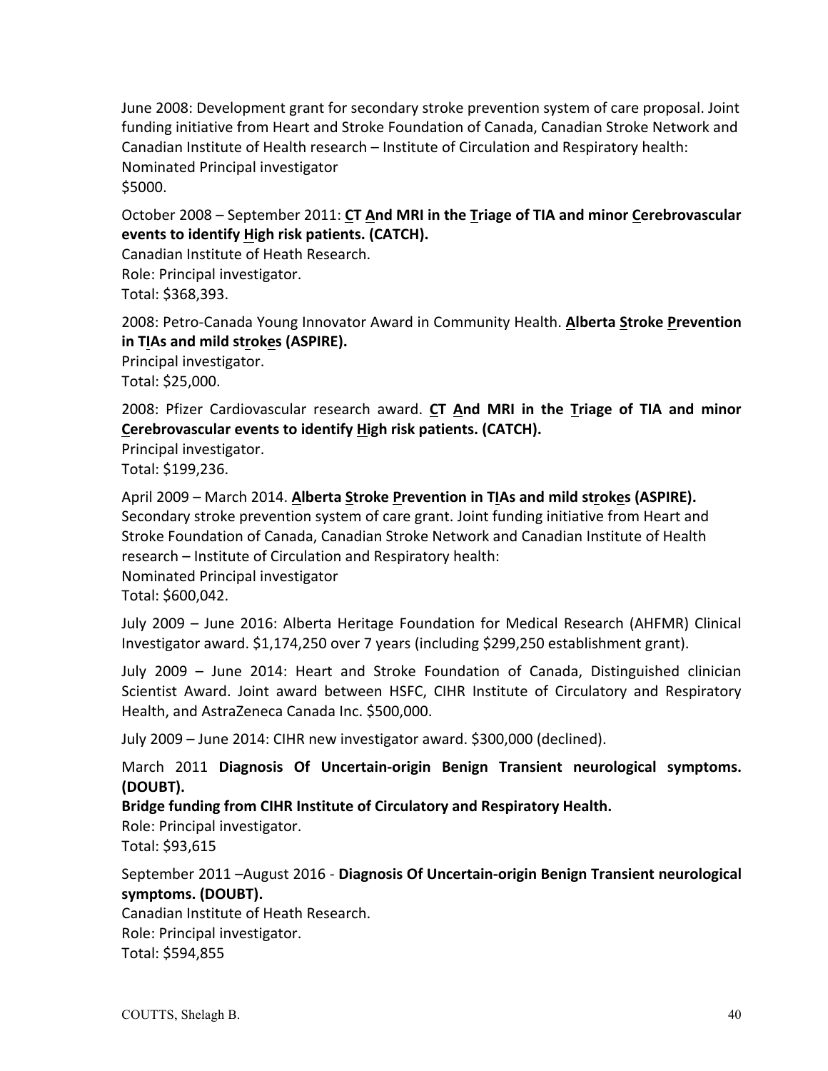June 2008: Development grant for secondary stroke prevention system of care proposal. Joint funding initiative from Heart and Stroke Foundation of Canada, Canadian Stroke Network and Canadian Institute of Health research – Institute of Circulation and Respiratory health: Nominated Principal investigator
$5000.

October 2008 – September 2011: **CT And MRI in the Triage of TIA and minor Cerebrovascular events to identify High risk patients. (CATCH).**
Canadian Institute of Heath Research.
Role: Principal investigator.
Total: $368,393.

2008: Petro-Canada Young Innovator Award in Community Health. **Alberta Stroke Prevention in TIAs and mild strokes (ASPIRE).**
Principal investigator.
Total: $25,000.

2008: Pfizer Cardiovascular research award. **CT And MRI in the Triage of TIA and minor Cerebrovascular events to identify High risk patients. (CATCH).**
Principal investigator.
Total: $199,236.

April 2009 – March 2014. **Alberta Stroke Prevention in TIAs and mild strokes (ASPIRE).**
Secondary stroke prevention system of care grant. Joint funding initiative from Heart and Stroke Foundation of Canada, Canadian Stroke Network and Canadian Institute of Health research – Institute of Circulation and Respiratory health:
Nominated Principal investigator
Total: $600,042.

July 2009 – June 2016: Alberta Heritage Foundation for Medical Research (AHFMR) Clinical Investigator award. $1,174,250 over 7 years (including $299,250 establishment grant).

July 2009 – June 2014: Heart and Stroke Foundation of Canada, Distinguished clinician Scientist Award. Joint award between HSFC, CIHR Institute of Circulatory and Respiratory Health, and AstraZeneca Canada Inc. $500,000.

July 2009 – June 2014: CIHR new investigator award. $300,000 (declined).

March 2011 **Diagnosis Of Uncertain-origin Benign Transient neurological symptoms. (DOUBT).**
**Bridge funding from CIHR Institute of Circulatory and Respiratory Health.**
Role: Principal investigator.
Total: $93,615

September 2011 –August 2016 - **Diagnosis Of Uncertain-origin Benign Transient neurological symptoms. (DOUBT).**
Canadian Institute of Heath Research.
Role: Principal investigator.
Total: $594,855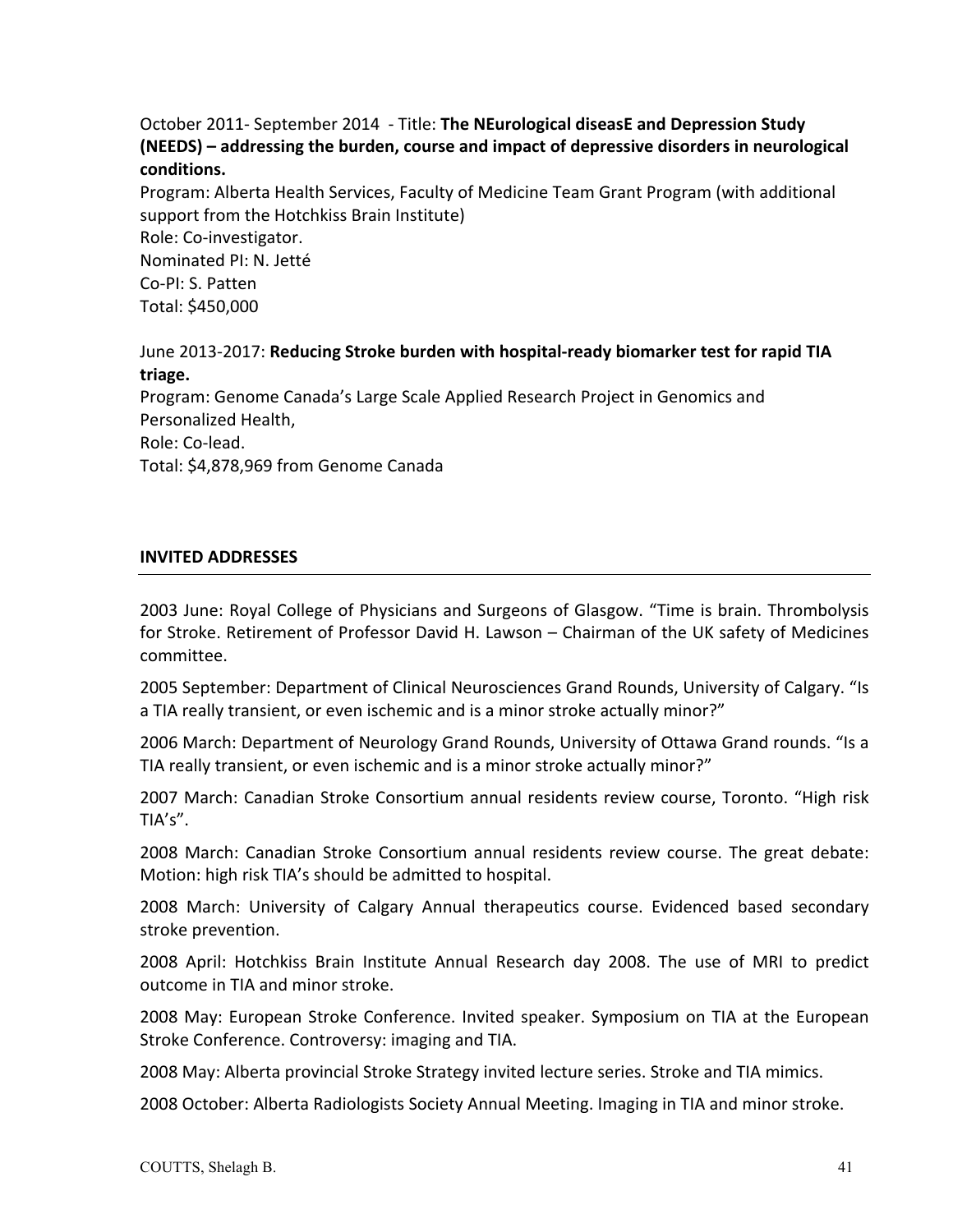October 2011- September 2014 - Title: **The NEurological diseasE and Depression Study (NEEDS) – addressing the burden, course and impact of depressive disorders in neurological conditions.**
Program: Alberta Health Services, Faculty of Medicine Team Grant Program (with additional support from the Hotchkiss Brain Institute)
Role: Co-investigator.
Nominated PI: N. Jetté
Co-PI: S. Patten
Total: $450,000

June 2013-2017: **Reducing Stroke burden with hospital-ready biomarker test for rapid TIA triage.**
Program: Genome Canada's Large Scale Applied Research Project in Genomics and Personalized Health,
Role: Co-lead.
Total: $4,878,969 from Genome Canada

## INVITED ADDRESSES

2003 June: Royal College of Physicians and Surgeons of Glasgow. "Time is brain. Thrombolysis for Stroke. Retirement of Professor David H. Lawson – Chairman of the UK safety of Medicines committee.

2005 September: Department of Clinical Neurosciences Grand Rounds, University of Calgary. "Is a TIA really transient, or even ischemic and is a minor stroke actually minor?"

2006 March: Department of Neurology Grand Rounds, University of Ottawa Grand rounds. "Is a TIA really transient, or even ischemic and is a minor stroke actually minor?"

2007 March: Canadian Stroke Consortium annual residents review course, Toronto. "High risk TIA's".

2008 March: Canadian Stroke Consortium annual residents review course. The great debate: Motion: high risk TIA's should be admitted to hospital.

2008 March: University of Calgary Annual therapeutics course. Evidenced based secondary stroke prevention.

2008 April: Hotchkiss Brain Institute Annual Research day 2008. The use of MRI to predict outcome in TIA and minor stroke.

2008 May: European Stroke Conference. Invited speaker. Symposium on TIA at the European Stroke Conference. Controversy: imaging and TIA.

2008 May: Alberta provincial Stroke Strategy invited lecture series. Stroke and TIA mimics.

2008 October: Alberta Radiologists Society Annual Meeting. Imaging in TIA and minor stroke.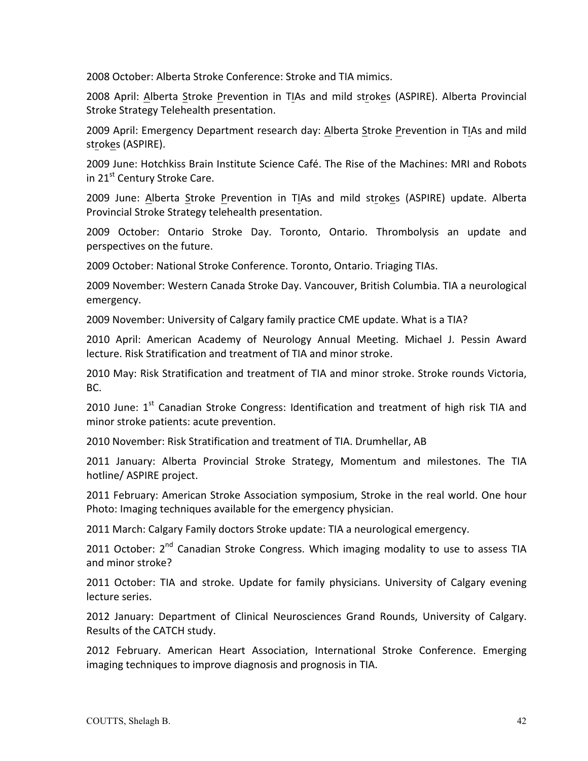2008 October: Alberta Stroke Conference: Stroke and TIA mimics.

2008 April: Alberta Stroke Prevention in TIAs and mild strokes (ASPIRE). Alberta Provincial Stroke Strategy Telehealth presentation.

2009 April: Emergency Department research day: Alberta Stroke Prevention in TIAs and mild strokes (ASPIRE).

2009 June: Hotchkiss Brain Institute Science Café. The Rise of the Machines: MRI and Robots in 21st Century Stroke Care.

2009 June: Alberta Stroke Prevention in TIAs and mild strokes (ASPIRE) update. Alberta Provincial Stroke Strategy telehealth presentation.

2009 October: Ontario Stroke Day. Toronto, Ontario. Thrombolysis an update and perspectives on the future.

2009 October: National Stroke Conference. Toronto, Ontario. Triaging TIAs.

2009 November: Western Canada Stroke Day. Vancouver, British Columbia. TIA a neurological emergency.

2009 November: University of Calgary family practice CME update. What is a TIA?

2010 April: American Academy of Neurology Annual Meeting. Michael J. Pessin Award lecture. Risk Stratification and treatment of TIA and minor stroke.

2010 May: Risk Stratification and treatment of TIA and minor stroke. Stroke rounds Victoria, BC.

2010 June: 1st Canadian Stroke Congress: Identification and treatment of high risk TIA and minor stroke patients: acute prevention.

2010 November: Risk Stratification and treatment of TIA. Drumhellar, AB

2011 January: Alberta Provincial Stroke Strategy, Momentum and milestones. The TIA hotline/ ASPIRE project.

2011 February: American Stroke Association symposium, Stroke in the real world. One hour Photo: Imaging techniques available for the emergency physician.

2011 March: Calgary Family doctors Stroke update: TIA a neurological emergency.

2011 October: 2nd Canadian Stroke Congress. Which imaging modality to use to assess TIA and minor stroke?

2011 October: TIA and stroke. Update for family physicians. University of Calgary evening lecture series.

2012 January: Department of Clinical Neurosciences Grand Rounds, University of Calgary. Results of the CATCH study.

2012 February. American Heart Association, International Stroke Conference. Emerging imaging techniques to improve diagnosis and prognosis in TIA.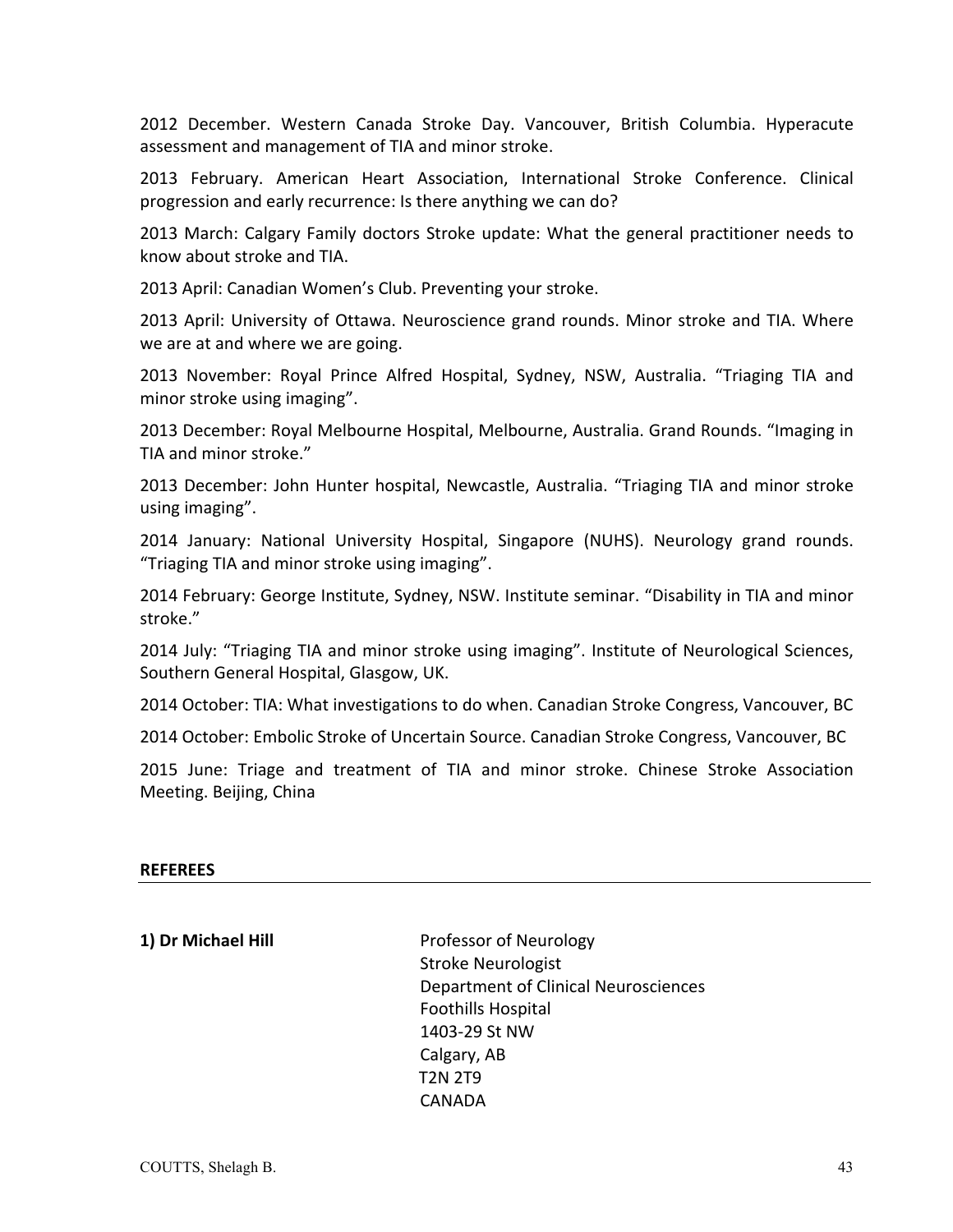2012 December. Western Canada Stroke Day. Vancouver, British Columbia. Hyperacute assessment and management of TIA and minor stroke.

2013 February. American Heart Association, International Stroke Conference. Clinical progression and early recurrence: Is there anything we can do?

2013 March: Calgary Family doctors Stroke update: What the general practitioner needs to know about stroke and TIA.

2013 April: Canadian Women's Club. Preventing your stroke.

2013 April: University of Ottawa. Neuroscience grand rounds. Minor stroke and TIA. Where we are at and where we are going.

2013 November: Royal Prince Alfred Hospital, Sydney, NSW, Australia. "Triaging TIA and minor stroke using imaging".

2013 December: Royal Melbourne Hospital, Melbourne, Australia. Grand Rounds. "Imaging in TIA and minor stroke."

2013 December: John Hunter hospital, Newcastle, Australia. "Triaging TIA and minor stroke using imaging".

2014 January: National University Hospital, Singapore (NUHS). Neurology grand rounds. "Triaging TIA and minor stroke using imaging".

2014 February: George Institute, Sydney, NSW. Institute seminar. "Disability in TIA and minor stroke."

2014 July: "Triaging TIA and minor stroke using imaging". Institute of Neurological Sciences, Southern General Hospital, Glasgow, UK.

2014 October: TIA: What investigations to do when. Canadian Stroke Congress, Vancouver, BC

2014 October: Embolic Stroke of Uncertain Source. Canadian Stroke Congress, Vancouver, BC

2015 June: Triage and treatment of TIA and minor stroke. Chinese Stroke Association Meeting. Beijing, China

## REFEREES

**1) Dr Michael Hill**

Professor of Neurology
Stroke Neurologist
Department of Clinical Neurosciences
Foothills Hospital
1403-29 St NW
Calgary, AB
T2N 2T9
CANADA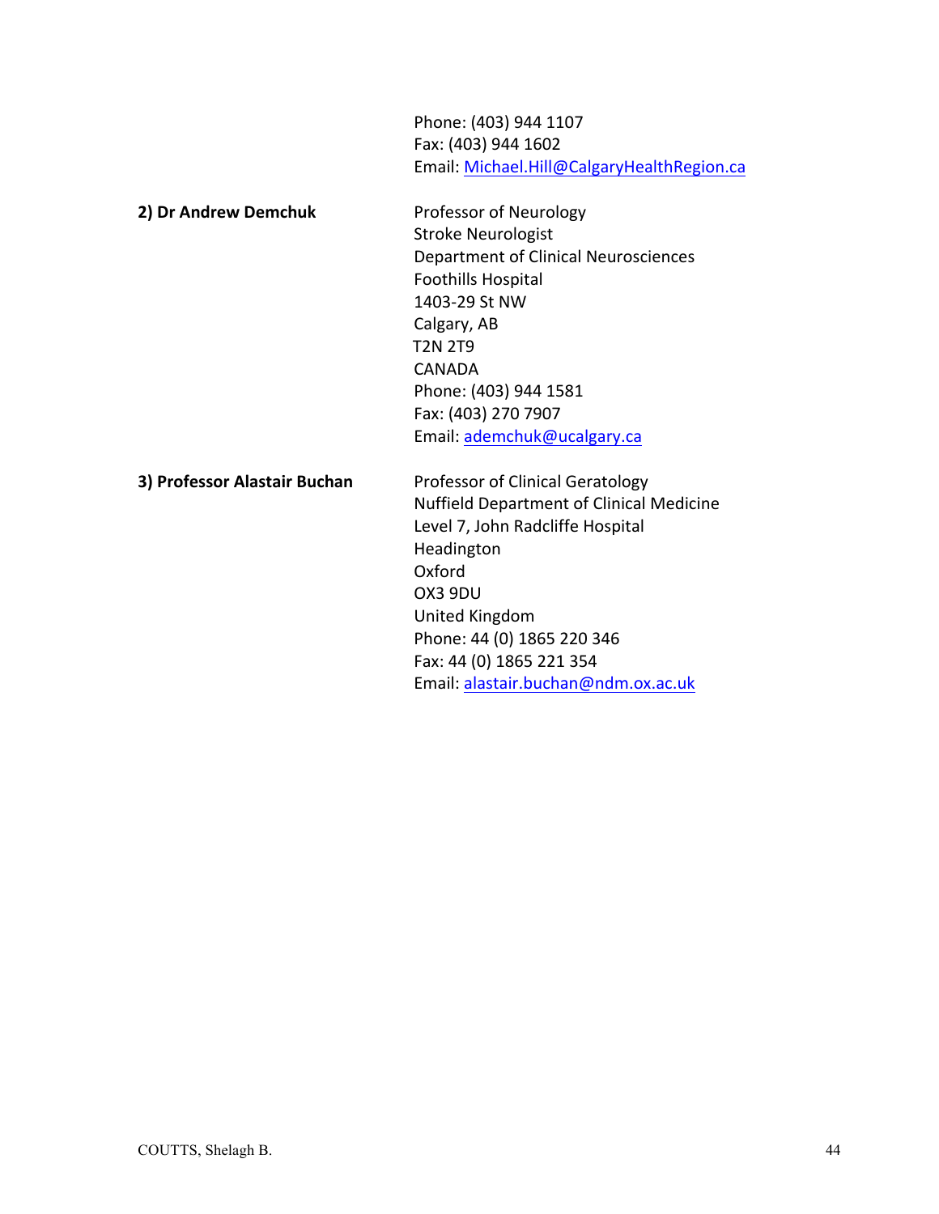Phone: (403) 944 1107
Fax: (403) 944 1602
Email: Michael.Hill@CalgaryHealthRegion.ca

**2) Dr Andrew Demchuk**

Professor of Neurology
Stroke Neurologist
Department of Clinical Neurosciences
Foothills Hospital
1403-29 St NW
Calgary, AB
T2N 2T9
CANADA
Phone: (403) 944 1581
Fax: (403) 270 7907
Email: ademchuk@ucalgary.ca

**3) Professor Alastair Buchan**

Professor of Clinical Geratology
Nuffield Department of Clinical Medicine
Level 7, John Radcliffe Hospital
Headington
Oxford
OX3 9DU
United Kingdom
Phone: 44 (0) 1865 220 346
Fax: 44 (0) 1865 221 354
Email: alastair.buchan@ndm.ox.ac.uk